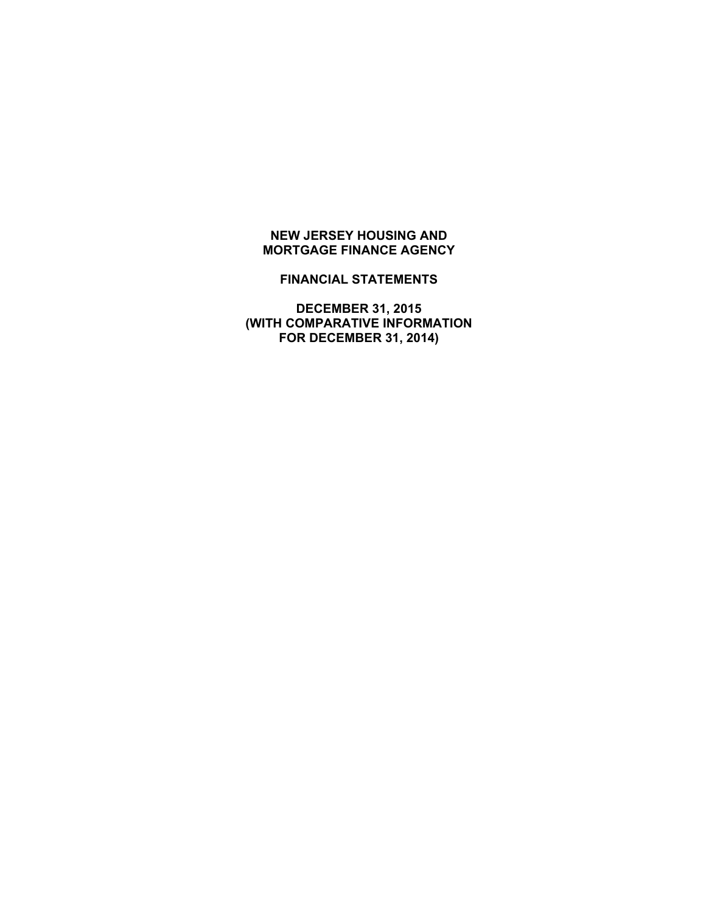# NEW JERSEY HOUSING AND MORTGAGE FINANCE AGENCY

## FINANCIAL STATEMENTS

**DECEMBER 31, 2015**
**(WITH COMPARATIVE INFORMATION FOR DECEMBER 31, 2014)**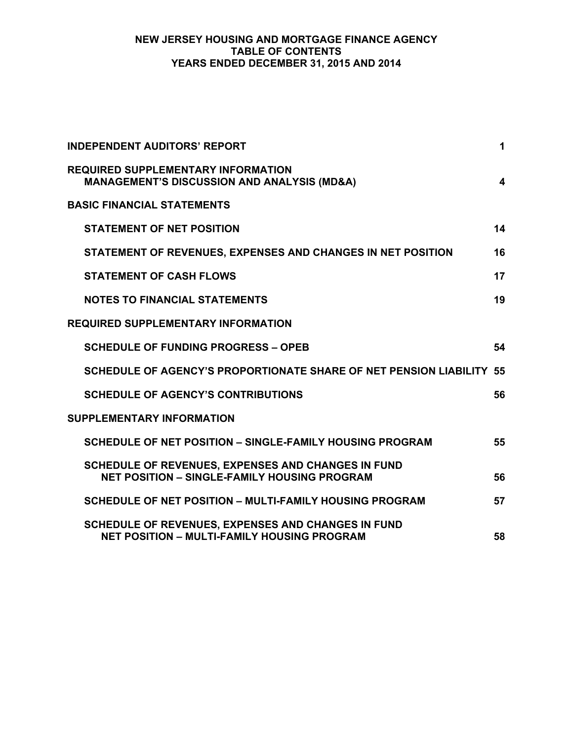# NEW JERSEY HOUSING AND MORTGAGE FINANCE AGENCY
## TABLE OF CONTENTS
### YEARS ENDED DECEMBER 31, 2015 AND 2014

| | |
|---|---|
| **INDEPENDENT AUDITORS' REPORT** | **1** |
| **REQUIRED SUPPLEMENTARY INFORMATION MANAGEMENT'S DISCUSSION AND ANALYSIS (MD&A)** | **4** |
| **BASIC FINANCIAL STATEMENTS** | |
| **STATEMENT OF NET POSITION** | **14** |
| **STATEMENT OF REVENUES, EXPENSES AND CHANGES IN NET POSITION** | **16** |
| **STATEMENT OF CASH FLOWS** | **17** |
| **NOTES TO FINANCIAL STATEMENTS** | **19** |
| **REQUIRED SUPPLEMENTARY INFORMATION** | |
| **SCHEDULE OF FUNDING PROGRESS – OPEB** | **54** |
| **SCHEDULE OF AGENCY'S PROPORTIONATE SHARE OF NET PENSION LIABILITY** | **55** |
| **SCHEDULE OF AGENCY'S CONTRIBUTIONS** | **56** |
| **SUPPLEMENTARY INFORMATION** | |
| **SCHEDULE OF NET POSITION – SINGLE-FAMILY HOUSING PROGRAM** | **55** |
| **SCHEDULE OF REVENUES, EXPENSES AND CHANGES IN FUND NET POSITION – SINGLE-FAMILY HOUSING PROGRAM** | **56** |
| **SCHEDULE OF NET POSITION – MULTI-FAMILY HOUSING PROGRAM** | **57** |
| **SCHEDULE OF REVENUES, EXPENSES AND CHANGES IN FUND NET POSITION – MULTI-FAMILY HOUSING PROGRAM** | **58** |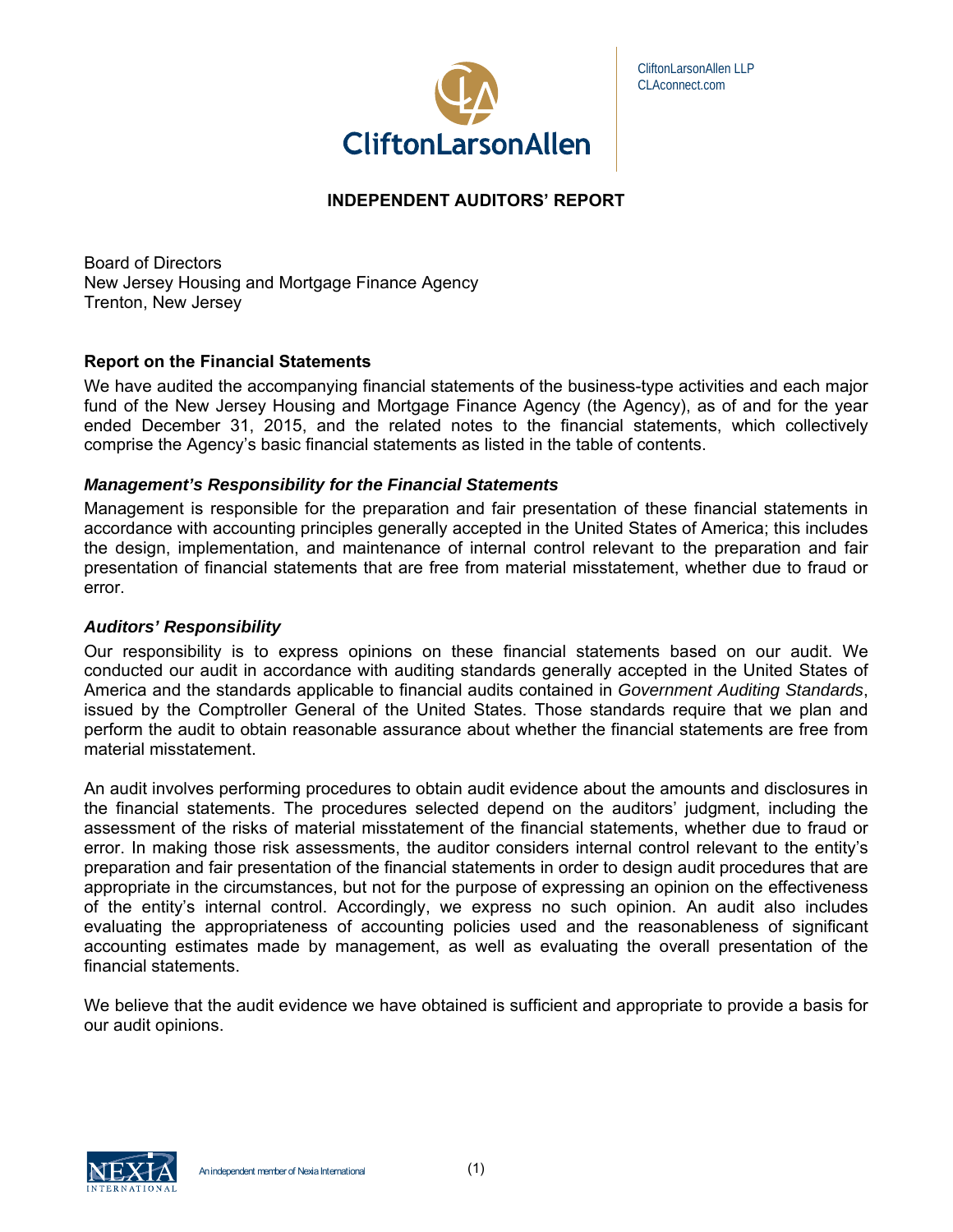CliftonLarsonAllen LLP
CLAconnect.com

# INDEPENDENT AUDITORS' REPORT

Board of Directors
New Jersey Housing and Mortgage Finance Agency
Trenton, New Jersey

## Report on the Financial Statements

We have audited the accompanying financial statements of the business-type activities and each major fund of the New Jersey Housing and Mortgage Finance Agency (the Agency), as of and for the year ended December 31, 2015, and the related notes to the financial statements, which collectively comprise the Agency's basic financial statements as listed in the table of contents.

### *Management's Responsibility for the Financial Statements*

Management is responsible for the preparation and fair presentation of these financial statements in accordance with accounting principles generally accepted in the United States of America; this includes the design, implementation, and maintenance of internal control relevant to the preparation and fair presentation of financial statements that are free from material misstatement, whether due to fraud or error.

### *Auditors' Responsibility*

Our responsibility is to express opinions on these financial statements based on our audit. We conducted our audit in accordance with auditing standards generally accepted in the United States of America and the standards applicable to financial audits contained in *Government Auditing Standards*, issued by the Comptroller General of the United States. Those standards require that we plan and perform the audit to obtain reasonable assurance about whether the financial statements are free from material misstatement.

An audit involves performing procedures to obtain audit evidence about the amounts and disclosures in the financial statements. The procedures selected depend on the auditors' judgment, including the assessment of the risks of material misstatement of the financial statements, whether due to fraud or error. In making those risk assessments, the auditor considers internal control relevant to the entity's preparation and fair presentation of the financial statements in order to design audit procedures that are appropriate in the circumstances, but not for the purpose of expressing an opinion on the effectiveness of the entity's internal control. Accordingly, we express no such opinion. An audit also includes evaluating the appropriateness of accounting policies used and the reasonableness of significant accounting estimates made by management, as well as evaluating the overall presentation of the financial statements.

We believe that the audit evidence we have obtained is sufficient and appropriate to provide a basis for our audit opinions.

An independent member of Nexia International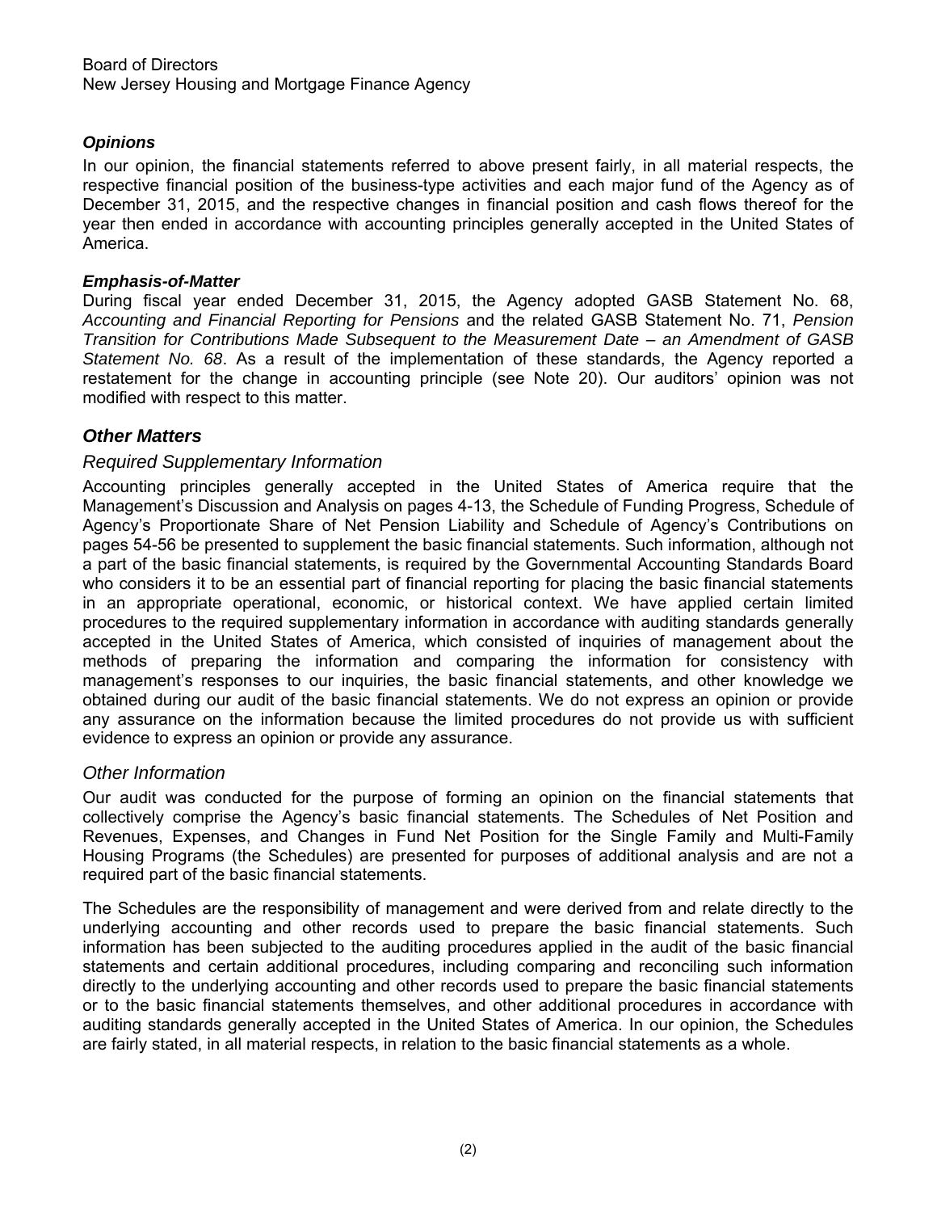Board of Directors
New Jersey Housing and Mortgage Finance Agency

### *Opinions*

In our opinion, the financial statements referred to above present fairly, in all material respects, the respective financial position of the business-type activities and each major fund of the Agency as of December 31, 2015, and the respective changes in financial position and cash flows thereof for the year then ended in accordance with accounting principles generally accepted in the United States of America.

### *Emphasis-of-Matter*

During fiscal year ended December 31, 2015, the Agency adopted GASB Statement No. 68, *Accounting and Financial Reporting for Pensions* and the related GASB Statement No. 71, *Pension Transition for Contributions Made Subsequent to the Measurement Date – an Amendment of GASB Statement No. 68*. As a result of the implementation of these standards, the Agency reported a restatement for the change in accounting principle (see Note 20). Our auditors' opinion was not modified with respect to this matter.

## *Other Matters*

### *Required Supplementary Information*

Accounting principles generally accepted in the United States of America require that the Management's Discussion and Analysis on pages 4-13, the Schedule of Funding Progress, Schedule of Agency's Proportionate Share of Net Pension Liability and Schedule of Agency's Contributions on pages 54-56 be presented to supplement the basic financial statements. Such information, although not a part of the basic financial statements, is required by the Governmental Accounting Standards Board who considers it to be an essential part of financial reporting for placing the basic financial statements in an appropriate operational, economic, or historical context. We have applied certain limited procedures to the required supplementary information in accordance with auditing standards generally accepted in the United States of America, which consisted of inquiries of management about the methods of preparing the information and comparing the information for consistency with management's responses to our inquiries, the basic financial statements, and other knowledge we obtained during our audit of the basic financial statements. We do not express an opinion or provide any assurance on the information because the limited procedures do not provide us with sufficient evidence to express an opinion or provide any assurance.

### *Other Information*

Our audit was conducted for the purpose of forming an opinion on the financial statements that collectively comprise the Agency's basic financial statements. The Schedules of Net Position and Revenues, Expenses, and Changes in Fund Net Position for the Single Family and Multi-Family Housing Programs (the Schedules) are presented for purposes of additional analysis and are not a required part of the basic financial statements.

The Schedules are the responsibility of management and were derived from and relate directly to the underlying accounting and other records used to prepare the basic financial statements. Such information has been subjected to the auditing procedures applied in the audit of the basic financial statements and certain additional procedures, including comparing and reconciling such information directly to the underlying accounting and other records used to prepare the basic financial statements or to the basic financial statements themselves, and other additional procedures in accordance with auditing standards generally accepted in the United States of America. In our opinion, the Schedules are fairly stated, in all material respects, in relation to the basic financial statements as a whole.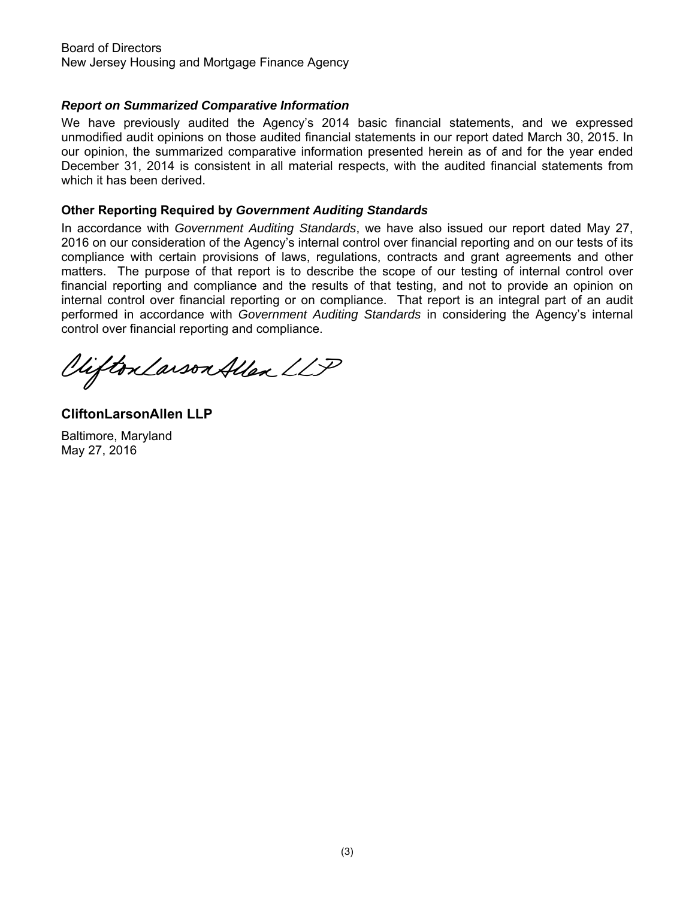Board of Directors
New Jersey Housing and Mortgage Finance Agency

### *Report on Summarized Comparative Information*

We have previously audited the Agency's 2014 basic financial statements, and we expressed unmodified audit opinions on those audited financial statements in our report dated March 30, 2015. In our opinion, the summarized comparative information presented herein as of and for the year ended December 31, 2014 is consistent in all material respects, with the audited financial statements from which it has been derived.

### Other Reporting Required by *Government Auditing Standards*

In accordance with *Government Auditing Standards*, we have also issued our report dated May 27, 2016 on our consideration of the Agency's internal control over financial reporting and on our tests of its compliance with certain provisions of laws, regulations, contracts and grant agreements and other matters. The purpose of that report is to describe the scope of our testing of internal control over financial reporting and compliance and the results of that testing, and not to provide an opinion on internal control over financial reporting or on compliance. That report is an integral part of an audit performed in accordance with *Government Auditing Standards* in considering the Agency's internal control over financial reporting and compliance.

CliftonLarsonAllen LLP

**CliftonLarsonAllen LLP**

Baltimore, Maryland
May 27, 2016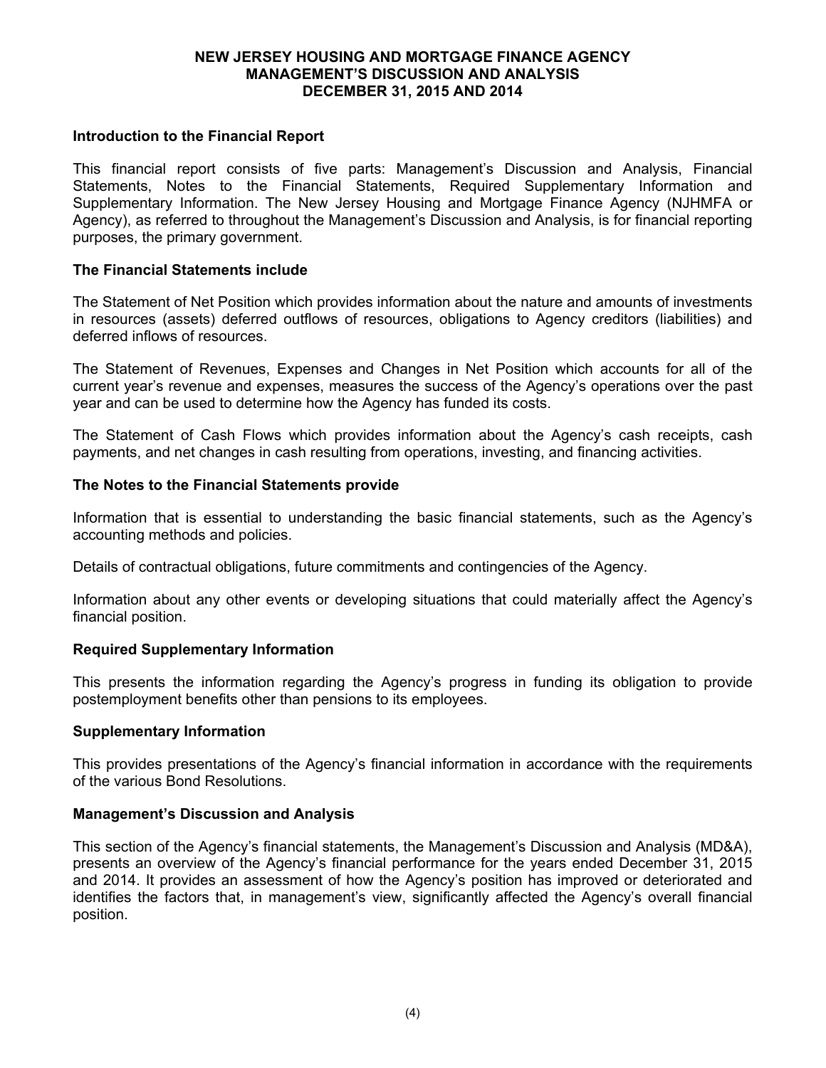# NEW JERSEY HOUSING AND MORTGAGE FINANCE AGENCY
## MANAGEMENT'S DISCUSSION AND ANALYSIS
## DECEMBER 31, 2015 AND 2014

### Introduction to the Financial Report

This financial report consists of five parts: Management's Discussion and Analysis, Financial Statements, Notes to the Financial Statements, Required Supplementary Information and Supplementary Information. The New Jersey Housing and Mortgage Finance Agency (NJHMFA or Agency), as referred to throughout the Management's Discussion and Analysis, is for financial reporting purposes, the primary government.

### The Financial Statements include

The Statement of Net Position which provides information about the nature and amounts of investments in resources (assets) deferred outflows of resources, obligations to Agency creditors (liabilities) and deferred inflows of resources.

The Statement of Revenues, Expenses and Changes in Net Position which accounts for all of the current year's revenue and expenses, measures the success of the Agency's operations over the past year and can be used to determine how the Agency has funded its costs.

The Statement of Cash Flows which provides information about the Agency's cash receipts, cash payments, and net changes in cash resulting from operations, investing, and financing activities.

### The Notes to the Financial Statements provide

Information that is essential to understanding the basic financial statements, such as the Agency's accounting methods and policies.

Details of contractual obligations, future commitments and contingencies of the Agency.

Information about any other events or developing situations that could materially affect the Agency's financial position.

### Required Supplementary Information

This presents the information regarding the Agency's progress in funding its obligation to provide postemployment benefits other than pensions to its employees.

### Supplementary Information

This provides presentations of the Agency's financial information in accordance with the requirements of the various Bond Resolutions.

### Management's Discussion and Analysis

This section of the Agency's financial statements, the Management's Discussion and Analysis (MD&A), presents an overview of the Agency's financial performance for the years ended December 31, 2015 and 2014. It provides an assessment of how the Agency's position has improved or deteriorated and identifies the factors that, in management's view, significantly affected the Agency's overall financial position.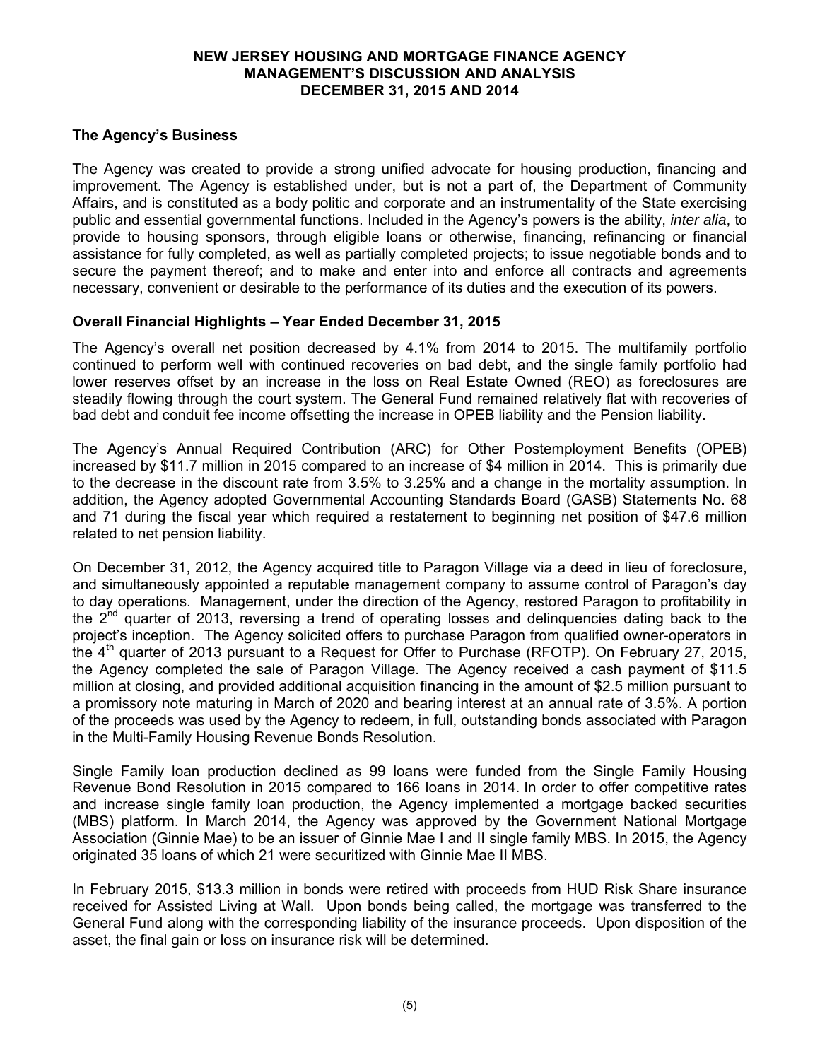## The Agency's Business

The Agency was created to provide a strong unified advocate for housing production, financing and improvement. The Agency is established under, but is not a part of, the Department of Community Affairs, and is constituted as a body politic and corporate and an instrumentality of the State exercising public and essential governmental functions. Included in the Agency's powers is the ability, *inter alia*, to provide to housing sponsors, through eligible loans or otherwise, financing, refinancing or financial assistance for fully completed, as well as partially completed projects; to issue negotiable bonds and to secure the payment thereof; and to make and enter into and enforce all contracts and agreements necessary, convenient or desirable to the performance of its duties and the execution of its powers.

## Overall Financial Highlights – Year Ended December 31, 2015

The Agency's overall net position decreased by 4.1% from 2014 to 2015. The multifamily portfolio continued to perform well with continued recoveries on bad debt, and the single family portfolio had lower reserves offset by an increase in the loss on Real Estate Owned (REO) as foreclosures are steadily flowing through the court system. The General Fund remained relatively flat with recoveries of bad debt and conduit fee income offsetting the increase in OPEB liability and the Pension liability.

The Agency's Annual Required Contribution (ARC) for Other Postemployment Benefits (OPEB) increased by $11.7 million in 2015 compared to an increase of $4 million in 2014. This is primarily due to the decrease in the discount rate from 3.5% to 3.25% and a change in the mortality assumption. In addition, the Agency adopted Governmental Accounting Standards Board (GASB) Statements No. 68 and 71 during the fiscal year which required a restatement to beginning net position of $47.6 million related to net pension liability.

On December 31, 2012, the Agency acquired title to Paragon Village via a deed in lieu of foreclosure, and simultaneously appointed a reputable management company to assume control of Paragon's day to day operations. Management, under the direction of the Agency, restored Paragon to profitability in the 2nd quarter of 2013, reversing a trend of operating losses and delinquencies dating back to the project's inception. The Agency solicited offers to purchase Paragon from qualified owner-operators in the 4th quarter of 2013 pursuant to a Request for Offer to Purchase (RFOTP). On February 27, 2015, the Agency completed the sale of Paragon Village. The Agency received a cash payment of $11.5 million at closing, and provided additional acquisition financing in the amount of $2.5 million pursuant to a promissory note maturing in March of 2020 and bearing interest at an annual rate of 3.5%. A portion of the proceeds was used by the Agency to redeem, in full, outstanding bonds associated with Paragon in the Multi-Family Housing Revenue Bonds Resolution.

Single Family loan production declined as 99 loans were funded from the Single Family Housing Revenue Bond Resolution in 2015 compared to 166 loans in 2014. In order to offer competitive rates and increase single family loan production, the Agency implemented a mortgage backed securities (MBS) platform. In March 2014, the Agency was approved by the Government National Mortgage Association (Ginnie Mae) to be an issuer of Ginnie Mae I and II single family MBS. In 2015, the Agency originated 35 loans of which 21 were securitized with Ginnie Mae II MBS.

In February 2015, $13.3 million in bonds were retired with proceeds from HUD Risk Share insurance received for Assisted Living at Wall. Upon bonds being called, the mortgage was transferred to the General Fund along with the corresponding liability of the insurance proceeds. Upon disposition of the asset, the final gain or loss on insurance risk will be determined.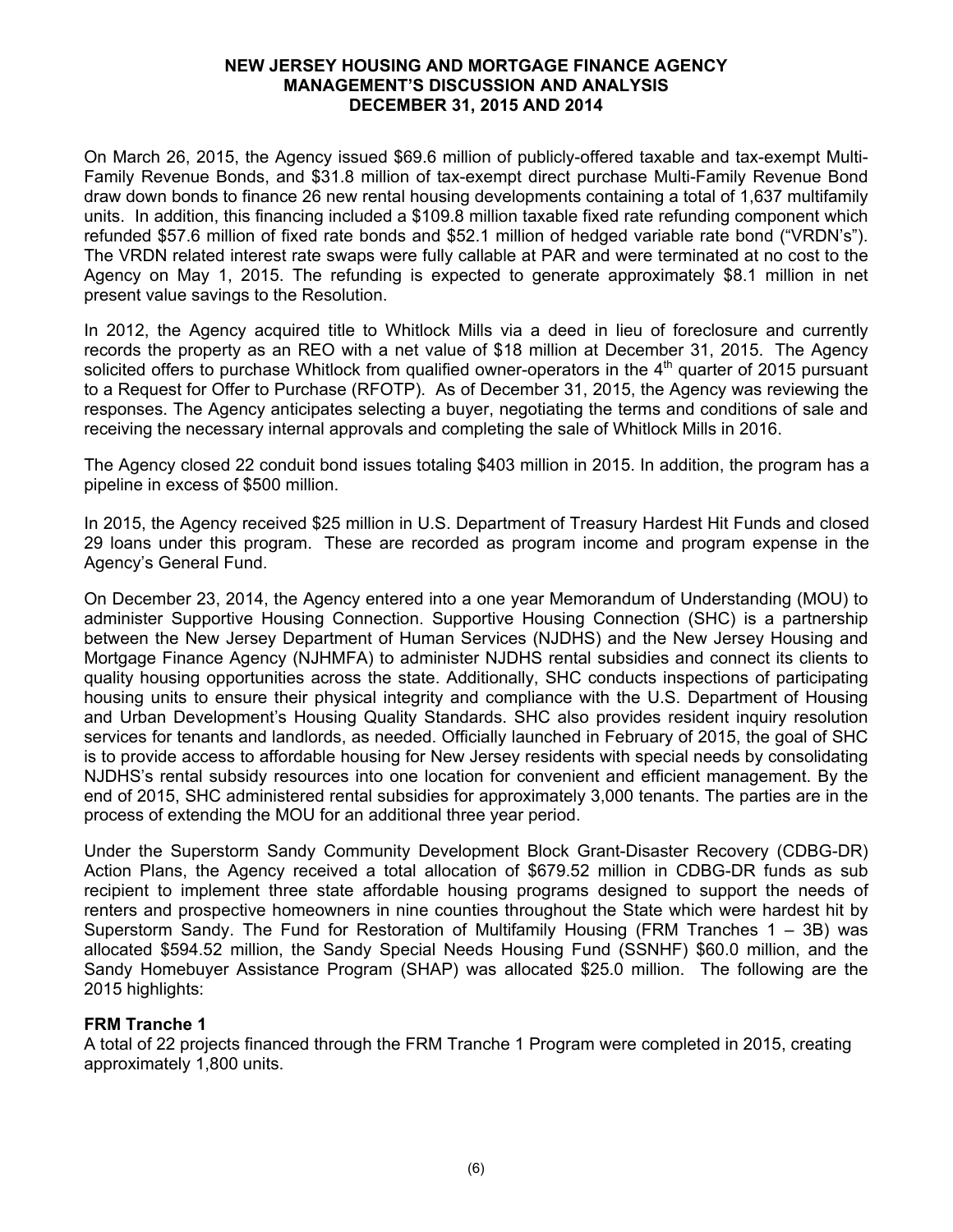On March 26, 2015, the Agency issued $69.6 million of publicly-offered taxable and tax-exempt Multi-Family Revenue Bonds, and $31.8 million of tax-exempt direct purchase Multi-Family Revenue Bond draw down bonds to finance 26 new rental housing developments containing a total of 1,637 multifamily units. In addition, this financing included a $109.8 million taxable fixed rate refunding component which refunded $57.6 million of fixed rate bonds and $52.1 million of hedged variable rate bond ("VRDN's"). The VRDN related interest rate swaps were fully callable at PAR and were terminated at no cost to the Agency on May 1, 2015. The refunding is expected to generate approximately $8.1 million in net present value savings to the Resolution.

In 2012, the Agency acquired title to Whitlock Mills via a deed in lieu of foreclosure and currently records the property as an REO with a net value of $18 million at December 31, 2015. The Agency solicited offers to purchase Whitlock from qualified owner-operators in the 4th quarter of 2015 pursuant to a Request for Offer to Purchase (RFOTP). As of December 31, 2015, the Agency was reviewing the responses. The Agency anticipates selecting a buyer, negotiating the terms and conditions of sale and receiving the necessary internal approvals and completing the sale of Whitlock Mills in 2016.

The Agency closed 22 conduit bond issues totaling $403 million in 2015. In addition, the program has a pipeline in excess of $500 million.

In 2015, the Agency received $25 million in U.S. Department of Treasury Hardest Hit Funds and closed 29 loans under this program. These are recorded as program income and program expense in the Agency's General Fund.

On December 23, 2014, the Agency entered into a one year Memorandum of Understanding (MOU) to administer Supportive Housing Connection. Supportive Housing Connection (SHC) is a partnership between the New Jersey Department of Human Services (NJDHS) and the New Jersey Housing and Mortgage Finance Agency (NJHMFA) to administer NJDHS rental subsidies and connect its clients to quality housing opportunities across the state. Additionally, SHC conducts inspections of participating housing units to ensure their physical integrity and compliance with the U.S. Department of Housing and Urban Development's Housing Quality Standards. SHC also provides resident inquiry resolution services for tenants and landlords, as needed. Officially launched in February of 2015, the goal of SHC is to provide access to affordable housing for New Jersey residents with special needs by consolidating NJDHS's rental subsidy resources into one location for convenient and efficient management. By the end of 2015, SHC administered rental subsidies for approximately 3,000 tenants. The parties are in the process of extending the MOU for an additional three year period.

Under the Superstorm Sandy Community Development Block Grant-Disaster Recovery (CDBG-DR) Action Plans, the Agency received a total allocation of $679.52 million in CDBG-DR funds as sub recipient to implement three state affordable housing programs designed to support the needs of renters and prospective homeowners in nine counties throughout the State which were hardest hit by Superstorm Sandy. The Fund for Restoration of Multifamily Housing (FRM Tranches 1 – 3B) was allocated $594.52 million, the Sandy Special Needs Housing Fund (SSNHF) $60.0 million, and the Sandy Homebuyer Assistance Program (SHAP) was allocated $25.0 million. The following are the 2015 highlights:

**FRM Tranche 1**

A total of 22 projects financed through the FRM Tranche 1 Program were completed in 2015, creating approximately 1,800 units.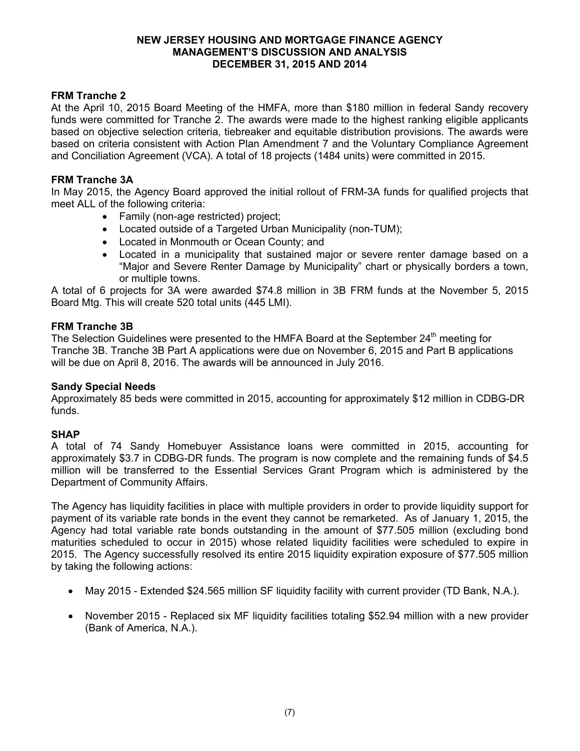**FRM Tranche 2**

At the April 10, 2015 Board Meeting of the HMFA, more than $180 million in federal Sandy recovery funds were committed for Tranche 2. The awards were made to the highest ranking eligible applicants based on objective selection criteria, tiebreaker and equitable distribution provisions. The awards were based on criteria consistent with Action Plan Amendment 7 and the Voluntary Compliance Agreement and Conciliation Agreement (VCA). A total of 18 projects (1484 units) were committed in 2015.

**FRM Tranche 3A**

In May 2015, the Agency Board approved the initial rollout of FRM-3A funds for qualified projects that meet ALL of the following criteria:

- Family (non-age restricted) project;
- Located outside of a Targeted Urban Municipality (non-TUM);
- Located in Monmouth or Ocean County; and
- Located in a municipality that sustained major or severe renter damage based on a "Major and Severe Renter Damage by Municipality" chart or physically borders a town, or multiple towns.

A total of 6 projects for 3A were awarded $74.8 million in 3B FRM funds at the November 5, 2015 Board Mtg. This will create 520 total units (445 LMI).

**FRM Tranche 3B**

The Selection Guidelines were presented to the HMFA Board at the September 24th meeting for Tranche 3B. Tranche 3B Part A applications were due on November 6, 2015 and Part B applications will be due on April 8, 2016. The awards will be announced in July 2016.

**Sandy Special Needs**

Approximately 85 beds were committed in 2015, accounting for approximately $12 million in CDBG-DR funds.

**SHAP**

A total of 74 Sandy Homebuyer Assistance loans were committed in 2015, accounting for approximately $3.7 in CDBG-DR funds. The program is now complete and the remaining funds of $4.5 million will be transferred to the Essential Services Grant Program which is administered by the Department of Community Affairs.

The Agency has liquidity facilities in place with multiple providers in order to provide liquidity support for payment of its variable rate bonds in the event they cannot be remarketed. As of January 1, 2015, the Agency had total variable rate bonds outstanding in the amount of $77.505 million (excluding bond maturities scheduled to occur in 2015) whose related liquidity facilities were scheduled to expire in 2015. The Agency successfully resolved its entire 2015 liquidity expiration exposure of $77.505 million by taking the following actions:

- May 2015 - Extended $24.565 million SF liquidity facility with current provider (TD Bank, N.A.).
- November 2015 - Replaced six MF liquidity facilities totaling $52.94 million with a new provider (Bank of America, N.A.).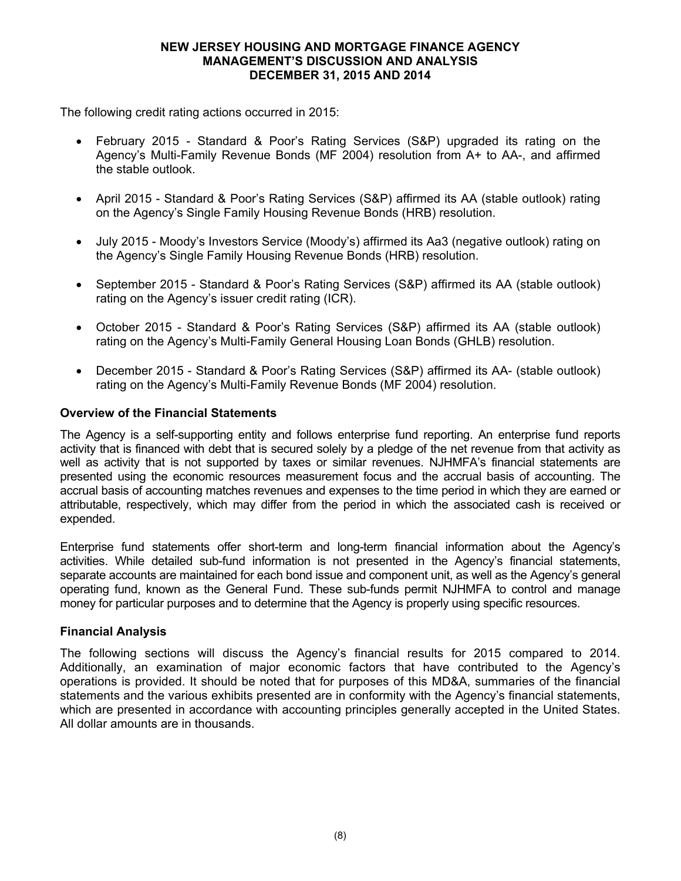The following credit rating actions occurred in 2015:

- February 2015 - Standard & Poor's Rating Services (S&P) upgraded its rating on the Agency's Multi-Family Revenue Bonds (MF 2004) resolution from A+ to AA-, and affirmed the stable outlook.
- April 2015 - Standard & Poor's Rating Services (S&P) affirmed its AA (stable outlook) rating on the Agency's Single Family Housing Revenue Bonds (HRB) resolution.
- July 2015 - Moody's Investors Service (Moody's) affirmed its Aa3 (negative outlook) rating on the Agency's Single Family Housing Revenue Bonds (HRB) resolution.
- September 2015 - Standard & Poor's Rating Services (S&P) affirmed its AA (stable outlook) rating on the Agency's issuer credit rating (ICR).
- October 2015 - Standard & Poor's Rating Services (S&P) affirmed its AA (stable outlook) rating on the Agency's Multi-Family General Housing Loan Bonds (GHLB) resolution.
- December 2015 - Standard & Poor's Rating Services (S&P) affirmed its AA- (stable outlook) rating on the Agency's Multi-Family Revenue Bonds (MF 2004) resolution.

**Overview of the Financial Statements**

The Agency is a self-supporting entity and follows enterprise fund reporting. An enterprise fund reports activity that is financed with debt that is secured solely by a pledge of the net revenue from that activity as well as activity that is not supported by taxes or similar revenues. NJHMFA's financial statements are presented using the economic resources measurement focus and the accrual basis of accounting. The accrual basis of accounting matches revenues and expenses to the time period in which they are earned or attributable, respectively, which may differ from the period in which the associated cash is received or expended.

Enterprise fund statements offer short-term and long-term financial information about the Agency's activities. While detailed sub-fund information is not presented in the Agency's financial statements, separate accounts are maintained for each bond issue and component unit, as well as the Agency's general operating fund, known as the General Fund. These sub-funds permit NJHMFA to control and manage money for particular purposes and to determine that the Agency is properly using specific resources.

**Financial Analysis**

The following sections will discuss the Agency's financial results for 2015 compared to 2014. Additionally, an examination of major economic factors that have contributed to the Agency's operations is provided. It should be noted that for purposes of this MD&A, summaries of the financial statements and the various exhibits presented are in conformity with the Agency's financial statements, which are presented in accordance with accounting principles generally accepted in the United States. All dollar amounts are in thousands.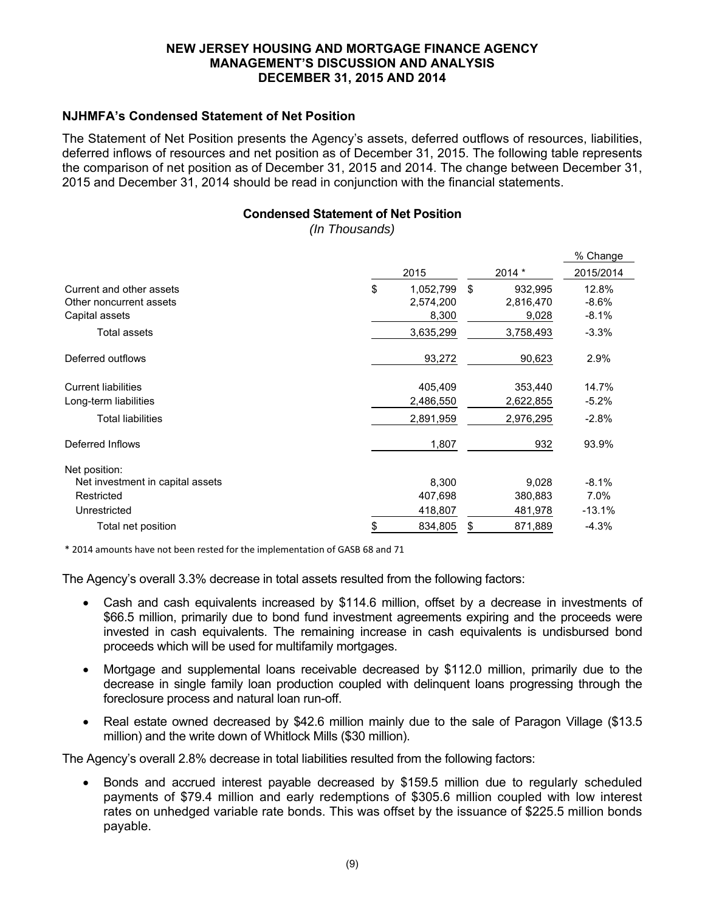## NJHMFA's Condensed Statement of Net Position

The Statement of Net Position presents the Agency's assets, deferred outflows of resources, liabilities, deferred inflows of resources and net position as of December 31, 2015. The following table represents the comparison of net position as of December 31, 2015 and 2014. The change between December 31, 2015 and December 31, 2014 should be read in conjunction with the financial statements.

### Condensed Statement of Net Position

*(In Thousands)*

| | 2015 | 2014 * | % Change 2015/2014 |
|---|---|---|---|
| Current and other assets | $ 1,052,799 | $ 932,995 | 12.8% |
| Other noncurrent assets | 2,574,200 | 2,816,470 | -8.6% |
| Capital assets | 8,300 | 9,028 | -8.1% |
| Total assets | 3,635,299 | 3,758,493 | -3.3% |
| Deferred outflows | 93,272 | 90,623 | 2.9% |
| Current liabilities | 405,409 | 353,440 | 14.7% |
| Long-term liabilities | 2,486,550 | 2,622,855 | -5.2% |
| Total liabilities | 2,891,959 | 2,976,295 | -2.8% |
| Deferred Inflows | 1,807 | 932 | 93.9% |
| Net position: | | | |
| Net investment in capital assets | 8,300 | 9,028 | -8.1% |
| Restricted | 407,698 | 380,883 | 7.0% |
| Unrestricted | 418,807 | 481,978 | -13.1% |
| Total net position | $ 834,805 | $ 871,889 | -4.3% |

* 2014 amounts have not been rested for the implementation of GASB 68 and 71

The Agency's overall 3.3% decrease in total assets resulted from the following factors:

- Cash and cash equivalents increased by $114.6 million, offset by a decrease in investments of $66.5 million, primarily due to bond fund investment agreements expiring and the proceeds were invested in cash equivalents. The remaining increase in cash equivalents is undisbursed bond proceeds which will be used for multifamily mortgages.
- Mortgage and supplemental loans receivable decreased by $112.0 million, primarily due to the decrease in single family loan production coupled with delinquent loans progressing through the foreclosure process and natural loan run-off.
- Real estate owned decreased by $42.6 million mainly due to the sale of Paragon Village ($13.5 million) and the write down of Whitlock Mills ($30 million).

The Agency's overall 2.8% decrease in total liabilities resulted from the following factors:

- Bonds and accrued interest payable decreased by $159.5 million due to regularly scheduled payments of $79.4 million and early redemptions of $305.6 million coupled with low interest rates on unhedged variable rate bonds. This was offset by the issuance of $225.5 million bonds payable.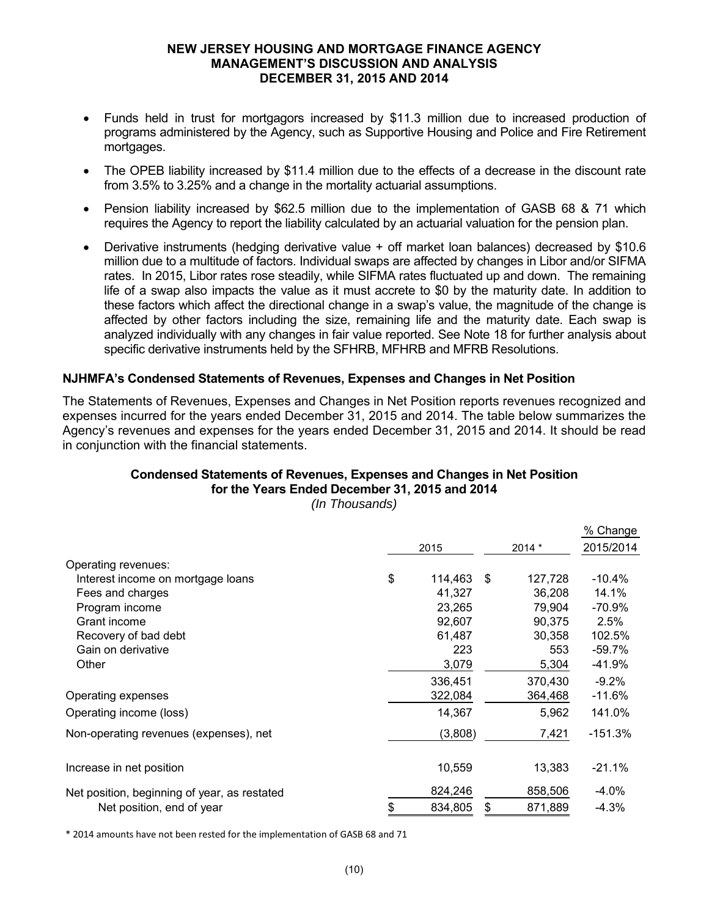- Funds held in trust for mortgagors increased by $11.3 million due to increased production of programs administered by the Agency, such as Supportive Housing and Police and Fire Retirement mortgages.
- The OPEB liability increased by $11.4 million due to the effects of a decrease in the discount rate from 3.5% to 3.25% and a change in the mortality actuarial assumptions.
- Pension liability increased by $62.5 million due to the implementation of GASB 68 & 71 which requires the Agency to report the liability calculated by an actuarial valuation for the pension plan.
- Derivative instruments (hedging derivative value + off market loan balances) decreased by $10.6 million due to a multitude of factors. Individual swaps are affected by changes in Libor and/or SIFMA rates. In 2015, Libor rates rose steadily, while SIFMA rates fluctuated up and down. The remaining life of a swap also impacts the value as it must accrete to $0 by the maturity date. In addition to these factors which affect the directional change in a swap's value, the magnitude of the change is affected by other factors including the size, remaining life and the maturity date. Each swap is analyzed individually with any changes in fair value reported. See Note 18 for further analysis about specific derivative instruments held by the SFHRB, MFHRB and MFRB Resolutions.

### NJHMFA's Condensed Statements of Revenues, Expenses and Changes in Net Position

The Statements of Revenues, Expenses and Changes in Net Position reports revenues recognized and expenses incurred for the years ended December 31, 2015 and 2014. The table below summarizes the Agency's revenues and expenses for the years ended December 31, 2015 and 2014. It should be read in conjunction with the financial statements.

**Condensed Statements of Revenues, Expenses and Changes in Net Position for the Years Ended December 31, 2015 and 2014**

*(In Thousands)*

| | 2015 | 2014 * | % Change 2015/2014 |
|---|---|---|---|
| Operating revenues: | | | |
| Interest income on mortgage loans | $ 114,463 | $ 127,728 | -10.4% |
| Fees and charges | 41,327 | 36,208 | 14.1% |
| Program income | 23,265 | 79,904 | -70.9% |
| Grant income | 92,607 | 90,375 | 2.5% |
| Recovery of bad debt | 61,487 | 30,358 | 102.5% |
| Gain on derivative | 223 | 553 | -59.7% |
| Other | 3,079 | 5,304 | -41.9% |
| | 336,451 | 370,430 | -9.2% |
| Operating expenses | 322,084 | 364,468 | -11.6% |
| Operating income (loss) | 14,367 | 5,962 | 141.0% |
| Non-operating revenues (expenses), net | (3,808) | 7,421 | -151.3% |
| Increase in net position | 10,559 | 13,383 | -21.1% |
| Net position, beginning of year, as restated | 824,246 | 858,506 | -4.0% |
| Net position, end of year | $ 834,805 | $ 871,889 | -4.3% |

\* 2014 amounts have not been rested for the implementation of GASB 68 and 71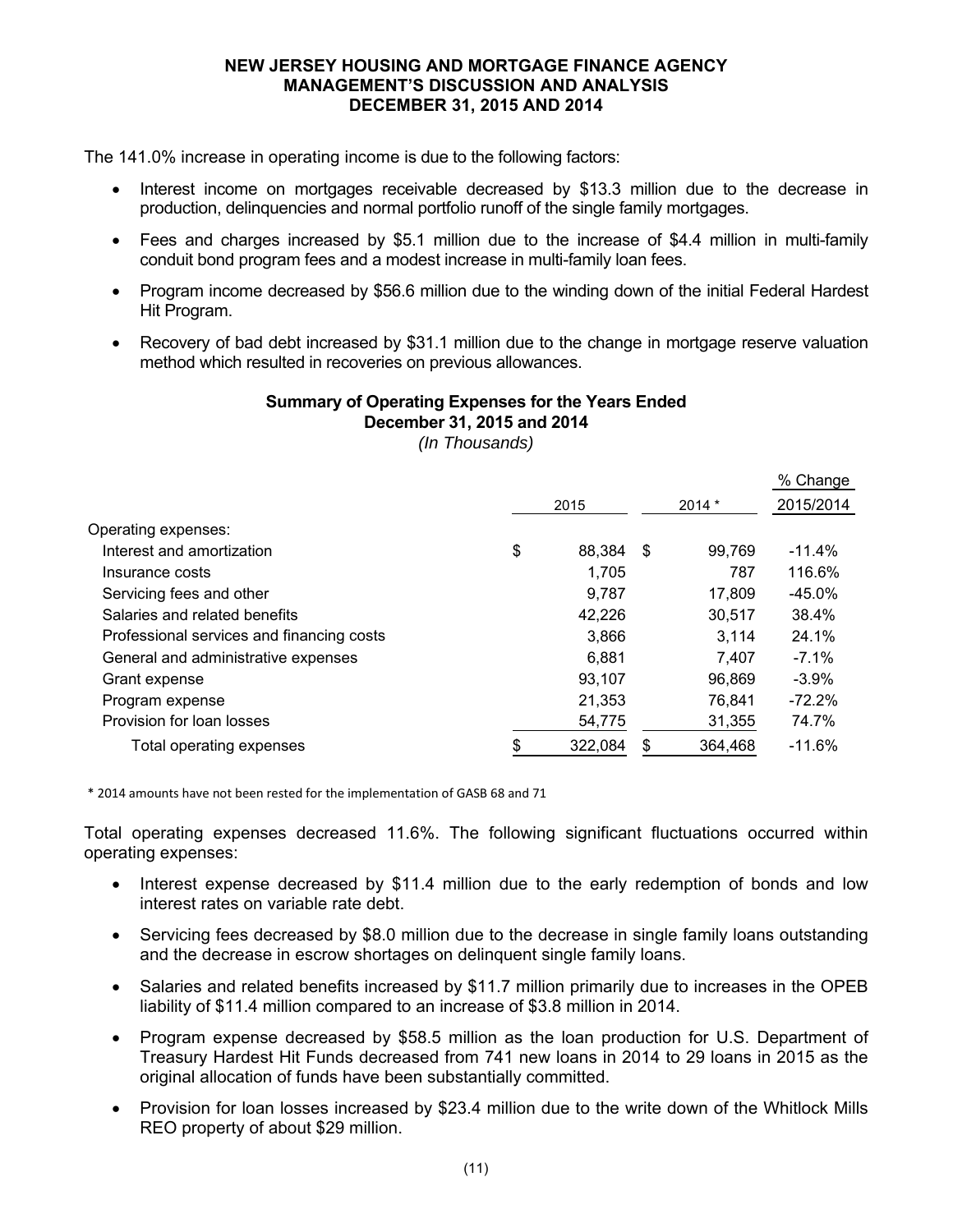The 141.0% increase in operating income is due to the following factors:

- Interest income on mortgages receivable decreased by $13.3 million due to the decrease in production, delinquencies and normal portfolio runoff of the single family mortgages.
- Fees and charges increased by $5.1 million due to the increase of $4.4 million in multi-family conduit bond program fees and a modest increase in multi-family loan fees.
- Program income decreased by $56.6 million due to the winding down of the initial Federal Hardest Hit Program.
- Recovery of bad debt increased by $31.1 million due to the change in mortgage reserve valuation method which resulted in recoveries on previous allowances.

**Summary of Operating Expenses for the Years Ended December 31, 2015 and 2014**

*(In Thousands)*

| | 2015 | 2014 * | % Change 2015/2014 |
|---|---|---|---|
| Operating expenses: | | | |
| Interest and amortization | $ 88,384 | $ 99,769 | -11.4% |
| Insurance costs | 1,705 | 787 | 116.6% |
| Servicing fees and other | 9,787 | 17,809 | -45.0% |
| Salaries and related benefits | 42,226 | 30,517 | 38.4% |
| Professional services and financing costs | 3,866 | 3,114 | 24.1% |
| General and administrative expenses | 6,881 | 7,407 | -7.1% |
| Grant expense | 93,107 | 96,869 | -3.9% |
| Program expense | 21,353 | 76,841 | -72.2% |
| Provision for loan losses | 54,775 | 31,355 | 74.7% |
| Total operating expenses | $ 322,084 | $ 364,468 | -11.6% |

\* 2014 amounts have not been rested for the implementation of GASB 68 and 71

Total operating expenses decreased 11.6%. The following significant fluctuations occurred within operating expenses:

- Interest expense decreased by $11.4 million due to the early redemption of bonds and low interest rates on variable rate debt.
- Servicing fees decreased by $8.0 million due to the decrease in single family loans outstanding and the decrease in escrow shortages on delinquent single family loans.
- Salaries and related benefits increased by $11.7 million primarily due to increases in the OPEB liability of $11.4 million compared to an increase of $3.8 million in 2014.
- Program expense decreased by $58.5 million as the loan production for U.S. Department of Treasury Hardest Hit Funds decreased from 741 new loans in 2014 to 29 loans in 2015 as the original allocation of funds have been substantially committed.
- Provision for loan losses increased by $23.4 million due to the write down of the Whitlock Mills REO property of about $29 million.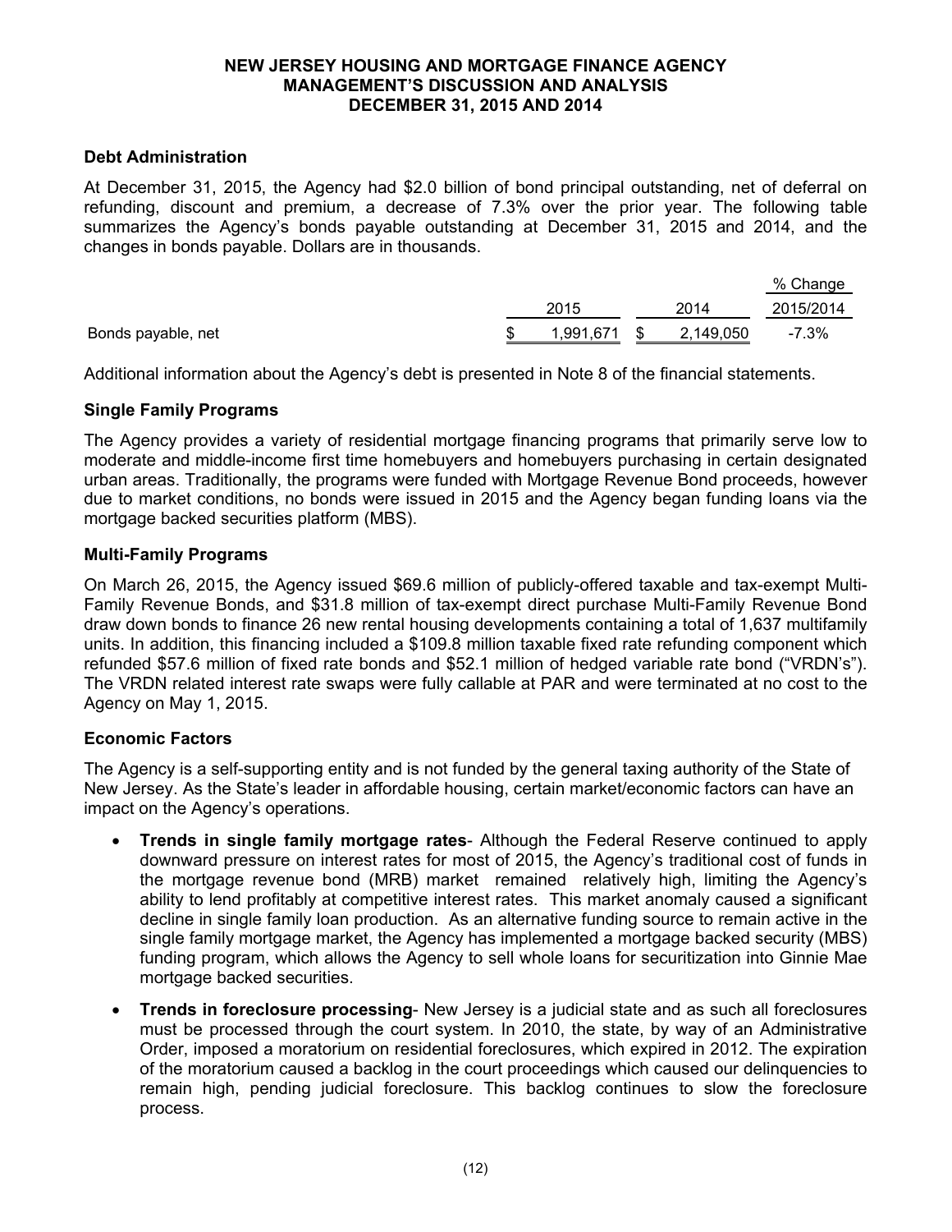# NEW JERSEY HOUSING AND MORTGAGE FINANCE AGENCY
## MANAGEMENT'S DISCUSSION AND ANALYSIS
## DECEMBER 31, 2015 AND 2014

### Debt Administration

At December 31, 2015, the Agency had $2.0 billion of bond principal outstanding, net of deferral on refunding, discount and premium, a decrease of 7.3% over the prior year. The following table summarizes the Agency's bonds payable outstanding at December 31, 2015 and 2014, and the changes in bonds payable. Dollars are in thousands.

| | 2015 | 2014 | % Change 2015/2014 |
|---|---|---|---|
| Bonds payable, net | $ 1,991,671 | $ 2,149,050 | -7.3% |

Additional information about the Agency's debt is presented in Note 8 of the financial statements.

### Single Family Programs

The Agency provides a variety of residential mortgage financing programs that primarily serve low to moderate and middle-income first time homebuyers and homebuyers purchasing in certain designated urban areas. Traditionally, the programs were funded with Mortgage Revenue Bond proceeds, however due to market conditions, no bonds were issued in 2015 and the Agency began funding loans via the mortgage backed securities platform (MBS).

### Multi-Family Programs

On March 26, 2015, the Agency issued $69.6 million of publicly-offered taxable and tax-exempt Multi-Family Revenue Bonds, and $31.8 million of tax-exempt direct purchase Multi-Family Revenue Bond draw down bonds to finance 26 new rental housing developments containing a total of 1,637 multifamily units. In addition, this financing included a $109.8 million taxable fixed rate refunding component which refunded $57.6 million of fixed rate bonds and $52.1 million of hedged variable rate bond ("VRDN's"). The VRDN related interest rate swaps were fully callable at PAR and were terminated at no cost to the Agency on May 1, 2015.

### Economic Factors

The Agency is a self-supporting entity and is not funded by the general taxing authority of the State of New Jersey. As the State's leader in affordable housing, certain market/economic factors can have an impact on the Agency's operations.

- **Trends in single family mortgage rates**- Although the Federal Reserve continued to apply downward pressure on interest rates for most of 2015, the Agency's traditional cost of funds in the mortgage revenue bond (MRB) market remained relatively high, limiting the Agency's ability to lend profitably at competitive interest rates. This market anomaly caused a significant decline in single family loan production. As an alternative funding source to remain active in the single family mortgage market, the Agency has implemented a mortgage backed security (MBS) funding program, which allows the Agency to sell whole loans for securitization into Ginnie Mae mortgage backed securities.
- **Trends in foreclosure processing**- New Jersey is a judicial state and as such all foreclosures must be processed through the court system. In 2010, the state, by way of an Administrative Order, imposed a moratorium on residential foreclosures, which expired in 2012. The expiration of the moratorium caused a backlog in the court proceedings which caused our delinquencies to remain high, pending judicial foreclosure. This backlog continues to slow the foreclosure process.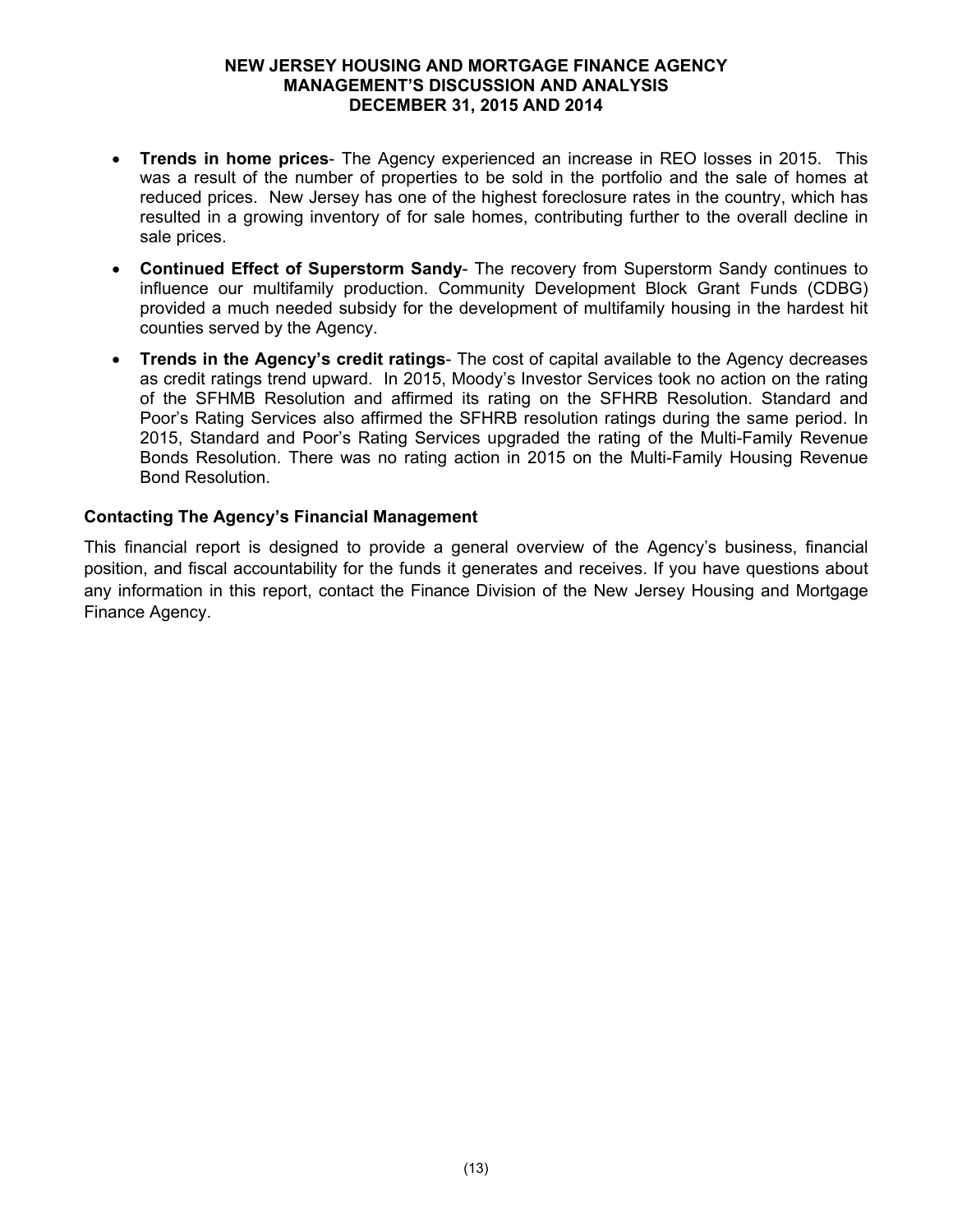- **Trends in home prices**- The Agency experienced an increase in REO losses in 2015. This was a result of the number of properties to be sold in the portfolio and the sale of homes at reduced prices. New Jersey has one of the highest foreclosure rates in the country, which has resulted in a growing inventory of for sale homes, contributing further to the overall decline in sale prices.
- **Continued Effect of Superstorm Sandy**- The recovery from Superstorm Sandy continues to influence our multifamily production. Community Development Block Grant Funds (CDBG) provided a much needed subsidy for the development of multifamily housing in the hardest hit counties served by the Agency.
- **Trends in the Agency's credit ratings**- The cost of capital available to the Agency decreases as credit ratings trend upward. In 2015, Moody's Investor Services took no action on the rating of the SFHMB Resolution and affirmed its rating on the SFHRB Resolution. Standard and Poor's Rating Services also affirmed the SFHRB resolution ratings during the same period. In 2015, Standard and Poor's Rating Services upgraded the rating of the Multi-Family Revenue Bonds Resolution. There was no rating action in 2015 on the Multi-Family Housing Revenue Bond Resolution.

### Contacting The Agency's Financial Management

This financial report is designed to provide a general overview of the Agency's business, financial position, and fiscal accountability for the funds it generates and receives. If you have questions about any information in this report, contact the Finance Division of the New Jersey Housing and Mortgage Finance Agency.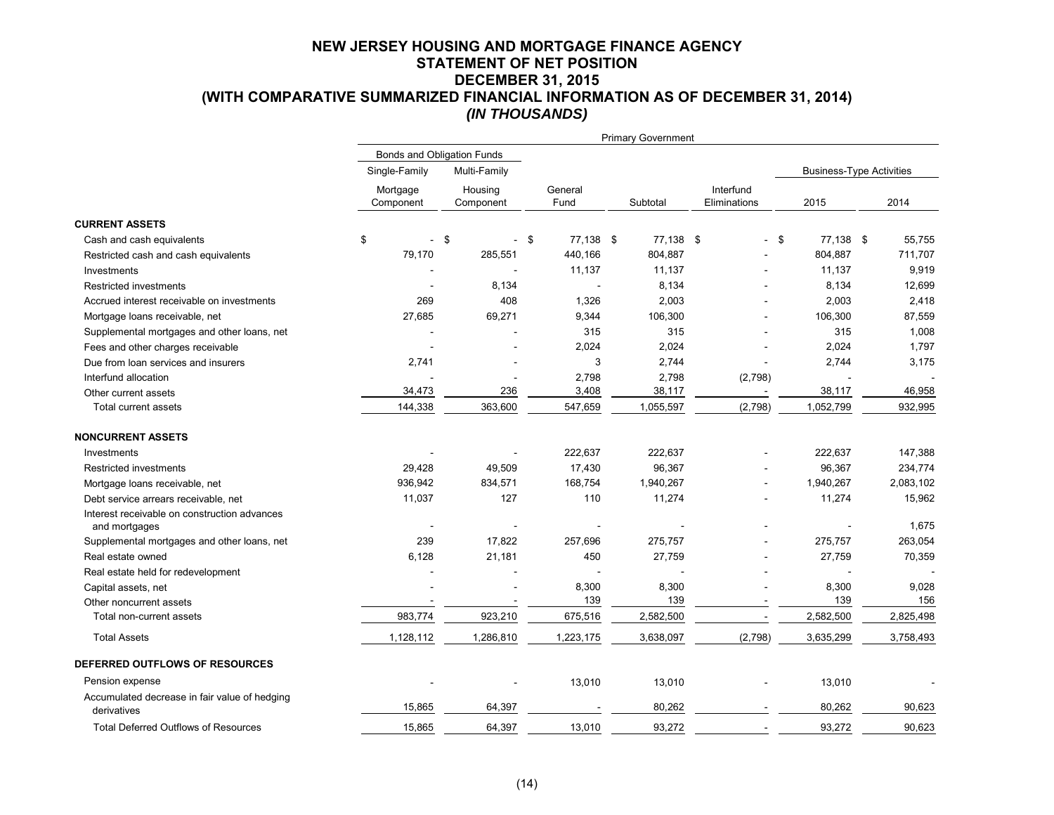# NEW JERSEY HOUSING AND MORTGAGE FINANCE AGENCY
## STATEMENT OF NET POSITION
## DECEMBER 31, 2015
## (WITH COMPARATIVE SUMMARIZED FINANCIAL INFORMATION AS OF DECEMBER 31, 2014)
## *(IN THOUSANDS)*

| | Primary Government | | | | | | |
|---|---|---|---|---|---|---|---|
| | Bonds and Obligation Funds | | | | | | |
| | Single-Family | Multi-Family | | | | Business-Type Activities | |
| | Mortgage Component | Housing Component | General Fund | Subtotal | Interfund Eliminations | 2015 | 2014 |
| **CURRENT ASSETS** | | | | | | | |
| Cash and cash equivalents | $ - | $ - | $ 77,138 | $ 77,138 | $ - | $ 77,138 | $ 55,755 |
| Restricted cash and cash equivalents | 79,170 | 285,551 | 440,166 | 804,887 | - | 804,887 | 711,707 |
| Investments | - | - | 11,137 | 11,137 | - | 11,137 | 9,919 |
| Restricted investments | - | 8,134 | - | 8,134 | - | 8,134 | 12,699 |
| Accrued interest receivable on investments | 269 | 408 | 1,326 | 2,003 | - | 2,003 | 2,418 |
| Mortgage loans receivable, net | 27,685 | 69,271 | 9,344 | 106,300 | - | 106,300 | 87,559 |
| Supplemental mortgages and other loans, net | - | - | 315 | 315 | - | 315 | 1,008 |
| Fees and other charges receivable | - | - | 2,024 | 2,024 | - | 2,024 | 1,797 |
| Due from loan services and insurers | 2,741 | - | 3 | 2,744 | - | 2,744 | 3,175 |
| Interfund allocation | - | - | 2,798 | 2,798 | (2,798) | - | - |
| Other current assets | 34,473 | 236 | 3,408 | 38,117 | - | 38,117 | 46,958 |
| Total current assets | 144,338 | 363,600 | 547,659 | 1,055,597 | (2,798) | 1,052,799 | 932,995 |
| **NONCURRENT ASSETS** | | | | | | | |
| Investments | - | - | 222,637 | 222,637 | - | 222,637 | 147,388 |
| Restricted investments | 29,428 | 49,509 | 17,430 | 96,367 | - | 96,367 | 234,774 |
| Mortgage loans receivable, net | 936,942 | 834,571 | 168,754 | 1,940,267 | - | 1,940,267 | 2,083,102 |
| Debt service arrears receivable, net | 11,037 | 127 | 110 | 11,274 | - | 11,274 | 15,962 |
| Interest receivable on construction advances and mortgages | - | - | - | - | - | - | 1,675 |
| Supplemental mortgages and other loans, net | 239 | 17,822 | 257,696 | 275,757 | - | 275,757 | 263,054 |
| Real estate owned | 6,128 | 21,181 | 450 | 27,759 | - | 27,759 | 70,359 |
| Real estate held for redevelopment | - | - | - | - | - | - | - |
| Capital assets, net | - | - | 8,300 | 8,300 | - | 8,300 | 9,028 |
| Other noncurrent assets | - | - | 139 | 139 | - | 139 | 156 |
| Total non-current assets | 983,774 | 923,210 | 675,516 | 2,582,500 | - | 2,582,500 | 2,825,498 |
| Total Assets | 1,128,112 | 1,286,810 | 1,223,175 | 3,638,097 | (2,798) | 3,635,299 | 3,758,493 |
| **DEFERRED OUTFLOWS OF RESOURCES** | | | | | | | |
| Pension expense | - | - | 13,010 | 13,010 | - | 13,010 | - |
| Accumulated decrease in fair value of hedging derivatives | 15,865 | 64,397 | - | 80,262 | - | 80,262 | 90,623 |
| Total Deferred Outflows of Resources | 15,865 | 64,397 | 13,010 | 93,272 | - | 93,272 | 90,623 |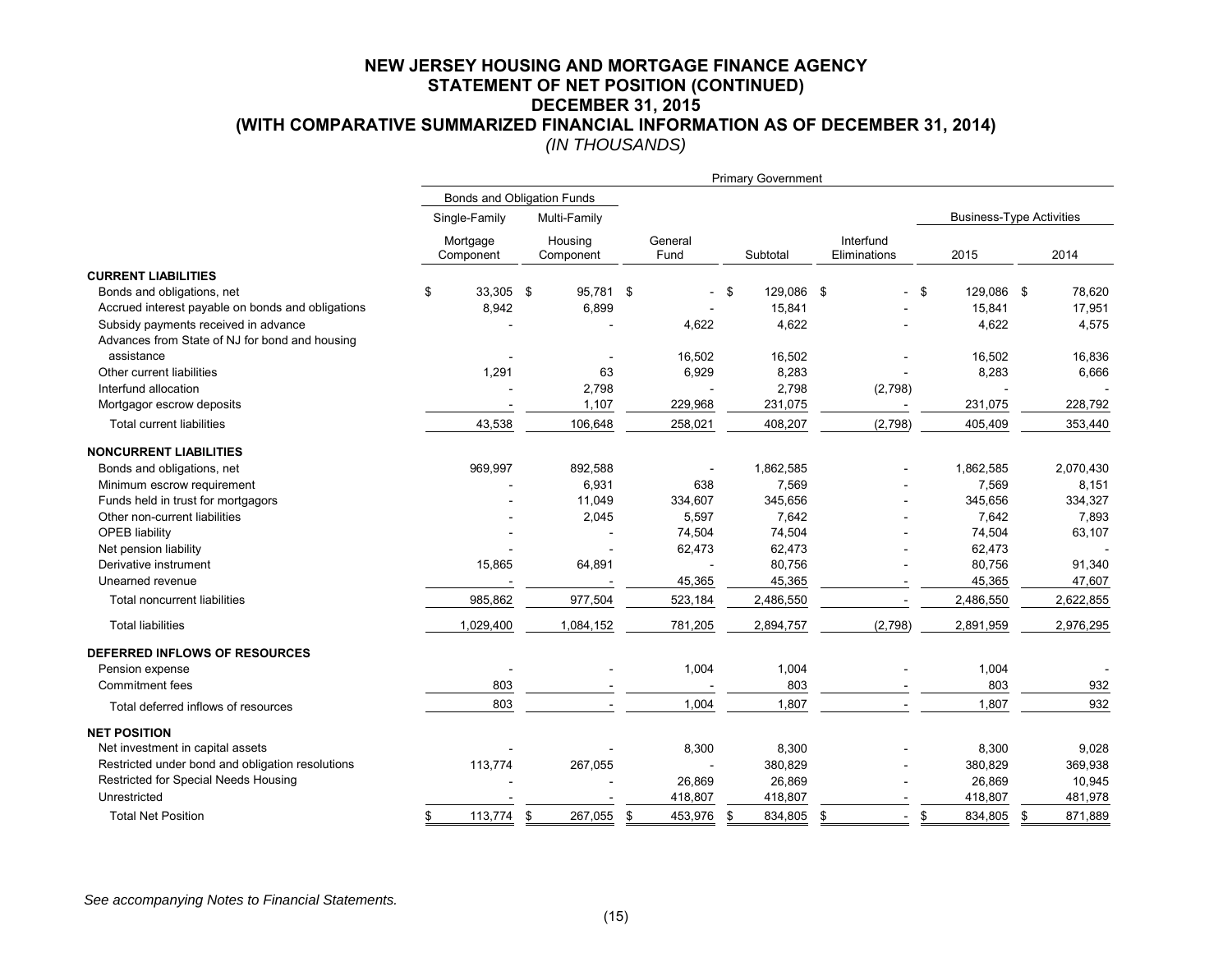# NEW JERSEY HOUSING AND MORTGAGE FINANCE AGENCY
## STATEMENT OF NET POSITION (CONTINUED)
## DECEMBER 31, 2015
## (WITH COMPARATIVE SUMMARIZED FINANCIAL INFORMATION AS OF DECEMBER 31, 2014)
*(IN THOUSANDS)*

| | Primary Government | | | | | | |
|---|---|---|---|---|---|---|---|
| | Bonds and Obligation Funds | | | | | | |
| | Single-Family | Multi-Family | | | | Business-Type Activities | |
| | Mortgage Component | Housing Component | General Fund | Subtotal | Interfund Eliminations | 2015 | 2014 |
| **CURRENT LIABILITIES** | | | | | | | |
| Bonds and obligations, net | $ 33,305 | $ 95,781 | $ - | $ 129,086 | $ - | $ 129,086 | $ 78,620 |
| Accrued interest payable on bonds and obligations | 8,942 | 6,899 | - | 15,841 | - | 15,841 | 17,951 |
| Subsidy payments received in advance | - | - | 4,622 | 4,622 | - | 4,622 | 4,575 |
| Advances from State of NJ for bond and housing assistance | - | - | 16,502 | 16,502 | - | 16,502 | 16,836 |
| Other current liabilities | 1,291 | 63 | 6,929 | 8,283 | - | 8,283 | 6,666 |
| Interfund allocation | - | 2,798 | - | 2,798 | (2,798) | - | - |
| Mortgagor escrow deposits | - | 1,107 | 229,968 | 231,075 | - | 231,075 | 228,792 |
| Total current liabilities | 43,538 | 106,648 | 258,021 | 408,207 | (2,798) | 405,409 | 353,440 |
| **NONCURRENT LIABILITIES** | | | | | | | |
| Bonds and obligations, net | 969,997 | 892,588 | - | 1,862,585 | - | 1,862,585 | 2,070,430 |
| Minimum escrow requirement | - | 6,931 | 638 | 7,569 | - | 7,569 | 8,151 |
| Funds held in trust for mortgagors | - | 11,049 | 334,607 | 345,656 | - | 345,656 | 334,327 |
| Other non-current liabilities | - | 2,045 | 5,597 | 7,642 | - | 7,642 | 7,893 |
| OPEB liability | - | - | 74,504 | 74,504 | - | 74,504 | 63,107 |
| Net pension liability | - | - | 62,473 | 62,473 | - | 62,473 | - |
| Derivative instrument | 15,865 | 64,891 | - | 80,756 | - | 80,756 | 91,340 |
| Unearned revenue | - | - | 45,365 | 45,365 | - | 45,365 | 47,607 |
| Total noncurrent liabilities | 985,862 | 977,504 | 523,184 | 2,486,550 | - | 2,486,550 | 2,622,855 |
| Total liabilities | 1,029,400 | 1,084,152 | 781,205 | 2,894,757 | (2,798) | 2,891,959 | 2,976,295 |
| **DEFERRED INFLOWS OF RESOURCES** | | | | | | | |
| Pension expense | - | - | 1,004 | 1,004 | - | 1,004 | - |
| Commitment fees | 803 | - | - | 803 | - | 803 | 932 |
| Total deferred inflows of resources | 803 | - | 1,004 | 1,807 | - | 1,807 | 932 |
| **NET POSITION** | | | | | | | |
| Net investment in capital assets | - | - | 8,300 | 8,300 | - | 8,300 | 9,028 |
| Restricted under bond and obligation resolutions | 113,774 | 267,055 | - | 380,829 | - | 380,829 | 369,938 |
| Restricted for Special Needs Housing | - | - | 26,869 | 26,869 | - | 26,869 | 10,945 |
| Unrestricted | - | - | 418,807 | 418,807 | - | 418,807 | 481,978 |
| Total Net Position | $ 113,774 | $ 267,055 | $ 453,976 | $ 834,805 | $ - | $ 834,805 | $ 871,889 |

*See accompanying Notes to Financial Statements.*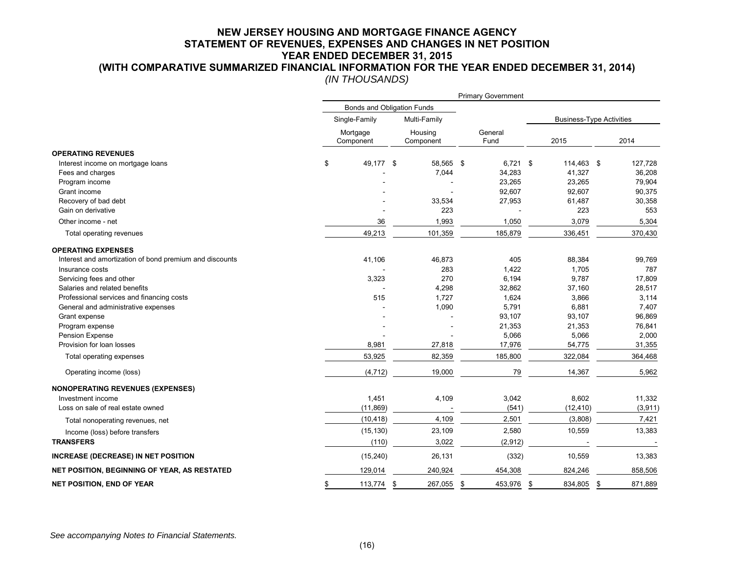# NEW JERSEY HOUSING AND MORTGAGE FINANCE AGENCY
## STATEMENT OF REVENUES, EXPENSES AND CHANGES IN NET POSITION
## YEAR ENDED DECEMBER 31, 2015
## (WITH COMPARATIVE SUMMARIZED FINANCIAL INFORMATION FOR THE YEAR ENDED DECEMBER 31, 2014)
*(IN THOUSANDS)*

| | Primary Government | | | | |
|---|---|---|---|---|---|
| | Bonds and Obligation Funds | | | | |
| | Single-Family | Multi-Family | | Business-Type Activities | |
| | Mortgage Component | Housing Component | General Fund | 2015 | 2014 |
| **OPERATING REVENUES** | | | | | |
| Interest income on mortgage loans | $ 49,177 | $ 58,565 | $ 6,721 | $ 114,463 | $ 127,728 |
| Fees and charges | - | 7,044 | 34,283 | 41,327 | 36,208 |
| Program income | - | - | 23,265 | 23,265 | 79,904 |
| Grant income | - | - | 92,607 | 92,607 | 90,375 |
| Recovery of bad debt | - | 33,534 | 27,953 | 61,487 | 30,358 |
| Gain on derivative | - | 223 | - | 223 | 553 |
| Other income - net | 36 | 1,993 | 1,050 | 3,079 | 5,304 |
| Total operating revenues | 49,213 | 101,359 | 185,879 | 336,451 | 370,430 |
| **OPERATING EXPENSES** | | | | | |
| Interest and amortization of bond premium and discounts | 41,106 | 46,873 | 405 | 88,384 | 99,769 |
| Insurance costs | - | 283 | 1,422 | 1,705 | 787 |
| Servicing fees and other | 3,323 | 270 | 6,194 | 9,787 | 17,809 |
| Salaries and related benefits | - | 4,298 | 32,862 | 37,160 | 28,517 |
| Professional services and financing costs | 515 | 1,727 | 1,624 | 3,866 | 3,114 |
| General and administrative expenses | - | 1,090 | 5,791 | 6,881 | 7,407 |
| Grant expense | - | - | 93,107 | 93,107 | 96,869 |
| Program expense | - | - | 21,353 | 21,353 | 76,841 |
| Pension Expense | - | - | 5,066 | 5,066 | 2,000 |
| Provision for loan losses | 8,981 | 27,818 | 17,976 | 54,775 | 31,355 |
| Total operating expenses | 53,925 | 82,359 | 185,800 | 322,084 | 364,468 |
| Operating income (loss) | (4,712) | 19,000 | 79 | 14,367 | 5,962 |
| **NONOPERATING REVENUES (EXPENSES)** | | | | | |
| Investment income | 1,451 | 4,109 | 3,042 | 8,602 | 11,332 |
| Loss on sale of real estate owned | (11,869) | - | (541) | (12,410) | (3,911) |
| Total nonoperating revenues, net | (10,418) | 4,109 | 2,501 | (3,808) | 7,421 |
| Income (loss) before transfers | (15,130) | 23,109 | 2,580 | 10,559 | 13,383 |
| **TRANSFERS** | (110) | 3,022 | (2,912) | - | - |
| **INCREASE (DECREASE) IN NET POSITION** | (15,240) | 26,131 | (332) | 10,559 | 13,383 |
| **NET POSITION, BEGINNING OF YEAR, AS RESTATED** | 129,014 | 240,924 | 454,308 | 824,246 | 858,506 |
| **NET POSITION, END OF YEAR** | $ 113,774 | $ 267,055 | $ 453,976 | $ 834,805 | $ 871,889 |

*See accompanying Notes to Financial Statements.*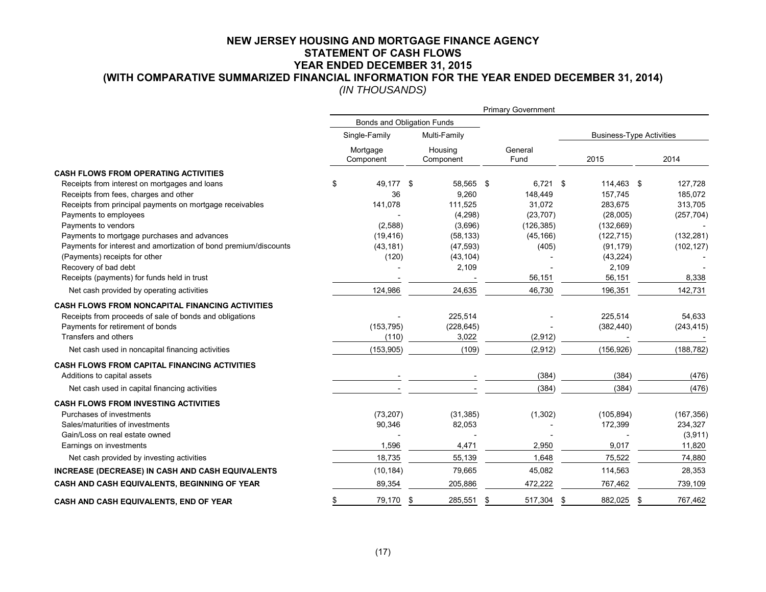# NEW JERSEY HOUSING AND MORTGAGE FINANCE AGENCY
## STATEMENT OF CASH FLOWS
## YEAR ENDED DECEMBER 31, 2015
## (WITH COMPARATIVE SUMMARIZED FINANCIAL INFORMATION FOR THE YEAR ENDED DECEMBER 31, 2014)
*(IN THOUSANDS)*

| | Primary Government | | | | |
|---|---|---|---|---|---|
| | Bonds and Obligation Funds | | | | |
| | Single-Family | Multi-Family | | Business-Type Activities | |
| | Mortgage Component | Housing Component | General Fund | 2015 | 2014 |
| **CASH FLOWS FROM OPERATING ACTIVITIES** | | | | | |
| Receipts from interest on mortgages and loans | $ 49,177 | $ 58,565 | $ 6,721 | $ 114,463 | $ 127,728 |
| Receipts from fees, charges and other | 36 | 9,260 | 148,449 | 157,745 | 185,072 |
| Receipts from principal payments on mortgage receivables | 141,078 | 111,525 | 31,072 | 283,675 | 313,705 |
| Payments to employees | - | (4,298) | (23,707) | (28,005) | (257,704) |
| Payments to vendors | (2,588) | (3,696) | (126,385) | (132,669) | - |
| Payments to mortgage purchases and advances | (19,416) | (58,133) | (45,166) | (122,715) | (132,281) |
| Payments for interest and amortization of bond premium/discounts | (43,181) | (47,593) | (405) | (91,179) | (102,127) |
| (Payments) receipts for other | (120) | (43,104) | - | (43,224) | - |
| Recovery of bad debt | - | 2,109 | - | 2,109 | - |
| Receipts (payments) for funds held in trust | - | - | 56,151 | 56,151 | 8,338 |
| Net cash provided by operating activities | 124,986 | 24,635 | 46,730 | 196,351 | 142,731 |
| **CASH FLOWS FROM NONCAPITAL FINANCING ACTIVITIES** | | | | | |
| Receipts from proceeds of sale of bonds and obligations | - | 225,514 | - | 225,514 | 54,633 |
| Payments for retirement of bonds | (153,795) | (228,645) | - | (382,440) | (243,415) |
| Transfers and others | (110) | 3,022 | (2,912) | - | - |
| Net cash used in noncapital financing activities | (153,905) | (109) | (2,912) | (156,926) | (188,782) |
| **CASH FLOWS FROM CAPITAL FINANCING ACTIVITIES** | | | | | |
| Additions to capital assets | - | - | (384) | (384) | (476) |
| Net cash used in capital financing activities | - | - | (384) | (384) | (476) |
| **CASH FLOWS FROM INVESTING ACTIVITIES** | | | | | |
| Purchases of investments | (73,207) | (31,385) | (1,302) | (105,894) | (167,356) |
| Sales/maturities of investments | 90,346 | 82,053 | - | 172,399 | 234,327 |
| Gain/Loss on real estate owned | - | - | - | - | (3,911) |
| Earnings on investments | 1,596 | 4,471 | 2,950 | 9,017 | 11,820 |
| Net cash provided by investing activities | 18,735 | 55,139 | 1,648 | 75,522 | 74,880 |
| **INCREASE (DECREASE) IN CASH AND CASH EQUIVALENTS** | (10,184) | 79,665 | 45,082 | 114,563 | 28,353 |
| **CASH AND CASH EQUIVALENTS, BEGINNING OF YEAR** | 89,354 | 205,886 | 472,222 | 767,462 | 739,109 |
| **CASH AND CASH EQUIVALENTS, END OF YEAR** | $ 79,170 | $ 285,551 | $ 517,304 | $ 882,025 | $ 767,462 |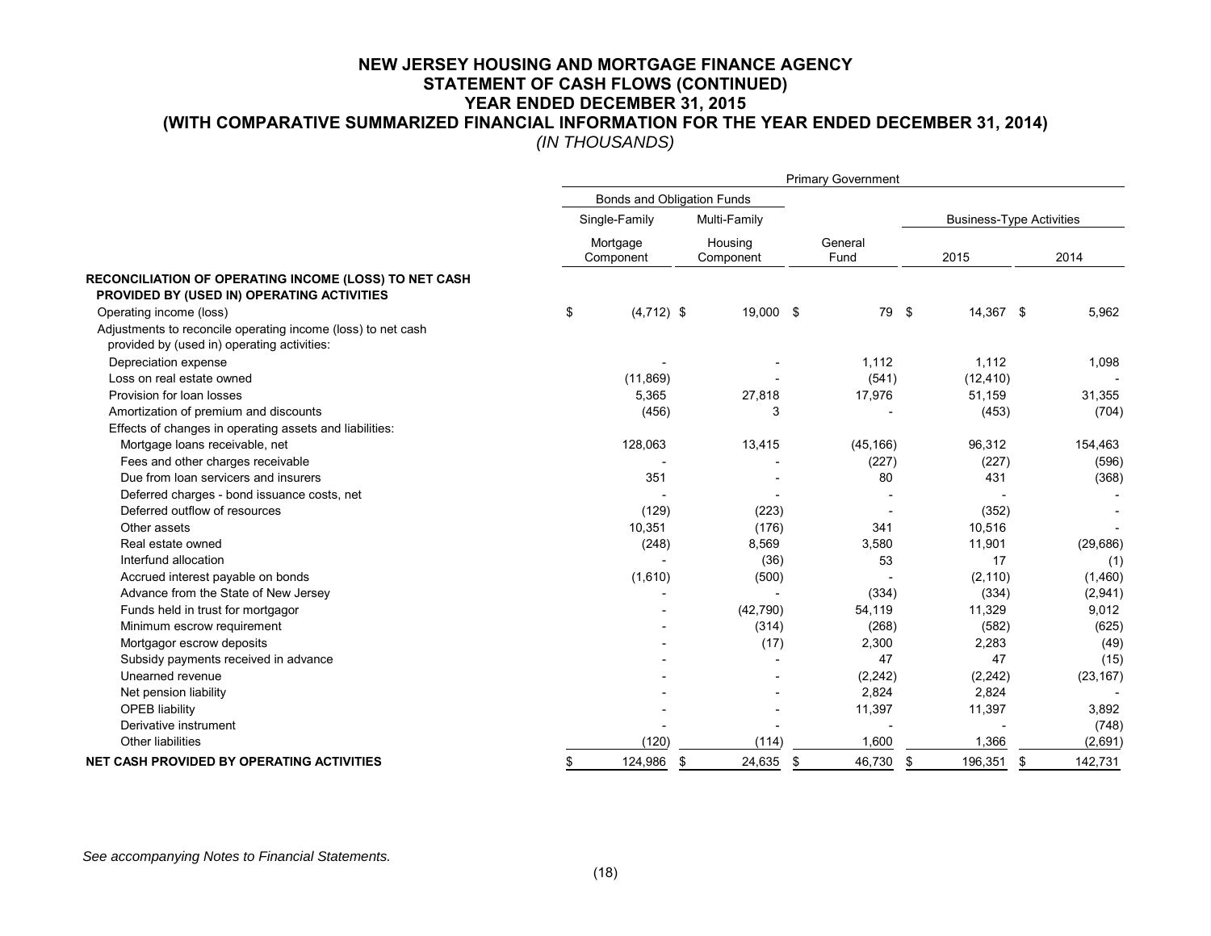# NEW JERSEY HOUSING AND MORTGAGE FINANCE AGENCY
## STATEMENT OF CASH FLOWS (CONTINUED)
## YEAR ENDED DECEMBER 31, 2015
## (WITH COMPARATIVE SUMMARIZED FINANCIAL INFORMATION FOR THE YEAR ENDED DECEMBER 31, 2014)
*(IN THOUSANDS)*

| | Primary Government | | | | |
|---|---|---|---|---|---|
| | Bonds and Obligation Funds | | | | |
| | Single-Family | Multi-Family | | Business-Type Activities | |
| | Mortgage Component | Housing Component | General Fund | 2015 | 2014 |
| **RECONCILIATION OF OPERATING INCOME (LOSS) TO NET CASH PROVIDED BY (USED IN) OPERATING ACTIVITIES** | | | | | |
| Operating income (loss) | $ (4,712) | $ 19,000 | $ 79 | $ 14,367 | $ 5,962 |
| Adjustments to reconcile operating income (loss) to net cash provided by (used in) operating activities: | | | | | |
| Depreciation expense | - | - | 1,112 | 1,112 | 1,098 |
| Loss on real estate owned | (11,869) | - | (541) | (12,410) | - |
| Provision for loan losses | 5,365 | 27,818 | 17,976 | 51,159 | 31,355 |
| Amortization of premium and discounts | (456) | 3 | - | (453) | (704) |
| Effects of changes in operating assets and liabilities: | | | | | |
| Mortgage loans receivable, net | 128,063 | 13,415 | (45,166) | 96,312 | 154,463 |
| Fees and other charges receivable | - | - | (227) | (227) | (596) |
| Due from loan servicers and insurers | 351 | - | 80 | 431 | (368) |
| Deferred charges - bond issuance costs, net | - | - | - | - | - |
| Deferred outflow of resources | (129) | (223) | - | (352) | - |
| Other assets | 10,351 | (176) | 341 | 10,516 | - |
| Real estate owned | (248) | 8,569 | 3,580 | 11,901 | (29,686) |
| Interfund allocation | - | (36) | 53 | 17 | (1) |
| Accrued interest payable on bonds | (1,610) | (500) | - | (2,110) | (1,460) |
| Advance from the State of New Jersey | - | - | (334) | (334) | (2,941) |
| Funds held in trust for mortgagor | - | (42,790) | 54,119 | 11,329 | 9,012 |
| Minimum escrow requirement | - | (314) | (268) | (582) | (625) |
| Mortgagor escrow deposits | - | (17) | 2,300 | 2,283 | (49) |
| Subsidy payments received in advance | - | - | 47 | 47 | (15) |
| Unearned revenue | - | - | (2,242) | (2,242) | (23,167) |
| Net pension liability | - | - | 2,824 | 2,824 | - |
| OPEB liability | - | - | 11,397 | 11,397 | 3,892 |
| Derivative instrument | - | - | - | - | (748) |
| Other liabilities | (120) | (114) | 1,600 | 1,366 | (2,691) |
| **NET CASH PROVIDED BY OPERATING ACTIVITIES** | $ 124,986 | $ 24,635 | $ 46,730 | $ 196,351 | $ 142,731 |

*See accompanying Notes to Financial Statements.*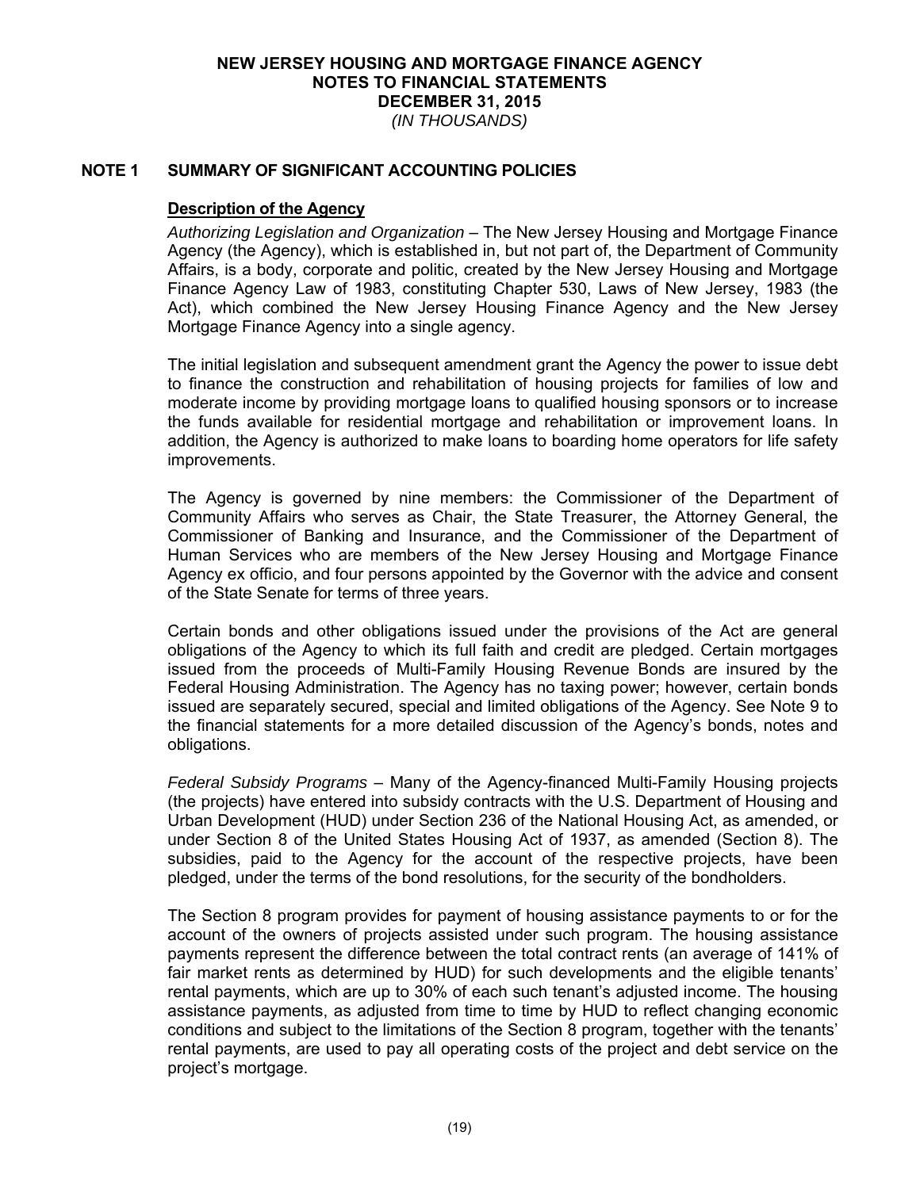# NEW JERSEY HOUSING AND MORTGAGE FINANCE AGENCY
## NOTES TO FINANCIAL STATEMENTS
## DECEMBER 31, 2015
*(IN THOUSANDS)*

## NOTE 1 SUMMARY OF SIGNIFICANT ACCOUNTING POLICIES

### Description of the Agency

*Authorizing Legislation and Organization* – The New Jersey Housing and Mortgage Finance Agency (the Agency), which is established in, but not part of, the Department of Community Affairs, is a body, corporate and politic, created by the New Jersey Housing and Mortgage Finance Agency Law of 1983, constituting Chapter 530, Laws of New Jersey, 1983 (the Act), which combined the New Jersey Housing Finance Agency and the New Jersey Mortgage Finance Agency into a single agency.

The initial legislation and subsequent amendment grant the Agency the power to issue debt to finance the construction and rehabilitation of housing projects for families of low and moderate income by providing mortgage loans to qualified housing sponsors or to increase the funds available for residential mortgage and rehabilitation or improvement loans. In addition, the Agency is authorized to make loans to boarding home operators for life safety improvements.

The Agency is governed by nine members: the Commissioner of the Department of Community Affairs who serves as Chair, the State Treasurer, the Attorney General, the Commissioner of Banking and Insurance, and the Commissioner of the Department of Human Services who are members of the New Jersey Housing and Mortgage Finance Agency ex officio, and four persons appointed by the Governor with the advice and consent of the State Senate for terms of three years.

Certain bonds and other obligations issued under the provisions of the Act are general obligations of the Agency to which its full faith and credit are pledged. Certain mortgages issued from the proceeds of Multi-Family Housing Revenue Bonds are insured by the Federal Housing Administration. The Agency has no taxing power; however, certain bonds issued are separately secured, special and limited obligations of the Agency. See Note 9 to the financial statements for a more detailed discussion of the Agency's bonds, notes and obligations.

*Federal Subsidy Programs* – Many of the Agency-financed Multi-Family Housing projects (the projects) have entered into subsidy contracts with the U.S. Department of Housing and Urban Development (HUD) under Section 236 of the National Housing Act, as amended, or under Section 8 of the United States Housing Act of 1937, as amended (Section 8). The subsidies, paid to the Agency for the account of the respective projects, have been pledged, under the terms of the bond resolutions, for the security of the bondholders.

The Section 8 program provides for payment of housing assistance payments to or for the account of the owners of projects assisted under such program. The housing assistance payments represent the difference between the total contract rents (an average of 141% of fair market rents as determined by HUD) for such developments and the eligible tenants' rental payments, which are up to 30% of each such tenant's adjusted income. The housing assistance payments, as adjusted from time to time by HUD to reflect changing economic conditions and subject to the limitations of the Section 8 program, together with the tenants' rental payments, are used to pay all operating costs of the project and debt service on the project's mortgage.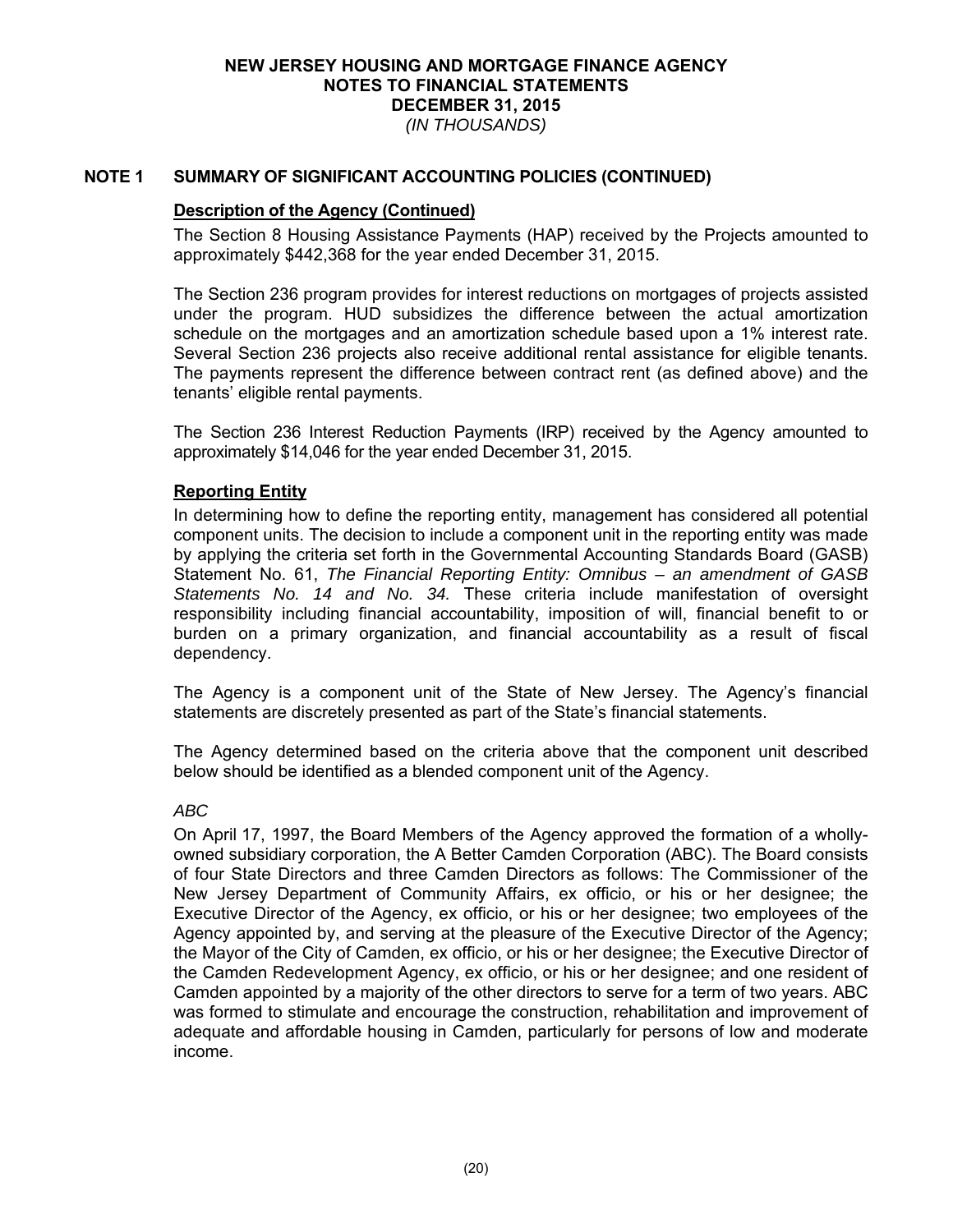## NOTE 1 SUMMARY OF SIGNIFICANT ACCOUNTING POLICIES (CONTINUED)

### Description of the Agency (Continued)

The Section 8 Housing Assistance Payments (HAP) received by the Projects amounted to approximately $442,368 for the year ended December 31, 2015.

The Section 236 program provides for interest reductions on mortgages of projects assisted under the program. HUD subsidizes the difference between the actual amortization schedule on the mortgages and an amortization schedule based upon a 1% interest rate. Several Section 236 projects also receive additional rental assistance for eligible tenants. The payments represent the difference between contract rent (as defined above) and the tenants' eligible rental payments.

The Section 236 Interest Reduction Payments (IRP) received by the Agency amounted to approximately $14,046 for the year ended December 31, 2015.

### Reporting Entity

In determining how to define the reporting entity, management has considered all potential component units. The decision to include a component unit in the reporting entity was made by applying the criteria set forth in the Governmental Accounting Standards Board (GASB) Statement No. 61, *The Financial Reporting Entity: Omnibus – an amendment of GASB Statements No. 14 and No. 34.* These criteria include manifestation of oversight responsibility including financial accountability, imposition of will, financial benefit to or burden on a primary organization, and financial accountability as a result of fiscal dependency.

The Agency is a component unit of the State of New Jersey. The Agency's financial statements are discretely presented as part of the State's financial statements.

The Agency determined based on the criteria above that the component unit described below should be identified as a blended component unit of the Agency.

*ABC*

On April 17, 1997, the Board Members of the Agency approved the formation of a wholly-owned subsidiary corporation, the A Better Camden Corporation (ABC). The Board consists of four State Directors and three Camden Directors as follows: The Commissioner of the New Jersey Department of Community Affairs, ex officio, or his or her designee; the Executive Director of the Agency, ex officio, or his or her designee; two employees of the Agency appointed by, and serving at the pleasure of the Executive Director of the Agency; the Mayor of the City of Camden, ex officio, or his or her designee; the Executive Director of the Camden Redevelopment Agency, ex officio, or his or her designee; and one resident of Camden appointed by a majority of the other directors to serve for a term of two years. ABC was formed to stimulate and encourage the construction, rehabilitation and improvement of adequate and affordable housing in Camden, particularly for persons of low and moderate income.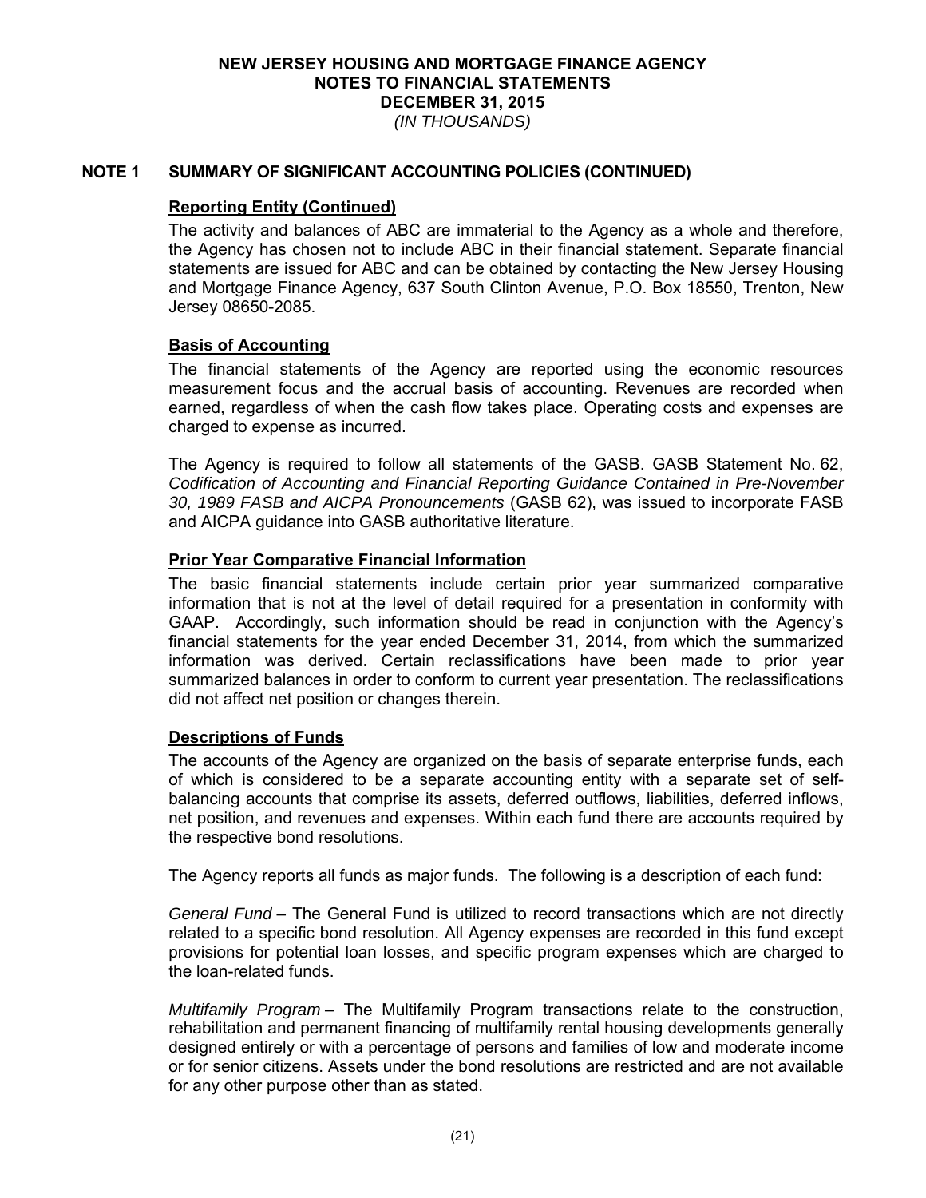## NOTE 1 SUMMARY OF SIGNIFICANT ACCOUNTING POLICIES (CONTINUED)

### Reporting Entity (Continued)

The activity and balances of ABC are immaterial to the Agency as a whole and therefore, the Agency has chosen not to include ABC in their financial statement. Separate financial statements are issued for ABC and can be obtained by contacting the New Jersey Housing and Mortgage Finance Agency, 637 South Clinton Avenue, P.O. Box 18550, Trenton, New Jersey 08650-2085.

### Basis of Accounting

The financial statements of the Agency are reported using the economic resources measurement focus and the accrual basis of accounting. Revenues are recorded when earned, regardless of when the cash flow takes place. Operating costs and expenses are charged to expense as incurred.

The Agency is required to follow all statements of the GASB. GASB Statement No. 62, *Codification of Accounting and Financial Reporting Guidance Contained in Pre-November 30, 1989 FASB and AICPA Pronouncements* (GASB 62), was issued to incorporate FASB and AICPA guidance into GASB authoritative literature.

### Prior Year Comparative Financial Information

The basic financial statements include certain prior year summarized comparative information that is not at the level of detail required for a presentation in conformity with GAAP. Accordingly, such information should be read in conjunction with the Agency's financial statements for the year ended December 31, 2014, from which the summarized information was derived. Certain reclassifications have been made to prior year summarized balances in order to conform to current year presentation. The reclassifications did not affect net position or changes therein.

### Descriptions of Funds

The accounts of the Agency are organized on the basis of separate enterprise funds, each of which is considered to be a separate accounting entity with a separate set of self-balancing accounts that comprise its assets, deferred outflows, liabilities, deferred inflows, net position, and revenues and expenses. Within each fund there are accounts required by the respective bond resolutions.

The Agency reports all funds as major funds. The following is a description of each fund:

*General Fund* – The General Fund is utilized to record transactions which are not directly related to a specific bond resolution. All Agency expenses are recorded in this fund except provisions for potential loan losses, and specific program expenses which are charged to the loan-related funds.

*Multifamily Program* – The Multifamily Program transactions relate to the construction, rehabilitation and permanent financing of multifamily rental housing developments generally designed entirely or with a percentage of persons and families of low and moderate income or for senior citizens. Assets under the bond resolutions are restricted and are not available for any other purpose other than as stated.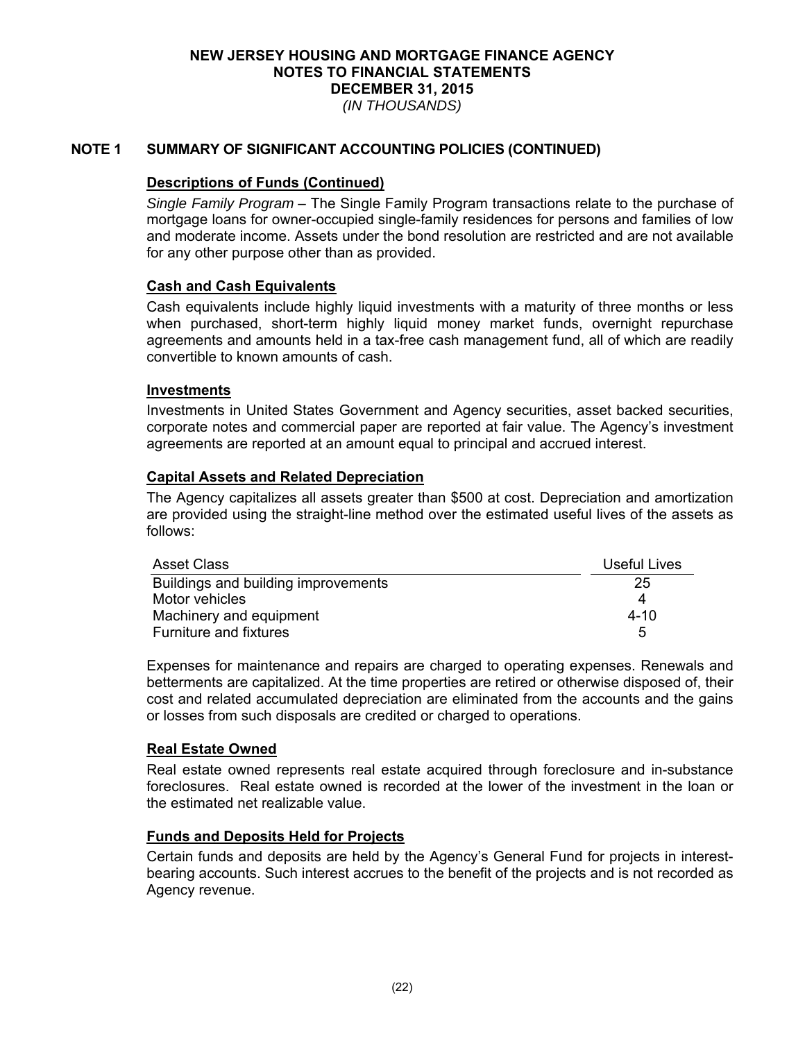**NEW JERSEY HOUSING AND MORTGAGE FINANCE AGENCY**
**NOTES TO FINANCIAL STATEMENTS**
**DECEMBER 31, 2015**
*(IN THOUSANDS)*

## NOTE 1 SUMMARY OF SIGNIFICANT ACCOUNTING POLICIES (CONTINUED)

### Descriptions of Funds (Continued)

*Single Family Program* – The Single Family Program transactions relate to the purchase of mortgage loans for owner-occupied single-family residences for persons and families of low and moderate income. Assets under the bond resolution are restricted and are not available for any other purpose other than as provided.

### Cash and Cash Equivalents

Cash equivalents include highly liquid investments with a maturity of three months or less when purchased, short-term highly liquid money market funds, overnight repurchase agreements and amounts held in a tax-free cash management fund, all of which are readily convertible to known amounts of cash.

### Investments

Investments in United States Government and Agency securities, asset backed securities, corporate notes and commercial paper are reported at fair value. The Agency's investment agreements are reported at an amount equal to principal and accrued interest.

### Capital Assets and Related Depreciation

The Agency capitalizes all assets greater than $500 at cost. Depreciation and amortization are provided using the straight-line method over the estimated useful lives of the assets as follows:

| Asset Class | Useful Lives |
|---|---|
| Buildings and building improvements | 25 |
| Motor vehicles | 4 |
| Machinery and equipment | 4-10 |
| Furniture and fixtures | 5 |

Expenses for maintenance and repairs are charged to operating expenses. Renewals and betterments are capitalized. At the time properties are retired or otherwise disposed of, their cost and related accumulated depreciation are eliminated from the accounts and the gains or losses from such disposals are credited or charged to operations.

### Real Estate Owned

Real estate owned represents real estate acquired through foreclosure and in-substance foreclosures. Real estate owned is recorded at the lower of the investment in the loan or the estimated net realizable value.

### Funds and Deposits Held for Projects

Certain funds and deposits are held by the Agency's General Fund for projects in interest-bearing accounts. Such interest accrues to the benefit of the projects and is not recorded as Agency revenue.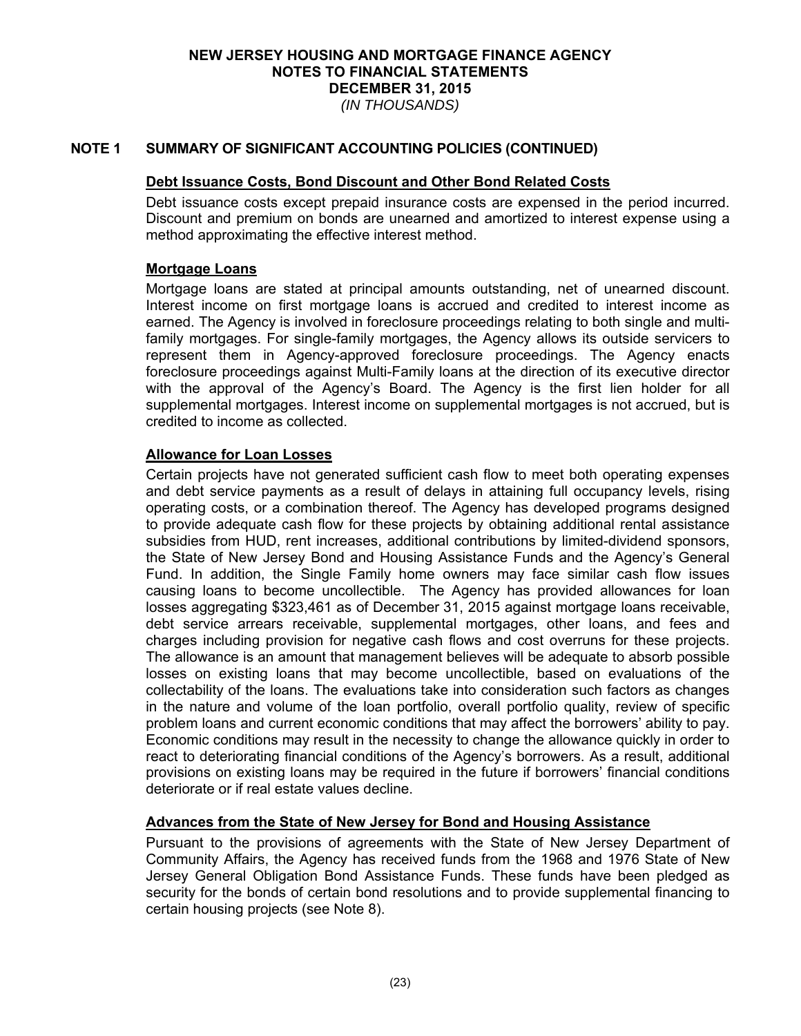## NOTE 1 SUMMARY OF SIGNIFICANT ACCOUNTING POLICIES (CONTINUED)

### Debt Issuance Costs, Bond Discount and Other Bond Related Costs

Debt issuance costs except prepaid insurance costs are expensed in the period incurred. Discount and premium on bonds are unearned and amortized to interest expense using a method approximating the effective interest method.

### Mortgage Loans

Mortgage loans are stated at principal amounts outstanding, net of unearned discount. Interest income on first mortgage loans is accrued and credited to interest income as earned. The Agency is involved in foreclosure proceedings relating to both single and multi-family mortgages. For single-family mortgages, the Agency allows its outside servicers to represent them in Agency-approved foreclosure proceedings. The Agency enacts foreclosure proceedings against Multi-Family loans at the direction of its executive director with the approval of the Agency's Board. The Agency is the first lien holder for all supplemental mortgages. Interest income on supplemental mortgages is not accrued, but is credited to income as collected.

### Allowance for Loan Losses

Certain projects have not generated sufficient cash flow to meet both operating expenses and debt service payments as a result of delays in attaining full occupancy levels, rising operating costs, or a combination thereof. The Agency has developed programs designed to provide adequate cash flow for these projects by obtaining additional rental assistance subsidies from HUD, rent increases, additional contributions by limited-dividend sponsors, the State of New Jersey Bond and Housing Assistance Funds and the Agency's General Fund. In addition, the Single Family home owners may face similar cash flow issues causing loans to become uncollectible. The Agency has provided allowances for loan losses aggregating $323,461 as of December 31, 2015 against mortgage loans receivable, debt service arrears receivable, supplemental mortgages, other loans, and fees and charges including provision for negative cash flows and cost overruns for these projects. The allowance is an amount that management believes will be adequate to absorb possible losses on existing loans that may become uncollectible, based on evaluations of the collectability of the loans. The evaluations take into consideration such factors as changes in the nature and volume of the loan portfolio, overall portfolio quality, review of specific problem loans and current economic conditions that may affect the borrowers' ability to pay. Economic conditions may result in the necessity to change the allowance quickly in order to react to deteriorating financial conditions of the Agency's borrowers. As a result, additional provisions on existing loans may be required in the future if borrowers' financial conditions deteriorate or if real estate values decline.

### Advances from the State of New Jersey for Bond and Housing Assistance

Pursuant to the provisions of agreements with the State of New Jersey Department of Community Affairs, the Agency has received funds from the 1968 and 1976 State of New Jersey General Obligation Bond Assistance Funds. These funds have been pledged as security for the bonds of certain bond resolutions and to provide supplemental financing to certain housing projects (see Note 8).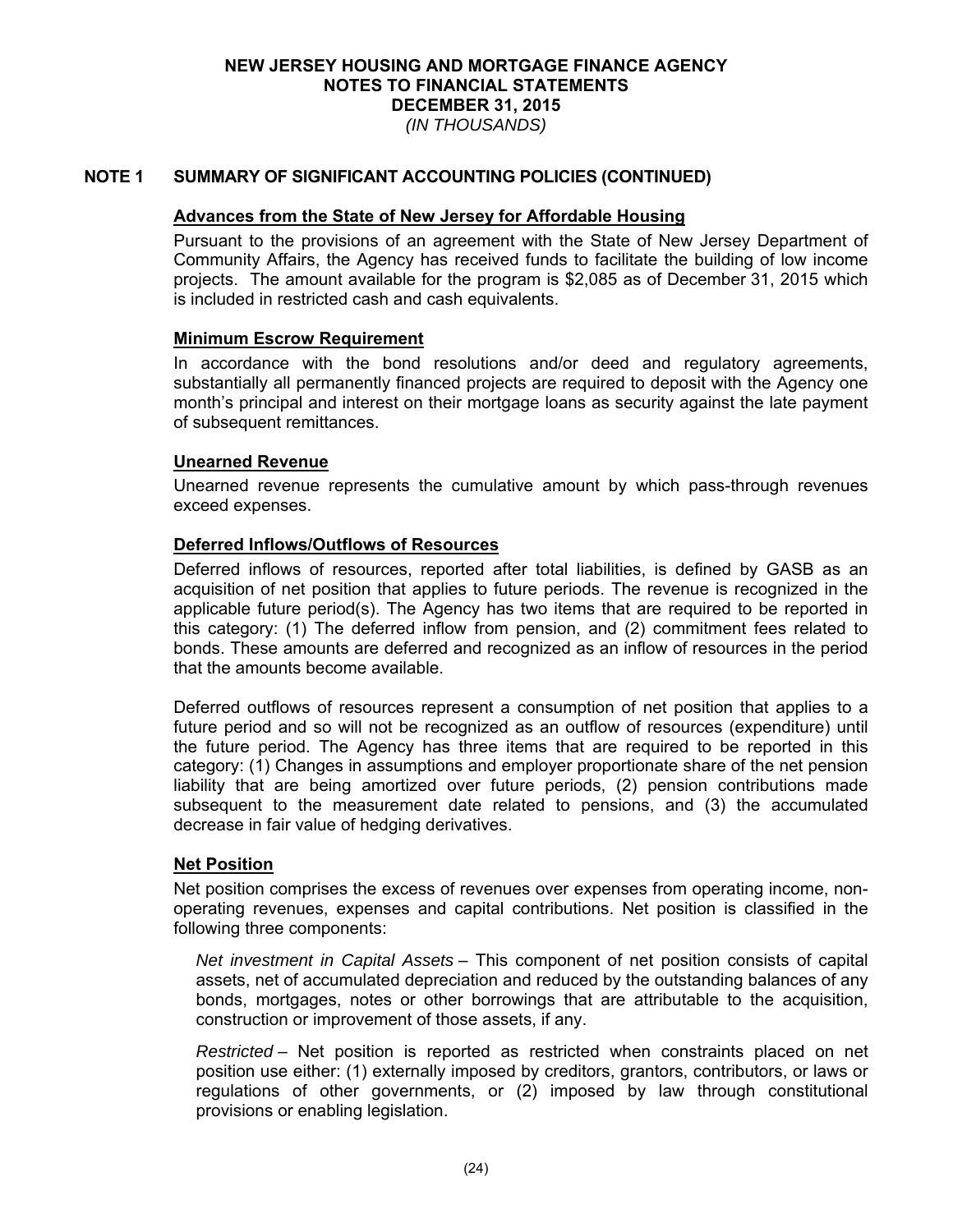## NOTE 1 SUMMARY OF SIGNIFICANT ACCOUNTING POLICIES (CONTINUED)

**Advances from the State of New Jersey for Affordable Housing**

Pursuant to the provisions of an agreement with the State of New Jersey Department of Community Affairs, the Agency has received funds to facilitate the building of low income projects. The amount available for the program is $2,085 as of December 31, 2015 which is included in restricted cash and cash equivalents.

**Minimum Escrow Requirement**

In accordance with the bond resolutions and/or deed and regulatory agreements, substantially all permanently financed projects are required to deposit with the Agency one month's principal and interest on their mortgage loans as security against the late payment of subsequent remittances.

**Unearned Revenue**

Unearned revenue represents the cumulative amount by which pass-through revenues exceed expenses.

**Deferred Inflows/Outflows of Resources**

Deferred inflows of resources, reported after total liabilities, is defined by GASB as an acquisition of net position that applies to future periods. The revenue is recognized in the applicable future period(s). The Agency has two items that are required to be reported in this category: (1) The deferred inflow from pension, and (2) commitment fees related to bonds. These amounts are deferred and recognized as an inflow of resources in the period that the amounts become available.

Deferred outflows of resources represent a consumption of net position that applies to a future period and so will not be recognized as an outflow of resources (expenditure) until the future period. The Agency has three items that are required to be reported in this category: (1) Changes in assumptions and employer proportionate share of the net pension liability that are being amortized over future periods, (2) pension contributions made subsequent to the measurement date related to pensions, and (3) the accumulated decrease in fair value of hedging derivatives.

**Net Position**

Net position comprises the excess of revenues over expenses from operating income, non-operating revenues, expenses and capital contributions. Net position is classified in the following three components:

*Net investment in Capital Assets* – This component of net position consists of capital assets, net of accumulated depreciation and reduced by the outstanding balances of any bonds, mortgages, notes or other borrowings that are attributable to the acquisition, construction or improvement of those assets, if any.

*Restricted* – Net position is reported as restricted when constraints placed on net position use either: (1) externally imposed by creditors, grantors, contributors, or laws or regulations of other governments, or (2) imposed by law through constitutional provisions or enabling legislation.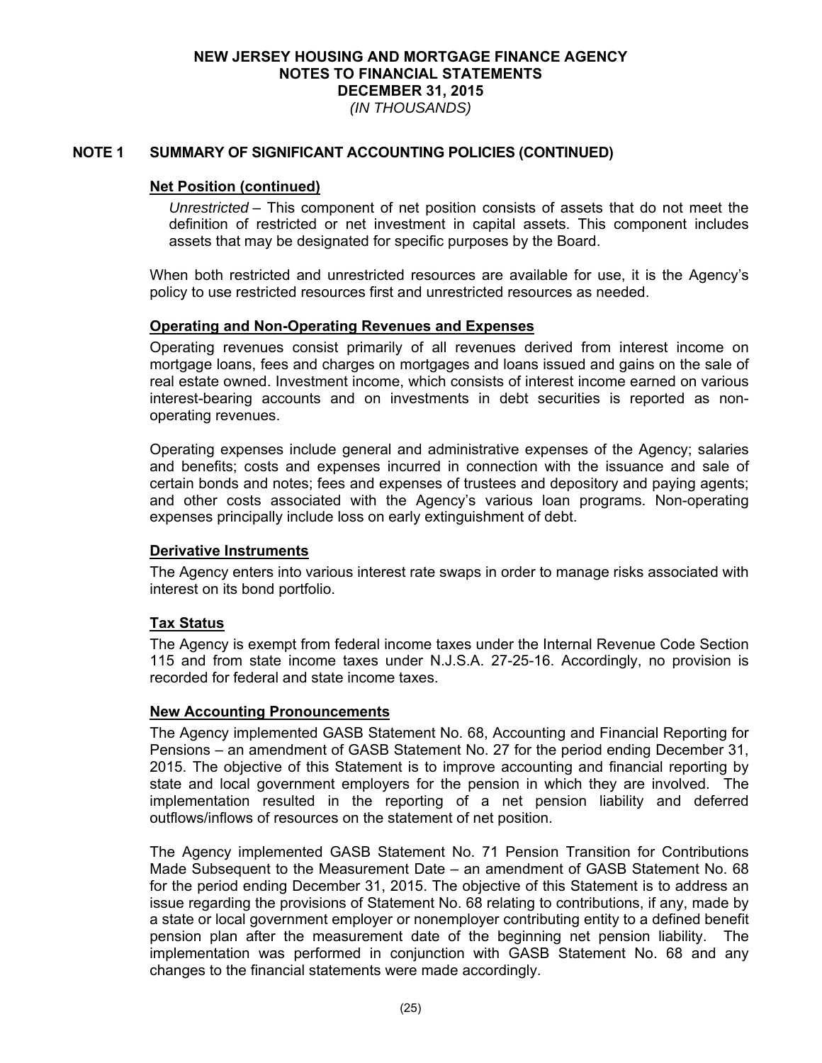## NOTE 1 SUMMARY OF SIGNIFICANT ACCOUNTING POLICIES (CONTINUED)

### Net Position (continued)

*Unrestricted* – This component of net position consists of assets that do not meet the definition of restricted or net investment in capital assets. This component includes assets that may be designated for specific purposes by the Board.

When both restricted and unrestricted resources are available for use, it is the Agency's policy to use restricted resources first and unrestricted resources as needed.

### Operating and Non-Operating Revenues and Expenses

Operating revenues consist primarily of all revenues derived from interest income on mortgage loans, fees and charges on mortgages and loans issued and gains on the sale of real estate owned. Investment income, which consists of interest income earned on various interest-bearing accounts and on investments in debt securities is reported as non-operating revenues.

Operating expenses include general and administrative expenses of the Agency; salaries and benefits; costs and expenses incurred in connection with the issuance and sale of certain bonds and notes; fees and expenses of trustees and depository and paying agents; and other costs associated with the Agency's various loan programs. Non-operating expenses principally include loss on early extinguishment of debt.

### Derivative Instruments

The Agency enters into various interest rate swaps in order to manage risks associated with interest on its bond portfolio.

### Tax Status

The Agency is exempt from federal income taxes under the Internal Revenue Code Section 115 and from state income taxes under N.J.S.A. 27-25-16. Accordingly, no provision is recorded for federal and state income taxes.

### New Accounting Pronouncements

The Agency implemented GASB Statement No. 68, Accounting and Financial Reporting for Pensions – an amendment of GASB Statement No. 27 for the period ending December 31, 2015. The objective of this Statement is to improve accounting and financial reporting by state and local government employers for the pension in which they are involved. The implementation resulted in the reporting of a net pension liability and deferred outflows/inflows of resources on the statement of net position.

The Agency implemented GASB Statement No. 71 Pension Transition for Contributions Made Subsequent to the Measurement Date – an amendment of GASB Statement No. 68 for the period ending December 31, 2015. The objective of this Statement is to address an issue regarding the provisions of Statement No. 68 relating to contributions, if any, made by a state or local government employer or nonemployer contributing entity to a defined benefit pension plan after the measurement date of the beginning net pension liability. The implementation was performed in conjunction with GASB Statement No. 68 and any changes to the financial statements were made accordingly.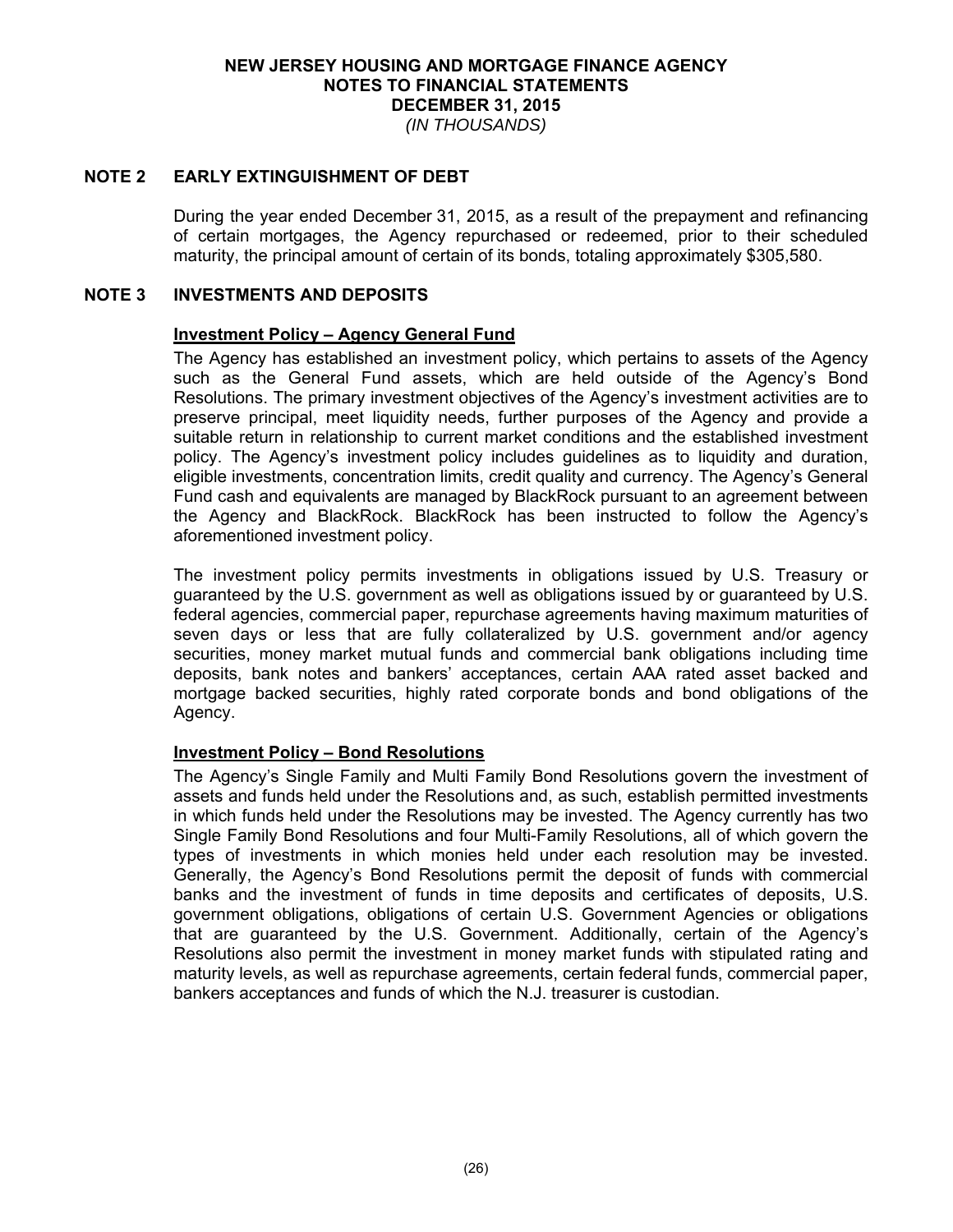**NEW JERSEY HOUSING AND MORTGAGE FINANCE AGENCY**
**NOTES TO FINANCIAL STATEMENTS**
**DECEMBER 31, 2015**
*(IN THOUSANDS)*

## NOTE 2 EARLY EXTINGUISHMENT OF DEBT

During the year ended December 31, 2015, as a result of the prepayment and refinancing of certain mortgages, the Agency repurchased or redeemed, prior to their scheduled maturity, the principal amount of certain of its bonds, totaling approximately $305,580.

## NOTE 3 INVESTMENTS AND DEPOSITS

**Investment Policy – Agency General Fund**

The Agency has established an investment policy, which pertains to assets of the Agency such as the General Fund assets, which are held outside of the Agency's Bond Resolutions. The primary investment objectives of the Agency's investment activities are to preserve principal, meet liquidity needs, further purposes of the Agency and provide a suitable return in relationship to current market conditions and the established investment policy. The Agency's investment policy includes guidelines as to liquidity and duration, eligible investments, concentration limits, credit quality and currency. The Agency's General Fund cash and equivalents are managed by BlackRock pursuant to an agreement between the Agency and BlackRock. BlackRock has been instructed to follow the Agency's aforementioned investment policy.

The investment policy permits investments in obligations issued by U.S. Treasury or guaranteed by the U.S. government as well as obligations issued by or guaranteed by U.S. federal agencies, commercial paper, repurchase agreements having maximum maturities of seven days or less that are fully collateralized by U.S. government and/or agency securities, money market mutual funds and commercial bank obligations including time deposits, bank notes and bankers' acceptances, certain AAA rated asset backed and mortgage backed securities, highly rated corporate bonds and bond obligations of the Agency.

**Investment Policy – Bond Resolutions**

The Agency's Single Family and Multi Family Bond Resolutions govern the investment of assets and funds held under the Resolutions and, as such, establish permitted investments in which funds held under the Resolutions may be invested. The Agency currently has two Single Family Bond Resolutions and four Multi-Family Resolutions, all of which govern the types of investments in which monies held under each resolution may be invested. Generally, the Agency's Bond Resolutions permit the deposit of funds with commercial banks and the investment of funds in time deposits and certificates of deposits, U.S. government obligations, obligations of certain U.S. Government Agencies or obligations that are guaranteed by the U.S. Government. Additionally, certain of the Agency's Resolutions also permit the investment in money market funds with stipulated rating and maturity levels, as well as repurchase agreements, certain federal funds, commercial paper, bankers acceptances and funds of which the N.J. treasurer is custodian.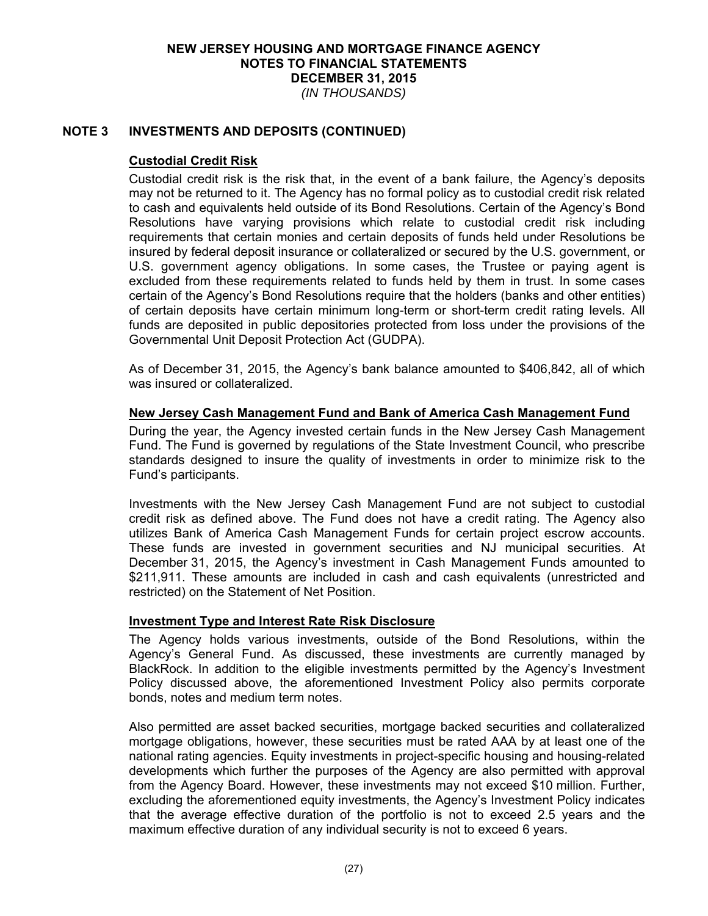**NEW JERSEY HOUSING AND MORTGAGE FINANCE AGENCY**
**NOTES TO FINANCIAL STATEMENTS**
**DECEMBER 31, 2015**
*(IN THOUSANDS)*

## NOTE 3 INVESTMENTS AND DEPOSITS (CONTINUED)

### Custodial Credit Risk

Custodial credit risk is the risk that, in the event of a bank failure, the Agency's deposits may not be returned to it. The Agency has no formal policy as to custodial credit risk related to cash and equivalents held outside of its Bond Resolutions. Certain of the Agency's Bond Resolutions have varying provisions which relate to custodial credit risk including requirements that certain monies and certain deposits of funds held under Resolutions be insured by federal deposit insurance or collateralized or secured by the U.S. government, or U.S. government agency obligations. In some cases, the Trustee or paying agent is excluded from these requirements related to funds held by them in trust. In some cases certain of the Agency's Bond Resolutions require that the holders (banks and other entities) of certain deposits have certain minimum long-term or short-term credit rating levels. All funds are deposited in public depositories protected from loss under the provisions of the Governmental Unit Deposit Protection Act (GUDPA).

As of December 31, 2015, the Agency's bank balance amounted to $406,842, all of which was insured or collateralized.

### New Jersey Cash Management Fund and Bank of America Cash Management Fund

During the year, the Agency invested certain funds in the New Jersey Cash Management Fund. The Fund is governed by regulations of the State Investment Council, who prescribe standards designed to insure the quality of investments in order to minimize risk to the Fund's participants.

Investments with the New Jersey Cash Management Fund are not subject to custodial credit risk as defined above. The Fund does not have a credit rating. The Agency also utilizes Bank of America Cash Management Funds for certain project escrow accounts. These funds are invested in government securities and NJ municipal securities. At December 31, 2015, the Agency's investment in Cash Management Funds amounted to $211,911. These amounts are included in cash and cash equivalents (unrestricted and restricted) on the Statement of Net Position.

### Investment Type and Interest Rate Risk Disclosure

The Agency holds various investments, outside of the Bond Resolutions, within the Agency's General Fund. As discussed, these investments are currently managed by BlackRock. In addition to the eligible investments permitted by the Agency's Investment Policy discussed above, the aforementioned Investment Policy also permits corporate bonds, notes and medium term notes.

Also permitted are asset backed securities, mortgage backed securities and collateralized mortgage obligations, however, these securities must be rated AAA by at least one of the national rating agencies. Equity investments in project-specific housing and housing-related developments which further the purposes of the Agency are also permitted with approval from the Agency Board. However, these investments may not exceed $10 million. Further, excluding the aforementioned equity investments, the Agency's Investment Policy indicates that the average effective duration of the portfolio is not to exceed 2.5 years and the maximum effective duration of any individual security is not to exceed 6 years.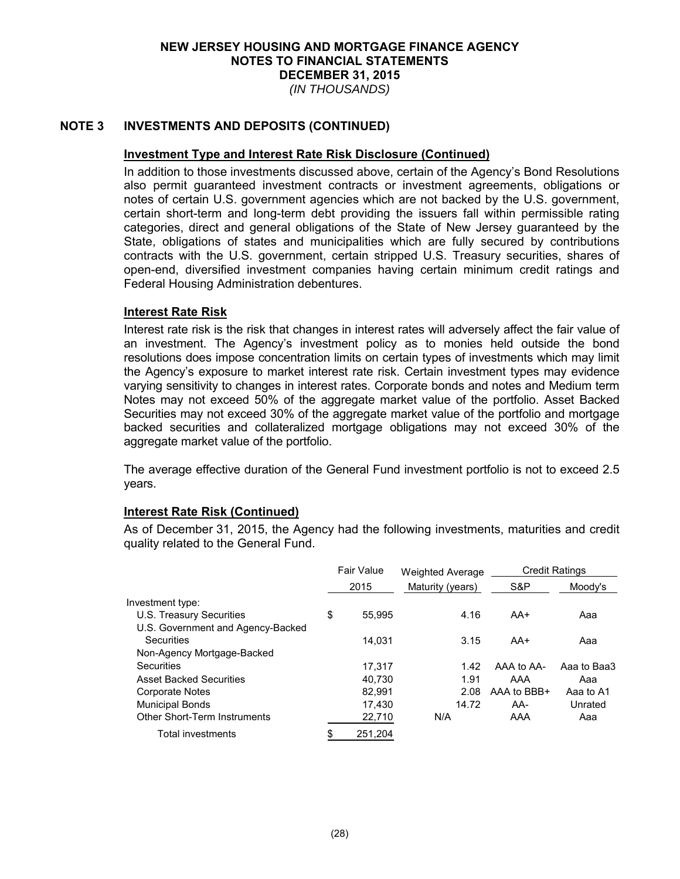## NOTE 3 INVESTMENTS AND DEPOSITS (CONTINUED)

### Investment Type and Interest Rate Risk Disclosure (Continued)

In addition to those investments discussed above, certain of the Agency's Bond Resolutions also permit guaranteed investment contracts or investment agreements, obligations or notes of certain U.S. government agencies which are not backed by the U.S. government, certain short-term and long-term debt providing the issuers fall within permissible rating categories, direct and general obligations of the State of New Jersey guaranteed by the State, obligations of states and municipalities which are fully secured by contributions contracts with the U.S. government, certain stripped U.S. Treasury securities, shares of open-end, diversified investment companies having certain minimum credit ratings and Federal Housing Administration debentures.

### Interest Rate Risk

Interest rate risk is the risk that changes in interest rates will adversely affect the fair value of an investment. The Agency's investment policy as to monies held outside the bond resolutions does impose concentration limits on certain types of investments which may limit the Agency's exposure to market interest rate risk. Certain investment types may evidence varying sensitivity to changes in interest rates. Corporate bonds and notes and Medium term Notes may not exceed 50% of the aggregate market value of the portfolio. Asset Backed Securities may not exceed 30% of the aggregate market value of the portfolio and mortgage backed securities and collateralized mortgage obligations may not exceed 30% of the aggregate market value of the portfolio.

The average effective duration of the General Fund investment portfolio is not to exceed 2.5 years.

### Interest Rate Risk (Continued)

As of December 31, 2015, the Agency had the following investments, maturities and credit quality related to the General Fund.

| | Fair Value 2015 | Weighted Average Maturity (years) | Credit Ratings S&P | Credit Ratings Moody's |
|---|---|---|---|---|
| Investment type: | | | | |
| U.S. Treasury Securities | $ 55,995 | 4.16 | AA+ | Aaa |
| U.S. Government and Agency-Backed Securities | 14,031 | 3.15 | AA+ | Aaa |
| Non-Agency Mortgage-Backed Securities | 17,317 | 1.42 | AAA to AA- | Aaa to Baa3 |
| Asset Backed Securities | 40,730 | 1.91 | AAA | Aaa |
| Corporate Notes | 82,991 | 2.08 | AAA to BBB+ | Aaa to A1 |
| Municipal Bonds | 17,430 | 14.72 | AA- | Unrated |
| Other Short-Term Instruments | 22,710 | N/A | AAA | Aaa |
| Total investments | $ 251,204 | | | |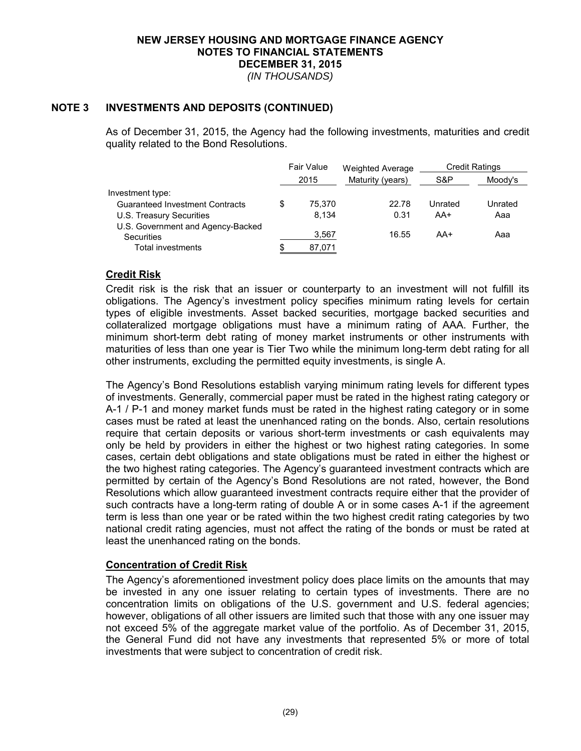**NEW JERSEY HOUSING AND MORTGAGE FINANCE AGENCY**
**NOTES TO FINANCIAL STATEMENTS**
**DECEMBER 31, 2015**
*(IN THOUSANDS)*

## NOTE 3 INVESTMENTS AND DEPOSITS (CONTINUED)

As of December 31, 2015, the Agency had the following investments, maturities and credit quality related to the Bond Resolutions.

| | Fair Value 2015 | Weighted Average Maturity (years) | Credit Ratings S&P | Credit Ratings Moody's |
|---|---|---|---|---|
| Investment type: | | | | |
| Guaranteed Investment Contracts | $ 75,370 | 22.78 | Unrated | Unrated |
| U.S. Treasury Securities | 8,134 | 0.31 | AA+ | Aaa |
| U.S. Government and Agency-Backed Securities | 3,567 | 16.55 | AA+ | Aaa |
| Total investments | $ 87,071 | | | |

### Credit Risk

Credit risk is the risk that an issuer or counterparty to an investment will not fulfill its obligations. The Agency's investment policy specifies minimum rating levels for certain types of eligible investments. Asset backed securities, mortgage backed securities and collateralized mortgage obligations must have a minimum rating of AAA. Further, the minimum short-term debt rating of money market instruments or other instruments with maturities of less than one year is Tier Two while the minimum long-term debt rating for all other instruments, excluding the permitted equity investments, is single A.

The Agency's Bond Resolutions establish varying minimum rating levels for different types of investments. Generally, commercial paper must be rated in the highest rating category or A-1 / P-1 and money market funds must be rated in the highest rating category or in some cases must be rated at least the unenhanced rating on the bonds. Also, certain resolutions require that certain deposits or various short-term investments or cash equivalents may only be held by providers in either the highest or two highest rating categories. In some cases, certain debt obligations and state obligations must be rated in either the highest or the two highest rating categories. The Agency's guaranteed investment contracts which are permitted by certain of the Agency's Bond Resolutions are not rated, however, the Bond Resolutions which allow guaranteed investment contracts require either that the provider of such contracts have a long-term rating of double A or in some cases A-1 if the agreement term is less than one year or be rated within the two highest credit rating categories by two national credit rating agencies, must not affect the rating of the bonds or must be rated at least the unenhanced rating on the bonds.

### Concentration of Credit Risk

The Agency's aforementioned investment policy does place limits on the amounts that may be invested in any one issuer relating to certain types of investments. There are no concentration limits on obligations of the U.S. government and U.S. federal agencies; however, obligations of all other issuers are limited such that those with any one issuer may not exceed 5% of the aggregate market value of the portfolio. As of December 31, 2015, the General Fund did not have any investments that represented 5% or more of total investments that were subject to concentration of credit risk.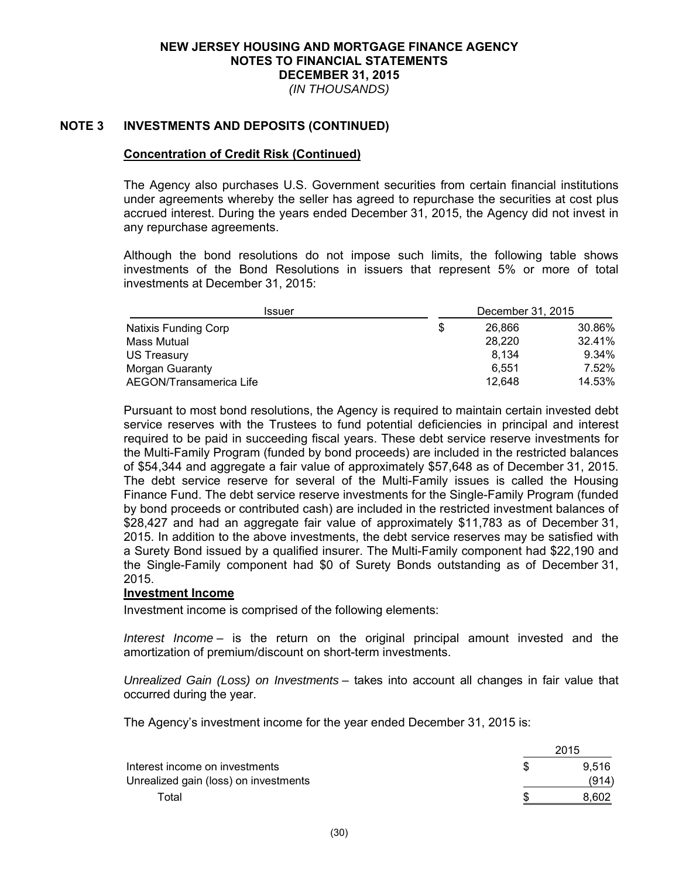## NOTE 3 INVESTMENTS AND DEPOSITS (CONTINUED)

### Concentration of Credit Risk (Continued)

The Agency also purchases U.S. Government securities from certain financial institutions under agreements whereby the seller has agreed to repurchase the securities at cost plus accrued interest. During the years ended December 31, 2015, the Agency did not invest in any repurchase agreements.

Although the bond resolutions do not impose such limits, the following table shows investments of the Bond Resolutions in issuers that represent 5% or more of total investments at December 31, 2015:

| Issuer | December 31, 2015 | |
|---|---|---|
| Natixis Funding Corp | $ 26,866 | 30.86% |
| Mass Mutual | 28,220 | 32.41% |
| US Treasury | 8,134 | 9.34% |
| Morgan Guaranty | 6,551 | 7.52% |
| AEGON/Transamerica Life | 12,648 | 14.53% |

Pursuant to most bond resolutions, the Agency is required to maintain certain invested debt service reserves with the Trustees to fund potential deficiencies in principal and interest required to be paid in succeeding fiscal years. These debt service reserve investments for the Multi-Family Program (funded by bond proceeds) are included in the restricted balances of $54,344 and aggregate a fair value of approximately $57,648 as of December 31, 2015. The debt service reserve for several of the Multi-Family issues is called the Housing Finance Fund. The debt service reserve investments for the Single-Family Program (funded by bond proceeds or contributed cash) are included in the restricted investment balances of $28,427 and had an aggregate fair value of approximately $11,783 as of December 31, 2015. In addition to the above investments, the debt service reserves may be satisfied with a Surety Bond issued by a qualified insurer. The Multi-Family component had $22,190 and the Single-Family component had $0 of Surety Bonds outstanding as of December 31, 2015.

### Investment Income

Investment income is comprised of the following elements:

*Interest Income* – is the return on the original principal amount invested and the amortization of premium/discount on short-term investments.

*Unrealized Gain (Loss) on Investments* – takes into account all changes in fair value that occurred during the year.

The Agency's investment income for the year ended December 31, 2015 is:

| | 2015 |
|---|---|
| Interest income on investments | $ 9,516 |
| Unrealized gain (loss) on investments | (914) |
| Total | $ 8,602 |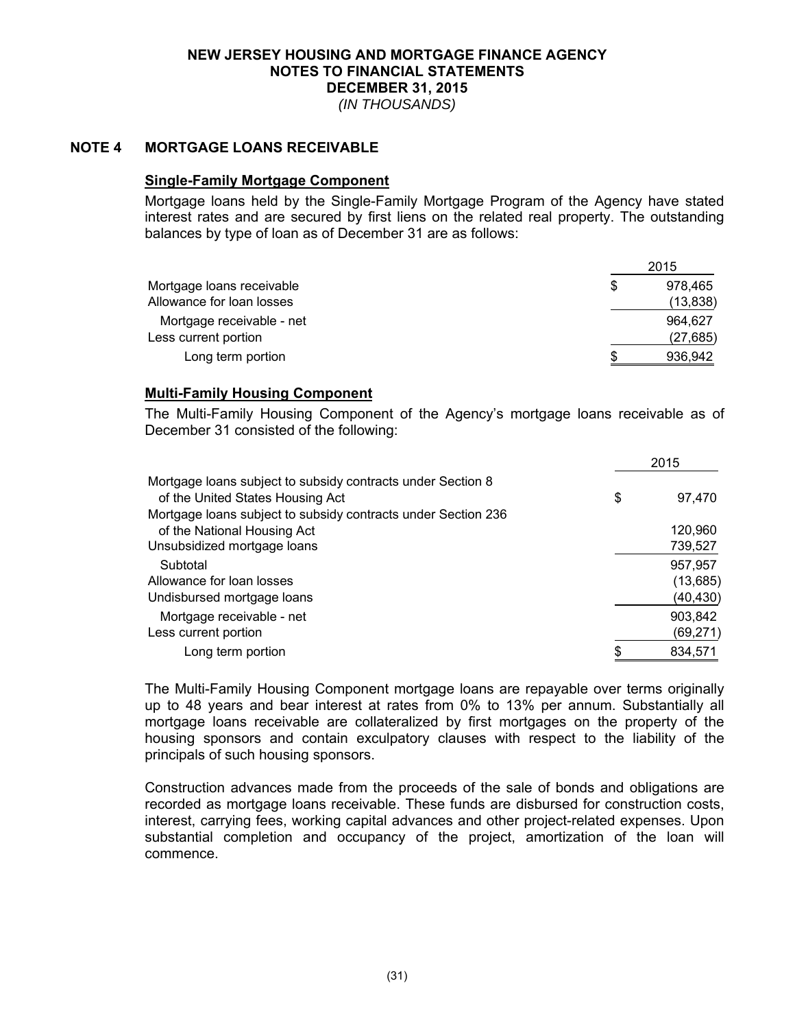# NEW JERSEY HOUSING AND MORTGAGE FINANCE AGENCY
## NOTES TO FINANCIAL STATEMENTS
## DECEMBER 31, 2015
*(IN THOUSANDS)*

## NOTE 4 MORTGAGE LOANS RECEIVABLE

### Single-Family Mortgage Component

Mortgage loans held by the Single-Family Mortgage Program of the Agency have stated interest rates and are secured by first liens on the related real property. The outstanding balances by type of loan as of December 31 are as follows:

| | 2015 |
|---|---|
| Mortgage loans receivable | $ 978,465 |
| Allowance for loan losses | (13,838) |
| Mortgage receivable - net | 964,627 |
| Less current portion | (27,685) |
| Long term portion | $ 936,942 |

### Multi-Family Housing Component

The Multi-Family Housing Component of the Agency's mortgage loans receivable as of December 31 consisted of the following:

| | 2015 |
|---|---|
| Mortgage loans subject to subsidy contracts under Section 8 of the United States Housing Act | $ 97,470 |
| Mortgage loans subject to subsidy contracts under Section 236 of the National Housing Act | 120,960 |
| Unsubsidized mortgage loans | 739,527 |
| Subtotal | 957,957 |
| Allowance for loan losses | (13,685) |
| Undisbursed mortgage loans | (40,430) |
| Mortgage receivable - net | 903,842 |
| Less current portion | (69,271) |
| Long term portion | $ 834,571 |

The Multi-Family Housing Component mortgage loans are repayable over terms originally up to 48 years and bear interest at rates from 0% to 13% per annum. Substantially all mortgage loans receivable are collateralized by first mortgages on the property of the housing sponsors and contain exculpatory clauses with respect to the liability of the principals of such housing sponsors.

Construction advances made from the proceeds of the sale of bonds and obligations are recorded as mortgage loans receivable. These funds are disbursed for construction costs, interest, carrying fees, working capital advances and other project-related expenses. Upon substantial completion and occupancy of the project, amortization of the loan will commence.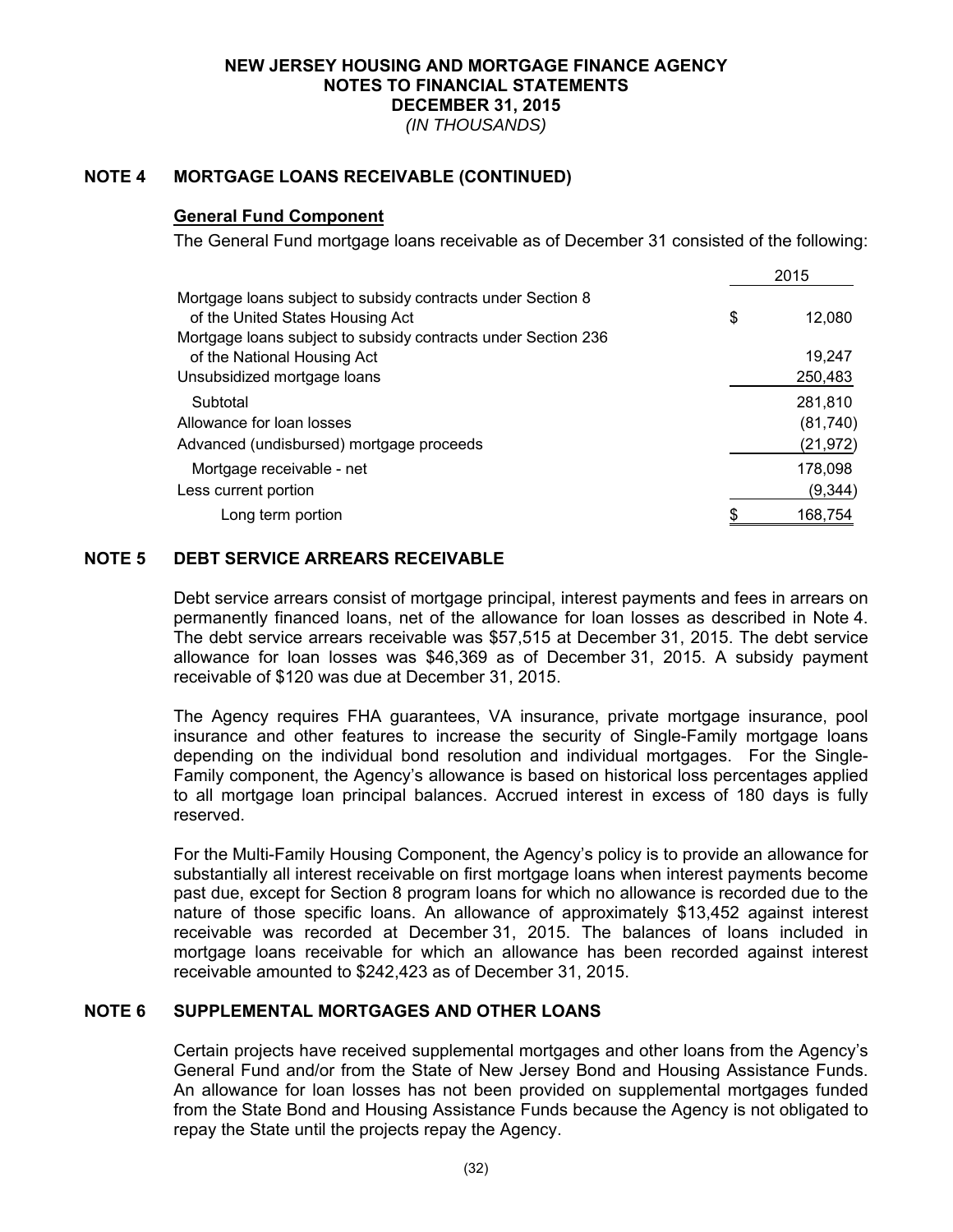# NEW JERSEY HOUSING AND MORTGAGE FINANCE AGENCY
## NOTES TO FINANCIAL STATEMENTS
## DECEMBER 31, 2015
*(IN THOUSANDS)*

## NOTE 4 MORTGAGE LOANS RECEIVABLE (CONTINUED)

### General Fund Component

The General Fund mortgage loans receivable as of December 31 consisted of the following:

| | 2015 |
|---|---|
| Mortgage loans subject to subsidy contracts under Section 8 of the United States Housing Act | $ 12,080 |
| Mortgage loans subject to subsidy contracts under Section 236 of the National Housing Act | 19,247 |
| Unsubsidized mortgage loans | 250,483 |
| Subtotal | 281,810 |
| Allowance for loan losses | (81,740) |
| Advanced (undisbursed) mortgage proceeds | (21,972) |
| Mortgage receivable - net | 178,098 |
| Less current portion | (9,344) |
| Long term portion | $ 168,754 |

## NOTE 5 DEBT SERVICE ARREARS RECEIVABLE

Debt service arrears consist of mortgage principal, interest payments and fees in arrears on permanently financed loans, net of the allowance for loan losses as described in Note 4. The debt service arrears receivable was $57,515 at December 31, 2015. The debt service allowance for loan losses was $46,369 as of December 31, 2015. A subsidy payment receivable of $120 was due at December 31, 2015.

The Agency requires FHA guarantees, VA insurance, private mortgage insurance, pool insurance and other features to increase the security of Single-Family mortgage loans depending on the individual bond resolution and individual mortgages. For the Single-Family component, the Agency's allowance is based on historical loss percentages applied to all mortgage loan principal balances. Accrued interest in excess of 180 days is fully reserved.

For the Multi-Family Housing Component, the Agency's policy is to provide an allowance for substantially all interest receivable on first mortgage loans when interest payments become past due, except for Section 8 program loans for which no allowance is recorded due to the nature of those specific loans. An allowance of approximately $13,452 against interest receivable was recorded at December 31, 2015. The balances of loans included in mortgage loans receivable for which an allowance has been recorded against interest receivable amounted to $242,423 as of December 31, 2015.

## NOTE 6 SUPPLEMENTAL MORTGAGES AND OTHER LOANS

Certain projects have received supplemental mortgages and other loans from the Agency's General Fund and/or from the State of New Jersey Bond and Housing Assistance Funds. An allowance for loan losses has not been provided on supplemental mortgages funded from the State Bond and Housing Assistance Funds because the Agency is not obligated to repay the State until the projects repay the Agency.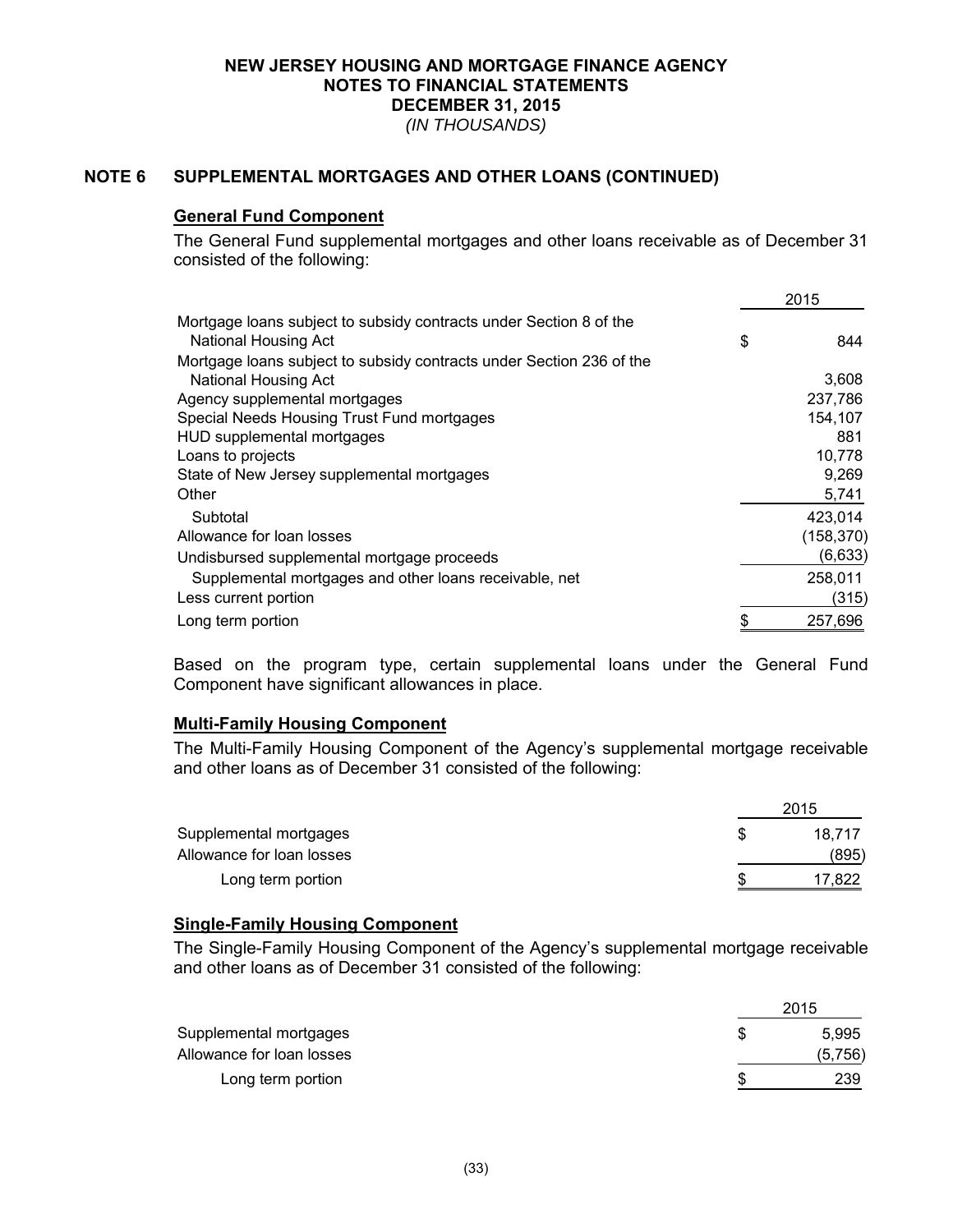**NEW JERSEY HOUSING AND MORTGAGE FINANCE AGENCY**
**NOTES TO FINANCIAL STATEMENTS**
**DECEMBER 31, 2015**
*(IN THOUSANDS)*

## NOTE 6 SUPPLEMENTAL MORTGAGES AND OTHER LOANS (CONTINUED)

### General Fund Component

The General Fund supplemental mortgages and other loans receivable as of December 31 consisted of the following:

| | 2015 |
|---|---|
| Mortgage loans subject to subsidy contracts under Section 8 of the National Housing Act | $ 844 |
| Mortgage loans subject to subsidy contracts under Section 236 of the National Housing Act | 3,608 |
| Agency supplemental mortgages | 237,786 |
| Special Needs Housing Trust Fund mortgages | 154,107 |
| HUD supplemental mortgages | 881 |
| Loans to projects | 10,778 |
| State of New Jersey supplemental mortgages | 9,269 |
| Other | 5,741 |
| Subtotal | 423,014 |
| Allowance for loan losses | (158,370) |
| Undisbursed supplemental mortgage proceeds | (6,633) |
| Supplemental mortgages and other loans receivable, net | 258,011 |
| Less current portion | (315) |
| Long term portion | $ 257,696 |

Based on the program type, certain supplemental loans under the General Fund Component have significant allowances in place.

### Multi-Family Housing Component

The Multi-Family Housing Component of the Agency's supplemental mortgage receivable and other loans as of December 31 consisted of the following:

| | 2015 |
|---|---|
| Supplemental mortgages | $ 18,717 |
| Allowance for loan losses | (895) |
| Long term portion | $ 17,822 |

### Single-Family Housing Component

The Single-Family Housing Component of the Agency's supplemental mortgage receivable and other loans as of December 31 consisted of the following:

| | 2015 |
|---|---|
| Supplemental mortgages | $ 5,995 |
| Allowance for loan losses | (5,756) |
| Long term portion | $ 239 |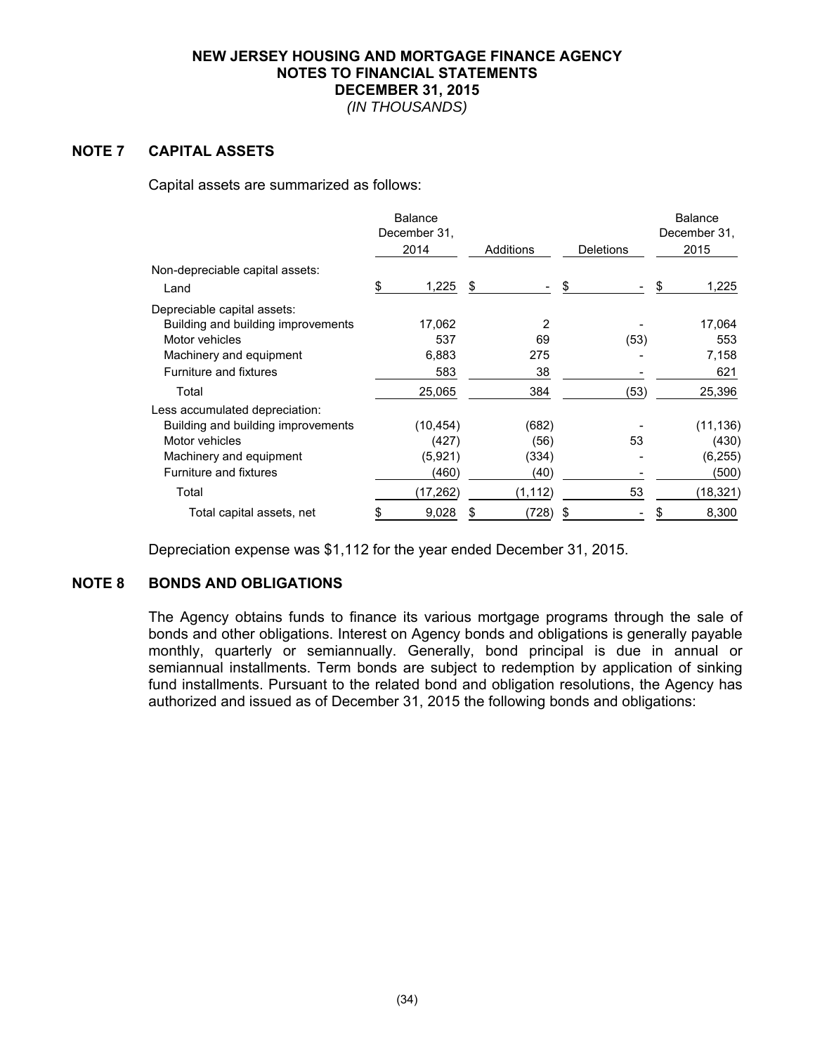# NEW JERSEY HOUSING AND MORTGAGE FINANCE AGENCY
## NOTES TO FINANCIAL STATEMENTS
## DECEMBER 31, 2015
*(IN THOUSANDS)*

## NOTE 7 CAPITAL ASSETS

Capital assets are summarized as follows:

| | Balance December 31, 2014 | Additions | Deletions | Balance December 31, 2015 |
|---|---|---|---|---|
| Non-depreciable capital assets: | | | | |
| Land | $ 1,225 | $ - | $ - | $ 1,225 |
| Depreciable capital assets: | | | | |
| Building and building improvements | 17,062 | 2 | - | 17,064 |
| Motor vehicles | 537 | 69 | (53) | 553 |
| Machinery and equipment | 6,883 | 275 | - | 7,158 |
| Furniture and fixtures | 583 | 38 | - | 621 |
| Total | 25,065 | 384 | (53) | 25,396 |
| Less accumulated depreciation: | | | | |
| Building and building improvements | (10,454) | (682) | - | (11,136) |
| Motor vehicles | (427) | (56) | 53 | (430) |
| Machinery and equipment | (5,921) | (334) | - | (6,255) |
| Furniture and fixtures | (460) | (40) | - | (500) |
| Total | (17,262) | (1,112) | 53 | (18,321) |
| Total capital assets, net | $ 9,028 | $ (728) | $ - | $ 8,300 |

Depreciation expense was $1,112 for the year ended December 31, 2015.

## NOTE 8 BONDS AND OBLIGATIONS

The Agency obtains funds to finance its various mortgage programs through the sale of bonds and other obligations. Interest on Agency bonds and obligations is generally payable monthly, quarterly or semiannually. Generally, bond principal is due in annual or semiannual installments. Term bonds are subject to redemption by application of sinking fund installments. Pursuant to the related bond and obligation resolutions, the Agency has authorized and issued as of December 31, 2015 the following bonds and obligations: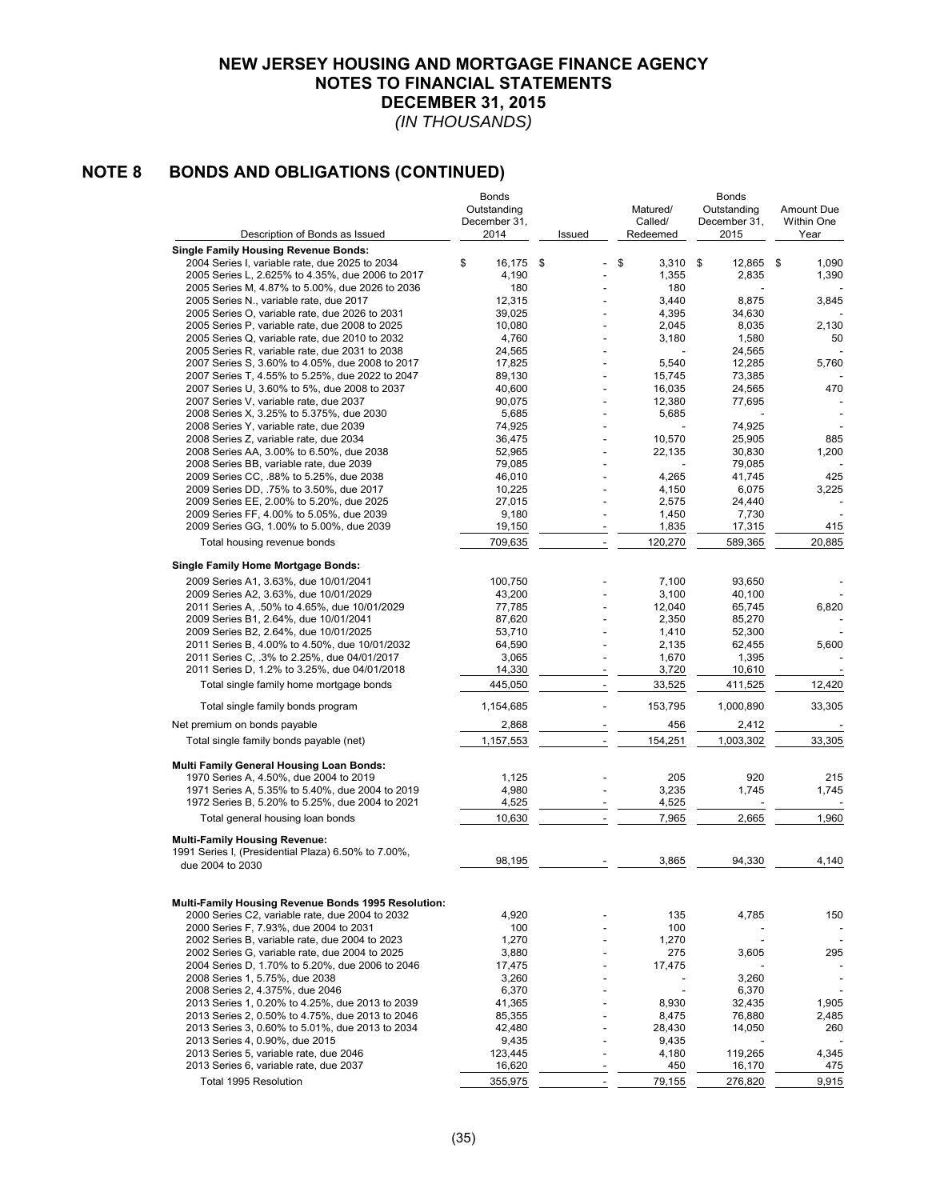# NEW JERSEY HOUSING AND MORTGAGE FINANCE AGENCY
# NOTES TO FINANCIAL STATEMENTS
# DECEMBER 31, 2015
*(IN THOUSANDS)*

## NOTE 8 BONDS AND OBLIGATIONS (CONTINUED)

| Description of Bonds as Issued | Bonds Outstanding December 31, 2014 | Issued | Matured/ Called/ Redeemed | Bonds Outstanding December 31, 2015 | Amount Due Within One Year |
|---|---|---|---|---|---|
| **Single Family Housing Revenue Bonds:** | | | | | |
| 2004 Series I, variable rate, due 2025 to 2034 | $ 16,175 | $ - | $ 3,310 | $ 12,865 | $ 1,090 |
| 2005 Series L, 2.625% to 4.35%, due 2006 to 2017 | 4,190 | - | 1,355 | 2,835 | 1,390 |
| 2005 Series M, 4.87% to 5.00%, due 2026 to 2036 | 180 | - | 180 | - | - |
| 2005 Series N., variable rate, due 2017 | 12,315 | - | 3,440 | 8,875 | 3,845 |
| 2005 Series O, variable rate, due 2026 to 2031 | 39,025 | - | 4,395 | 34,630 | - |
| 2005 Series P, variable rate, due 2008 to 2025 | 10,080 | - | 2,045 | 8,035 | 2,130 |
| 2005 Series Q, variable rate, due 2010 to 2032 | 4,760 | - | 3,180 | 1,580 | 50 |
| 2005 Series R, variable rate, due 2031 to 2038 | 24,565 | - | - | 24,565 | - |
| 2007 Series S, 3.60% to 4.05%, due 2008 to 2017 | 17,825 | - | 5,540 | 12,285 | 5,760 |
| 2007 Series T, 4.55% to 5.25%, due 2022 to 2047 | 89,130 | - | 15,745 | 73,385 | - |
| 2007 Series U, 3.60% to 5%, due 2008 to 2037 | 40,600 | - | 16,035 | 24,565 | 470 |
| 2007 Series V, variable rate, due 2037 | 90,075 | - | 12,380 | 77,695 | - |
| 2008 Series X, 3.25% to 5.375%, due 2030 | 5,685 | - | 5,685 | - | - |
| 2008 Series Y, variable rate, due 2039 | 74,925 | - | - | 74,925 | - |
| 2008 Series Z, variable rate, due 2034 | 36,475 | - | 10,570 | 25,905 | 885 |
| 2008 Series AA, 3.00% to 6.50%, due 2038 | 52,965 | - | 22,135 | 30,830 | 1,200 |
| 2008 Series BB, variable rate, due 2039 | 79,085 | - | - | 79,085 | - |
| 2009 Series CC, .88% to 5.25%, due 2038 | 46,010 | - | 4,265 | 41,745 | 425 |
| 2009 Series DD, .75% to 3.50%, due 2017 | 10,225 | - | 4,150 | 6,075 | 3,225 |
| 2009 Series EE, 2.00% to 5.20%, due 2025 | 27,015 | - | 2,575 | 24,440 | - |
| 2009 Series FF, 4.00% to 5.05%, due 2039 | 9,180 | - | 1,450 | 7,730 | - |
| 2009 Series GG, 1.00% to 5.00%, due 2039 | 19,150 | - | 1,835 | 17,315 | 415 |
| Total housing revenue bonds | 709,635 | - | 120,270 | 589,365 | 20,885 |
| **Single Family Home Mortgage Bonds:** | | | | | |
| 2009 Series A1, 3.63%, due 10/01/2041 | 100,750 | - | 7,100 | 93,650 | - |
| 2009 Series A2, 3.63%, due 10/01/2029 | 43,200 | - | 3,100 | 40,100 | - |
| 2011 Series A, .50% to 4.65%, due 10/01/2029 | 77,785 | - | 12,040 | 65,745 | 6,820 |
| 2009 Series B1, 2.64%, due 10/01/2041 | 87,620 | - | 2,350 | 85,270 | - |
| 2009 Series B2, 2.64%, due 10/01/2025 | 53,710 | - | 1,410 | 52,300 | - |
| 2011 Series B, 4.00% to 4.50%, due 10/01/2032 | 64,590 | - | 2,135 | 62,455 | 5,600 |
| 2011 Series C, .3% to 2.25%, due 04/01/2017 | 3,065 | - | 1,670 | 1,395 | - |
| 2011 Series D, 1.2% to 3.25%, due 04/01/2018 | 14,330 | - | 3,720 | 10,610 | - |
| Total single family home mortgage bonds | 445,050 | - | 33,525 | 411,525 | 12,420 |
| Total single family bonds program | 1,154,685 | - | 153,795 | 1,000,890 | 33,305 |
| Net premium on bonds payable | 2,868 | - | 456 | 2,412 | - |
| Total single family bonds payable (net) | 1,157,553 | - | 154,251 | 1,003,302 | 33,305 |
| **Multi Family General Housing Loan Bonds:** | | | | | |
| 1970 Series A, 4.50%, due 2004 to 2019 | 1,125 | - | 205 | 920 | 215 |
| 1971 Series A, 5.35% to 5.40%, due 2004 to 2019 | 4,980 | - | 3,235 | 1,745 | 1,745 |
| 1972 Series B, 5.20% to 5.25%, due 2004 to 2021 | 4,525 | - | 4,525 | - | - |
| Total general housing loan bonds | 10,630 | - | 7,965 | 2,665 | 1,960 |
| **Multi-Family Housing Revenue:** | | | | | |
| 1991 Series I, (Presidential Plaza) 6.50% to 7.00%, due 2004 to 2030 | 98,195 | - | 3,865 | 94,330 | 4,140 |
| **Multi-Family Housing Revenue Bonds 1995 Resolution:** | | | | | |
| 2000 Series C2, variable rate, due 2004 to 2032 | 4,920 | - | 135 | 4,785 | 150 |
| 2000 Series F, 7.93%, due 2004 to 2031 | 100 | - | 100 | - | - |
| 2002 Series B, variable rate, due 2004 to 2023 | 1,270 | - | 1,270 | - | - |
| 2002 Series G, variable rate, due 2004 to 2025 | 3,880 | - | 275 | 3,605 | 295 |
| 2004 Series D, 1.70% to 5.20%, due 2006 to 2046 | 17,475 | - | 17,475 | - | - |
| 2008 Series 1, 5.75%, due 2038 | 3,260 | - | - | 3,260 | - |
| 2008 Series 2, 4.375%, due 2046 | 6,370 | - | - | 6,370 | - |
| 2013 Series 1, 0.20% to 4.25%, due 2013 to 2039 | 41,365 | - | 8,930 | 32,435 | 1,905 |
| 2013 Series 2, 0.50% to 4.75%, due 2013 to 2046 | 85,355 | - | 8,475 | 76,880 | 2,485 |
| 2013 Series 3, 0.60% to 5.01%, due 2013 to 2034 | 42,480 | - | 28,430 | 14,050 | 260 |
| 2013 Series 4, 0.90%, due 2015 | 9,435 | - | 9,435 | - | - |
| 2013 Series 5, variable rate, due 2046 | 123,445 | - | 4,180 | 119,265 | 4,345 |
| 2013 Series 6, variable rate, due 2037 | 16,620 | - | 450 | 16,170 | 475 |
| Total 1995 Resolution | 355,975 | - | 79,155 | 276,820 | 9,915 |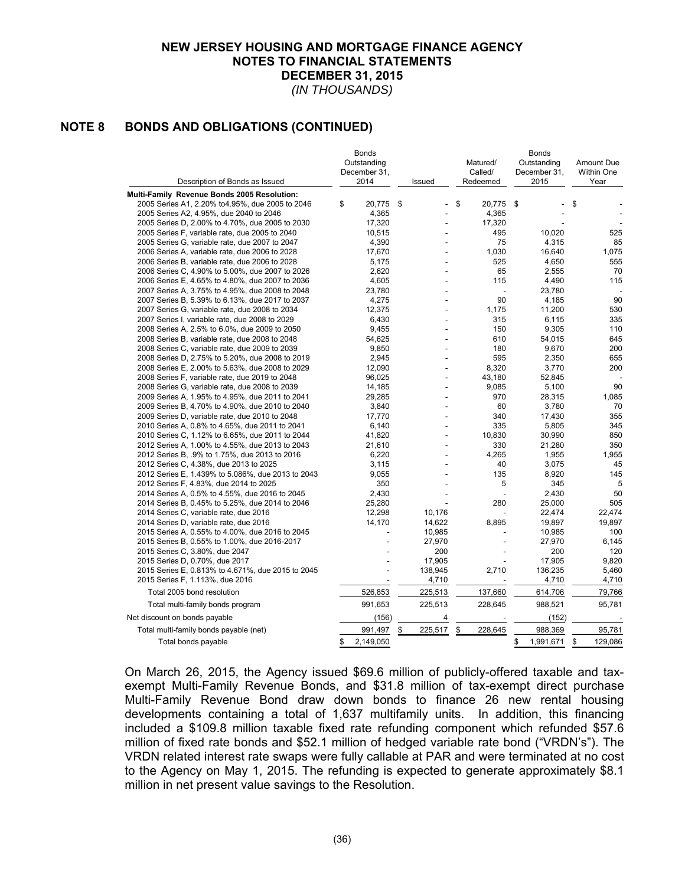# NEW JERSEY HOUSING AND MORTGAGE FINANCE AGENCY
## NOTES TO FINANCIAL STATEMENTS
## DECEMBER 31, 2015
*(IN THOUSANDS)*

## NOTE 8 BONDS AND OBLIGATIONS (CONTINUED)

| Description of Bonds as Issued | Bonds Outstanding December 31, 2014 | Issued | Matured/ Called/ Redeemed | Bonds Outstanding December 31, 2015 | Amount Due Within One Year |
|---|---|---|---|---|---|
| **Multi-Family Revenue Bonds 2005 Resolution:** | | | | | |
| 2005 Series A1, 2.20% to4.95%, due 2005 to 2046 | $ 20,775 | $ - | $ 20,775 | $ - | $ - |
| 2005 Series A2, 4.95%, due 2040 to 2046 | 4,365 | - | 4,365 | - | - |
| 2005 Series D, 2.00% to 4.70%, due 2005 to 2030 | 17,320 | - | 17,320 | - | - |
| 2005 Series F, variable rate, due 2005 to 2040 | 10,515 | - | 495 | 10,020 | 525 |
| 2005 Series G, variable rate, due 2007 to 2047 | 4,390 | - | 75 | 4,315 | 85 |
| 2006 Series A, variable rate, due 2006 to 2028 | 17,670 | - | 1,030 | 16,640 | 1,075 |
| 2006 Series B, variable rate, due 2006 to 2028 | 5,175 | - | 525 | 4,650 | 555 |
| 2006 Series C, 4.90% to 5.00%, due 2007 to 2026 | 2,620 | - | 65 | 2,555 | 70 |
| 2006 Series E, 4.65% to 4.80%, due 2007 to 2036 | 4,605 | - | 115 | 4,490 | 115 |
| 2007 Series A, 3.75% to 4.95%, due 2008 to 2048 | 23,780 | - | - | 23,780 | - |
| 2007 Series B, 5.39% to 6.13%, due 2017 to 2037 | 4,275 | - | 90 | 4,185 | 90 |
| 2007 Series G, variable rate, due 2008 to 2034 | 12,375 | - | 1,175 | 11,200 | 530 |
| 2007 Series I, variable rate, due 2008 to 2029 | 6,430 | - | 315 | 6,115 | 335 |
| 2008 Series A, 2.5% to 6.0%, due 2009 to 2050 | 9,455 | - | 150 | 9,305 | 110 |
| 2008 Series B, variable rate, due 2008 to 2048 | 54,625 | - | 610 | 54,015 | 645 |
| 2008 Series C, variable rate, due 2009 to 2039 | 9,850 | - | 180 | 9,670 | 200 |
| 2008 Series D, 2.75% to 5.20%, due 2008 to 2019 | 2,945 | - | 595 | 2,350 | 655 |
| 2008 Series E, 2.00% to 5.63%, due 2008 to 2029 | 12,090 | - | 8,320 | 3,770 | 200 |
| 2008 Series F, variable rate, due 2019 to 2048 | 96,025 | - | 43,180 | 52,845 | - |
| 2008 Series G, variable rate, due 2008 to 2039 | 14,185 | - | 9,085 | 5,100 | 90 |
| 2009 Series A, 1.95% to 4.95%, due 2011 to 2041 | 29,285 | - | 970 | 28,315 | 1,085 |
| 2009 Series B, 4.70% to 4.90%, due 2010 to 2040 | 3,840 | - | 60 | 3,780 | 70 |
| 2009 Series D, variable rate, due 2010 to 2048 | 17,770 | - | 340 | 17,430 | 355 |
| 2010 Series A, 0.8% to 4.65%, due 2011 to 2041 | 6,140 | - | 335 | 5,805 | 345 |
| 2010 Series C, 1.12% to 6.65%, due 2011 to 2044 | 41,820 | - | 10,830 | 30,990 | 850 |
| 2012 Series A, 1.00% to 4.55%, due 2013 to 2043 | 21,610 | - | 330 | 21,280 | 350 |
| 2012 Series B, .9% to 1.75%, due 2013 to 2016 | 6,220 | - | 4,265 | 1,955 | 1,955 |
| 2012 Series C, 4.38%, due 2013 to 2025 | 3,115 | - | 40 | 3,075 | 45 |
| 2012 Series E, 1.439% to 5.086%, due 2013 to 2043 | 9,055 | - | 135 | 8,920 | 145 |
| 2012 Series F, 4.83%, due 2014 to 2025 | 350 | - | 5 | 345 | 5 |
| 2014 Series A, 0.5% to 4.55%, due 2016 to 2045 | 2,430 | - | - | 2,430 | 50 |
| 2014 Series B, 0.45% to 5.25%, due 2014 to 2046 | 25,280 | - | 280 | 25,000 | 505 |
| 2014 Series C, variable rate, due 2016 | 12,298 | 10,176 | - | 22,474 | 22,474 |
| 2014 Series D, variable rate, due 2016 | 14,170 | 14,622 | 8,895 | 19,897 | 19,897 |
| 2015 Series A, 0.55% to 4.00%, due 2016 to 2045 | - | 10,985 | - | 10,985 | 100 |
| 2015 Series B, 0.55% to 1.00%, due 2016-2017 | - | 27,970 | - | 27,970 | 6,145 |
| 2015 Series C, 3.80%, due 2047 | - | 200 | - | 200 | 120 |
| 2015 Series D, 0.70%, due 2017 | - | 17,905 | - | 17,905 | 9,820 |
| 2015 Series E, 0.813% to 4.671%, due 2015 to 2045 | - | 138,945 | 2,710 | 136,235 | 5,460 |
| 2015 Series F, 1.113%, due 2016 | - | 4,710 | - | 4,710 | 4,710 |
| Total 2005 bond resolution | 526,853 | 225,513 | 137,660 | 614,706 | 79,766 |
| Total multi-family bonds program | 991,653 | 225,513 | 228,645 | 988,521 | 95,781 |
| Net discount on bonds payable | (156) | 4 | - | (152) | - |
| Total multi-family bonds payable (net) | 991,497 | $ 225,517 | $ 228,645 | 988,369 | 95,781 |
| Total bonds payable | $ 2,149,050 | | | $ 1,991,671 | $ 129,086 |

On March 26, 2015, the Agency issued $69.6 million of publicly-offered taxable and tax-exempt Multi-Family Revenue Bonds, and $31.8 million of tax-exempt direct purchase Multi-Family Revenue Bond draw down bonds to finance 26 new rental housing developments containing a total of 1,637 multifamily units. In addition, this financing included a $109.8 million taxable fixed rate refunding component which refunded $57.6 million of fixed rate bonds and $52.1 million of hedged variable rate bond ("VRDN's"). The VRDN related interest rate swaps were fully callable at PAR and were terminated at no cost to the Agency on May 1, 2015. The refunding is expected to generate approximately $8.1 million in net present value savings to the Resolution.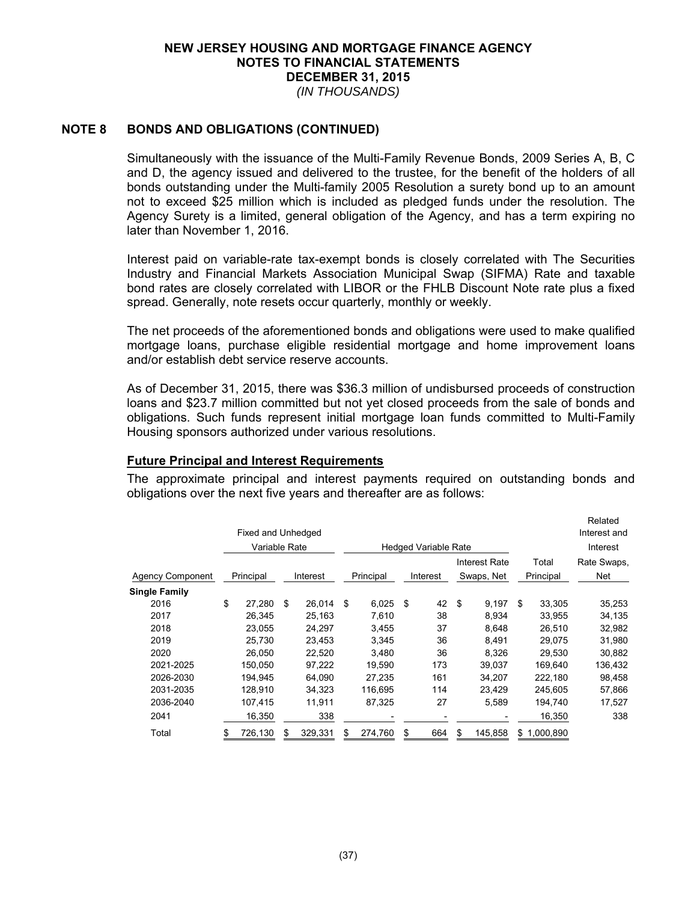## NOTE 8 BONDS AND OBLIGATIONS (CONTINUED)

Simultaneously with the issuance of the Multi-Family Revenue Bonds, 2009 Series A, B, C and D, the agency issued and delivered to the trustee, for the benefit of the holders of all bonds outstanding under the Multi-family 2005 Resolution a surety bond up to an amount not to exceed $25 million which is included as pledged funds under the resolution. The Agency Surety is a limited, general obligation of the Agency, and has a term expiring no later than November 1, 2016.

Interest paid on variable-rate tax-exempt bonds is closely correlated with The Securities Industry and Financial Markets Association Municipal Swap (SIFMA) Rate and taxable bond rates are closely correlated with LIBOR or the FHLB Discount Note rate plus a fixed spread. Generally, note resets occur quarterly, monthly or weekly.

The net proceeds of the aforementioned bonds and obligations were used to make qualified mortgage loans, purchase eligible residential mortgage and home improvement loans and/or establish debt service reserve accounts.

As of December 31, 2015, there was $36.3 million of undisbursed proceeds of construction loans and $23.7 million committed but not yet closed proceeds from the sale of bonds and obligations. Such funds represent initial mortgage loan funds committed to Multi-Family Housing sponsors authorized under various resolutions.

### Future Principal and Interest Requirements

The approximate principal and interest payments required on outstanding bonds and obligations over the next five years and thereafter are as follows:

| | Fixed and Unhedged Variable Rate | | Hedged Variable Rate | | | | Related Interest and Interest |
|---|---|---|---|---|---|---|---|
| Agency Component | Principal | Interest | Principal | Interest | Interest Rate Swaps, Net | Total Principal | Rate Swaps, Net |
| **Single Family** | | | | | | | |
| 2016 | $ 27,280 | $ 26,014 | $ 6,025 | $ 42 | $ 9,197 | $ 33,305 | 35,253 |
| 2017 | 26,345 | 25,163 | 7,610 | 38 | 8,934 | 33,955 | 34,135 |
| 2018 | 23,055 | 24,297 | 3,455 | 37 | 8,648 | 26,510 | 32,982 |
| 2019 | 25,730 | 23,453 | 3,345 | 36 | 8,491 | 29,075 | 31,980 |
| 2020 | 26,050 | 22,520 | 3,480 | 36 | 8,326 | 29,530 | 30,882 |
| 2021-2025 | 150,050 | 97,222 | 19,590 | 173 | 39,037 | 169,640 | 136,432 |
| 2026-2030 | 194,945 | 64,090 | 27,235 | 161 | 34,207 | 222,180 | 98,458 |
| 2031-2035 | 128,910 | 34,323 | 116,695 | 114 | 23,429 | 245,605 | 57,866 |
| 2036-2040 | 107,415 | 11,911 | 87,325 | 27 | 5,589 | 194,740 | 17,527 |
| 2041 | 16,350 | 338 | - | - | - | 16,350 | 338 |
| Total | $ 726,130 | $ 329,331 | $ 274,760 | $ 664 | $ 145,858 | $ 1,000,890 | |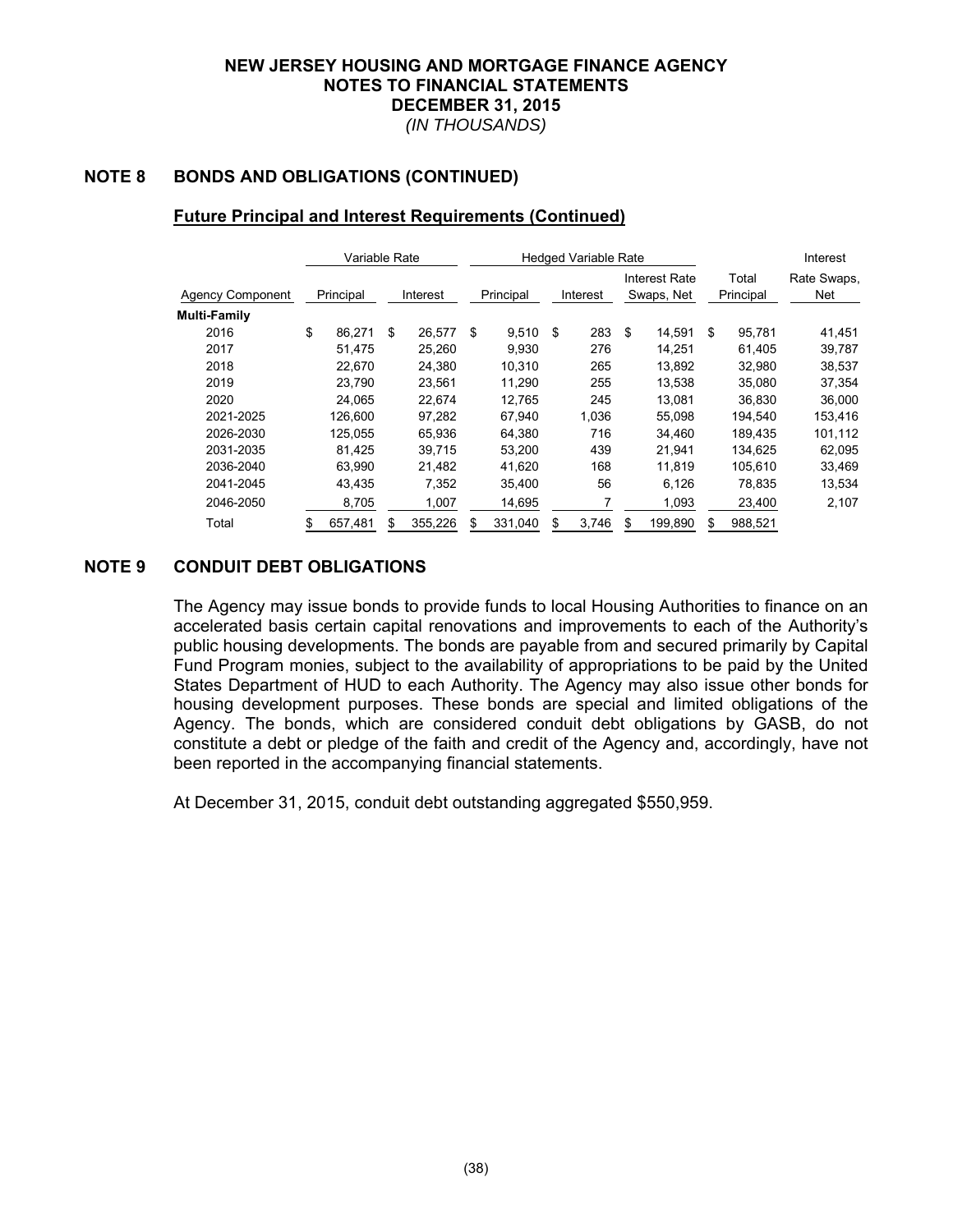# NEW JERSEY HOUSING AND MORTGAGE FINANCE AGENCY
## NOTES TO FINANCIAL STATEMENTS
## DECEMBER 31, 2015
*(IN THOUSANDS)*

## NOTE 8 BONDS AND OBLIGATIONS (CONTINUED)

### Future Principal and Interest Requirements (Continued)

| | Variable Rate | | Hedged Variable Rate | | | | Interest |
|---|---|---|---|---|---|---|---|
| Agency Component | Principal | Interest | Principal | Interest | Interest Rate Swaps, Net | Total Principal | Rate Swaps, Net |
| **Multi-Family** | | | | | | | |
| 2016 | $ 86,271 | $ 26,577 | $ 9,510 | $ 283 | $ 14,591 | $ 95,781 | 41,451 |
| 2017 | 51,475 | 25,260 | 9,930 | 276 | 14,251 | 61,405 | 39,787 |
| 2018 | 22,670 | 24,380 | 10,310 | 265 | 13,892 | 32,980 | 38,537 |
| 2019 | 23,790 | 23,561 | 11,290 | 255 | 13,538 | 35,080 | 37,354 |
| 2020 | 24,065 | 22,674 | 12,765 | 245 | 13,081 | 36,830 | 36,000 |
| 2021-2025 | 126,600 | 97,282 | 67,940 | 1,036 | 55,098 | 194,540 | 153,416 |
| 2026-2030 | 125,055 | 65,936 | 64,380 | 716 | 34,460 | 189,435 | 101,112 |
| 2031-2035 | 81,425 | 39,715 | 53,200 | 439 | 21,941 | 134,625 | 62,095 |
| 2036-2040 | 63,990 | 21,482 | 41,620 | 168 | 11,819 | 105,610 | 33,469 |
| 2041-2045 | 43,435 | 7,352 | 35,400 | 56 | 6,126 | 78,835 | 13,534 |
| 2046-2050 | 8,705 | 1,007 | 14,695 | 7 | 1,093 | 23,400 | 2,107 |
| Total | $ 657,481 | $ 355,226 | $ 331,040 | $ 3,746 | $ 199,890 | $ 988,521 | |

## NOTE 9 CONDUIT DEBT OBLIGATIONS

The Agency may issue bonds to provide funds to local Housing Authorities to finance on an accelerated basis certain capital renovations and improvements to each of the Authority's public housing developments. The bonds are payable from and secured primarily by Capital Fund Program monies, subject to the availability of appropriations to be paid by the United States Department of HUD to each Authority. The Agency may also issue other bonds for housing development purposes. These bonds are special and limited obligations of the Agency. The bonds, which are considered conduit debt obligations by GASB, do not constitute a debt or pledge of the faith and credit of the Agency and, accordingly, have not been reported in the accompanying financial statements.

At December 31, 2015, conduit debt outstanding aggregated $550,959.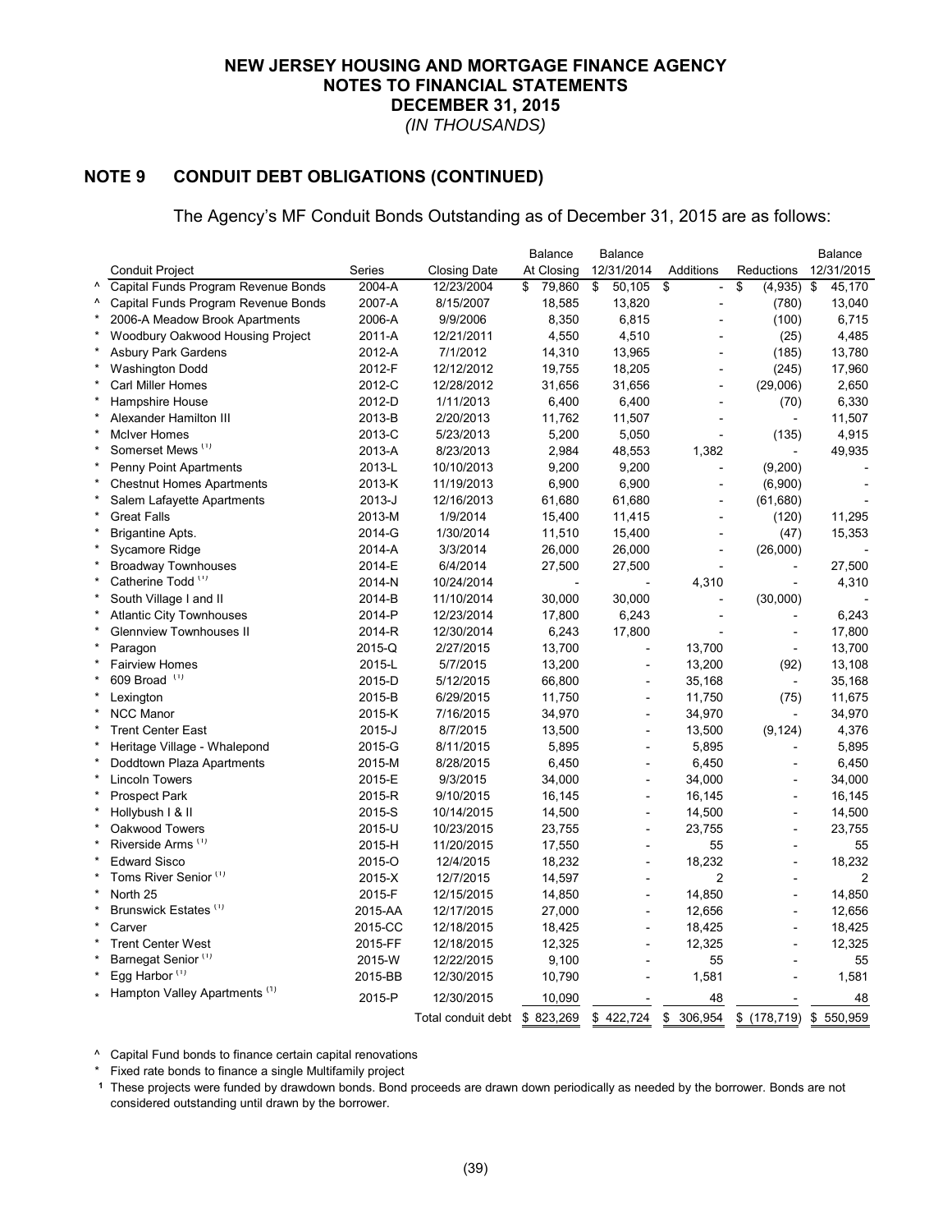# NEW JERSEY HOUSING AND MORTGAGE FINANCE AGENCY
## NOTES TO FINANCIAL STATEMENTS
## DECEMBER 31, 2015
*(IN THOUSANDS)*

## NOTE 9 CONDUIT DEBT OBLIGATIONS (CONTINUED)

The Agency's MF Conduit Bonds Outstanding as of December 31, 2015 are as follows:

| | Conduit Project | Series | Closing Date | Balance At Closing | Balance 12/31/2014 | Additions | Reductions | Balance 12/31/2015 |
|---|---|---|---|---|---|---|---|---|
| ^ | Capital Funds Program Revenue Bonds | 2004-A | 12/23/2004 | $ 79,860 | $ 50,105 | $ - | $ (4,935) | $ 45,170 |
| ^ | Capital Funds Program Revenue Bonds | 2007-A | 8/15/2007 | 18,585 | 13,820 | - | (780) | 13,040 |
| * | 2006-A Meadow Brook Apartments | 2006-A | 9/9/2006 | 8,350 | 6,815 | - | (100) | 6,715 |
| * | Woodbury Oakwood Housing Project | 2011-A | 12/21/2011 | 4,550 | 4,510 | - | (25) | 4,485 |
| * | Asbury Park Gardens | 2012-A | 7/1/2012 | 14,310 | 13,965 | - | (185) | 13,780 |
| * | Washington Dodd | 2012-F | 12/12/2012 | 19,755 | 18,205 | - | (245) | 17,960 |
| * | Carl Miller Homes | 2012-C | 12/28/2012 | 31,656 | 31,656 | - | (29,006) | 2,650 |
| * | Hampshire House | 2012-D | 1/11/2013 | 6,400 | 6,400 | - | (70) | 6,330 |
| * | Alexander Hamilton III | 2013-B | 2/20/2013 | 11,762 | 11,507 | - | - | 11,507 |
| * | McIver Homes | 2013-C | 5/23/2013 | 5,200 | 5,050 | - | (135) | 4,915 |
| * | Somerset Mews [1] | 2013-A | 8/23/2013 | 2,984 | 48,553 | 1,382 | - | 49,935 |
| * | Penny Point Apartments | 2013-L | 10/10/2013 | 9,200 | 9,200 | - | (9,200) | - |
| * | Chestnut Homes Apartments | 2013-K | 11/19/2013 | 6,900 | 6,900 | - | (6,900) | - |
| * | Salem Lafayette Apartments | 2013-J | 12/16/2013 | 61,680 | 61,680 | - | (61,680) | - |
| * | Great Falls | 2013-M | 1/9/2014 | 15,400 | 11,415 | - | (120) | 11,295 |
| * | Brigantine Apts. | 2014-G | 1/30/2014 | 11,510 | 15,400 | - | (47) | 15,353 |
| * | Sycamore Ridge | 2014-A | 3/3/2014 | 26,000 | 26,000 | - | (26,000) | - |
| * | Broadway Townhouses | 2014-E | 6/4/2014 | 27,500 | 27,500 | - | - | 27,500 |
| * | Catherine Todd [1] | 2014-N | 10/24/2014 | - | - | 4,310 | - | 4,310 |
| * | South Village I and II | 2014-B | 11/10/2014 | 30,000 | 30,000 | - | (30,000) | - |
| * | Atlantic City Townhouses | 2014-P | 12/23/2014 | 17,800 | 6,243 | - | - | 6,243 |
| * | Glennview Townhouses II | 2014-R | 12/30/2014 | 6,243 | 17,800 | - | - | 17,800 |
| * | Paragon | 2015-Q | 2/27/2015 | 13,700 | - | 13,700 | - | 13,700 |
| * | Fairview Homes | 2015-L | 5/7/2015 | 13,200 | - | 13,200 | (92) | 13,108 |
| * | 609 Broad [1] | 2015-D | 5/12/2015 | 66,800 | - | 35,168 | - | 35,168 |
| * | Lexington | 2015-B | 6/29/2015 | 11,750 | - | 11,750 | (75) | 11,675 |
| * | NCC Manor | 2015-K | 7/16/2015 | 34,970 | - | 34,970 | - | 34,970 |
| * | Trent Center East | 2015-J | 8/7/2015 | 13,500 | - | 13,500 | (9,124) | 4,376 |
| * | Heritage Village - Whalepond | 2015-G | 8/11/2015 | 5,895 | - | 5,895 | - | 5,895 |
| * | Doddtown Plaza Apartments | 2015-M | 8/28/2015 | 6,450 | - | 6,450 | - | 6,450 |
| * | Lincoln Towers | 2015-E | 9/3/2015 | 34,000 | - | 34,000 | - | 34,000 |
| * | Prospect Park | 2015-R | 9/10/2015 | 16,145 | - | 16,145 | - | 16,145 |
| * | Hollybush I & II | 2015-S | 10/14/2015 | 14,500 | - | 14,500 | - | 14,500 |
| * | Oakwood Towers | 2015-U | 10/23/2015 | 23,755 | - | 23,755 | - | 23,755 |
| * | Riverside Arms [1] | 2015-H | 11/20/2015 | 17,550 | - | 55 | - | 55 |
| * | Edward Sisco | 2015-O | 12/4/2015 | 18,232 | - | 18,232 | - | 18,232 |
| * | Toms River Senior [1] | 2015-X | 12/7/2015 | 14,597 | - | 2 | - | 2 |
| * | North 25 | 2015-F | 12/15/2015 | 14,850 | - | 14,850 | - | 14,850 |
| * | Brunswick Estates [1] | 2015-AA | 12/17/2015 | 27,000 | - | 12,656 | - | 12,656 |
| * | Carver | 2015-CC | 12/18/2015 | 18,425 | - | 18,425 | - | 18,425 |
| * | Trent Center West | 2015-FF | 12/18/2015 | 12,325 | - | 12,325 | - | 12,325 |
| * | Barnegat Senior [1] | 2015-W | 12/22/2015 | 9,100 | - | 55 | - | 55 |
| * | Egg Harbor [1] | 2015-BB | 12/30/2015 | 10,790 | - | 1,581 | - | 1,581 |
| * | Hampton Valley Apartments [1] | 2015-P | 12/30/2015 | 10,090 | - | 48 | - | 48 |
| | | | Total conduit debt | $ 823,269 | $ 422,724 | $ 306,954 | $ (178,719) | $ 550,959 |

^ Capital Fund bonds to finance certain capital renovations

\* Fixed rate bonds to finance a single Multifamily project

[1] These projects were funded by drawdown bonds. Bond proceeds are drawn down periodically as needed by the borrower. Bonds are not considered outstanding until drawn by the borrower.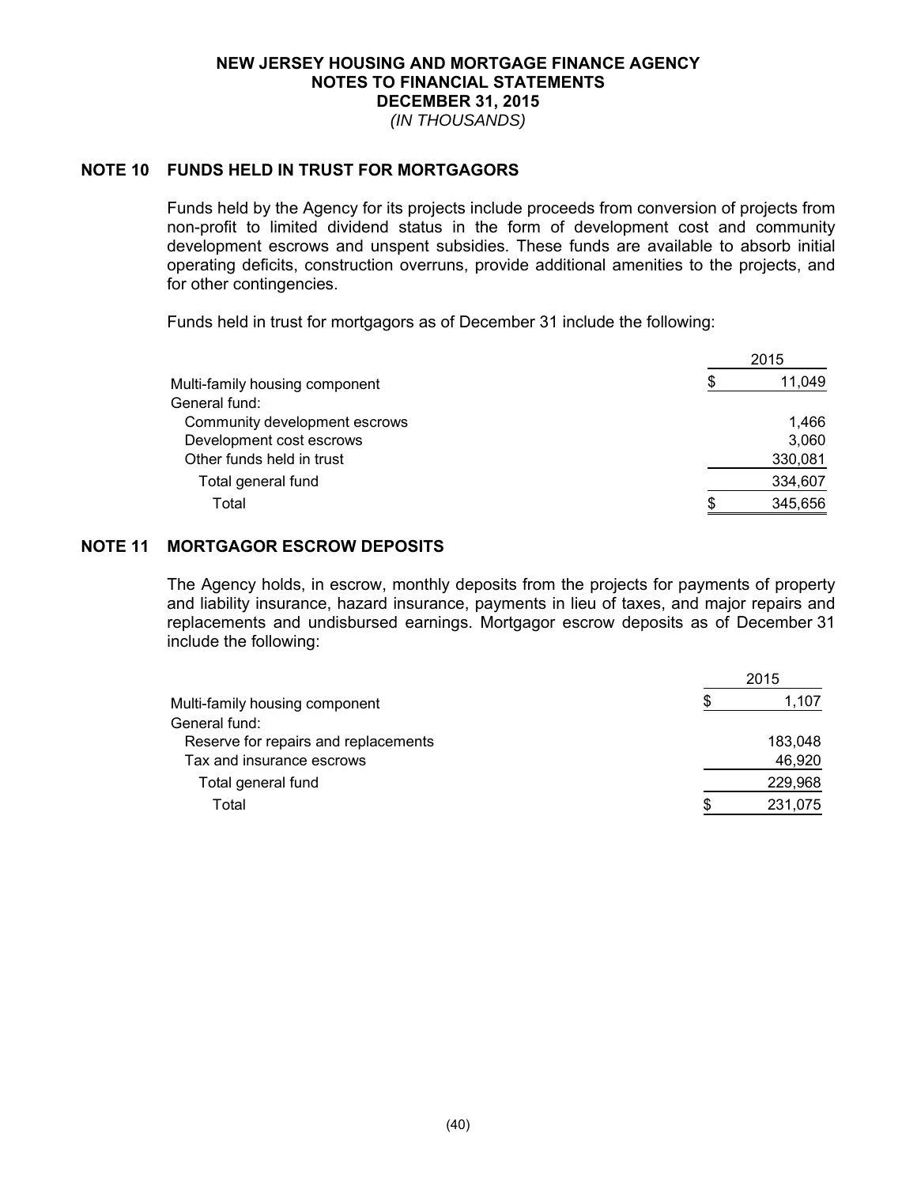# NEW JERSEY HOUSING AND MORTGAGE FINANCE AGENCY
## NOTES TO FINANCIAL STATEMENTS
## DECEMBER 31, 2015
*(IN THOUSANDS)*

### NOTE 10 FUNDS HELD IN TRUST FOR MORTGAGORS

Funds held by the Agency for its projects include proceeds from conversion of projects from non-profit to limited dividend status in the form of development cost and community development escrows and unspent subsidies. These funds are available to absorb initial operating deficits, construction overruns, provide additional amenities to the projects, and for other contingencies.

Funds held in trust for mortgagors as of December 31 include the following:

| | 2015 |
|---|---|
| Multi-family housing component | $ 11,049 |
| General fund: | |
| Community development escrows | 1,466 |
| Development cost escrows | 3,060 |
| Other funds held in trust | 330,081 |
| Total general fund | 334,607 |
| Total | $ 345,656 |

### NOTE 11 MORTGAGOR ESCROW DEPOSITS

The Agency holds, in escrow, monthly deposits from the projects for payments of property and liability insurance, hazard insurance, payments in lieu of taxes, and major repairs and replacements and undisbursed earnings. Mortgagor escrow deposits as of December 31 include the following:

| | 2015 |
|---|---|
| Multi-family housing component | $ 1,107 |
| General fund: | |
| Reserve for repairs and replacements | 183,048 |
| Tax and insurance escrows | 46,920 |
| Total general fund | 229,968 |
| Total | $ 231,075 |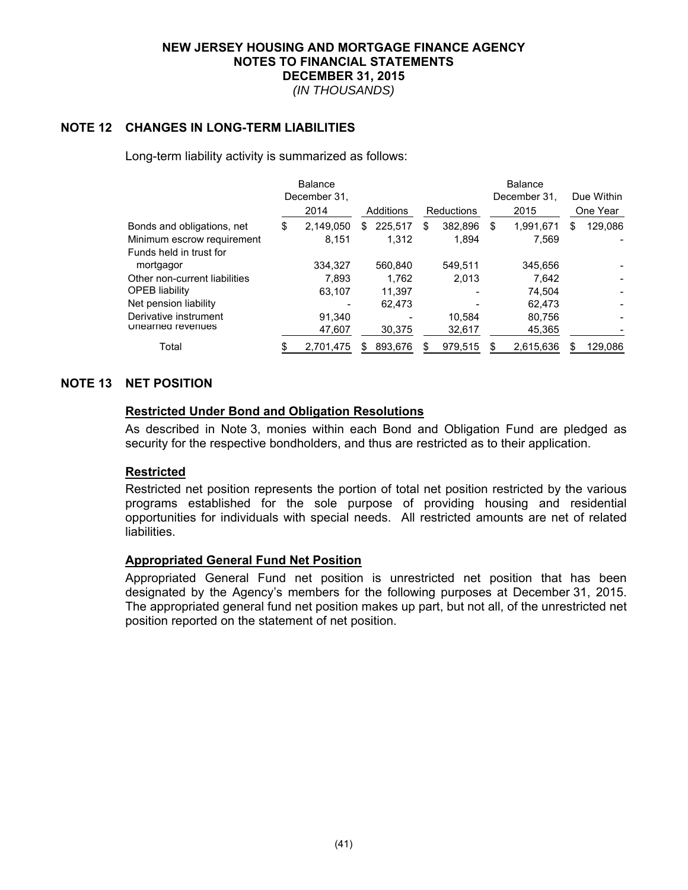**NEW JERSEY HOUSING AND MORTGAGE FINANCE AGENCY**
**NOTES TO FINANCIAL STATEMENTS**
**DECEMBER 31, 2015**
*(IN THOUSANDS)*

## NOTE 12 CHANGES IN LONG-TERM LIABILITIES

Long-term liability activity is summarized as follows:

| | Balance December 31, 2014 | Additions | Reductions | Balance December 31, 2015 | Due Within One Year |
|---|---|---|---|---|---|
| Bonds and obligations, net | $ 2,149,050 | $ 225,517 | $ 382,896 | $ 1,991,671 | $ 129,086 |
| Minimum escrow requirement | 8,151 | 1,312 | 1,894 | 7,569 | - |
| Funds held in trust for mortgagor | 334,327 | 560,840 | 549,511 | 345,656 | - |
| Other non-current liabilities | 7,893 | 1,762 | 2,013 | 7,642 | - |
| OPEB liability | 63,107 | 11,397 | - | 74,504 | - |
| Net pension liability | - | 62,473 | - | 62,473 | - |
| Derivative instrument | 91,340 | - | 10,584 | 80,756 | - |
| Unearned revenues | 47,607 | 30,375 | 32,617 | 45,365 | - |
| Total | $ 2,701,475 | $ 893,676 | $ 979,515 | $ 2,615,636 | $ 129,086 |

## NOTE 13 NET POSITION

**Restricted Under Bond and Obligation Resolutions**

As described in Note 3, monies within each Bond and Obligation Fund are pledged as security for the respective bondholders, and thus are restricted as to their application.

**Restricted**

Restricted net position represents the portion of total net position restricted by the various programs established for the sole purpose of providing housing and residential opportunities for individuals with special needs. All restricted amounts are net of related liabilities.

**Appropriated General Fund Net Position**

Appropriated General Fund net position is unrestricted net position that has been designated by the Agency's members for the following purposes at December 31, 2015. The appropriated general fund net position makes up part, but not all, of the unrestricted net position reported on the statement of net position.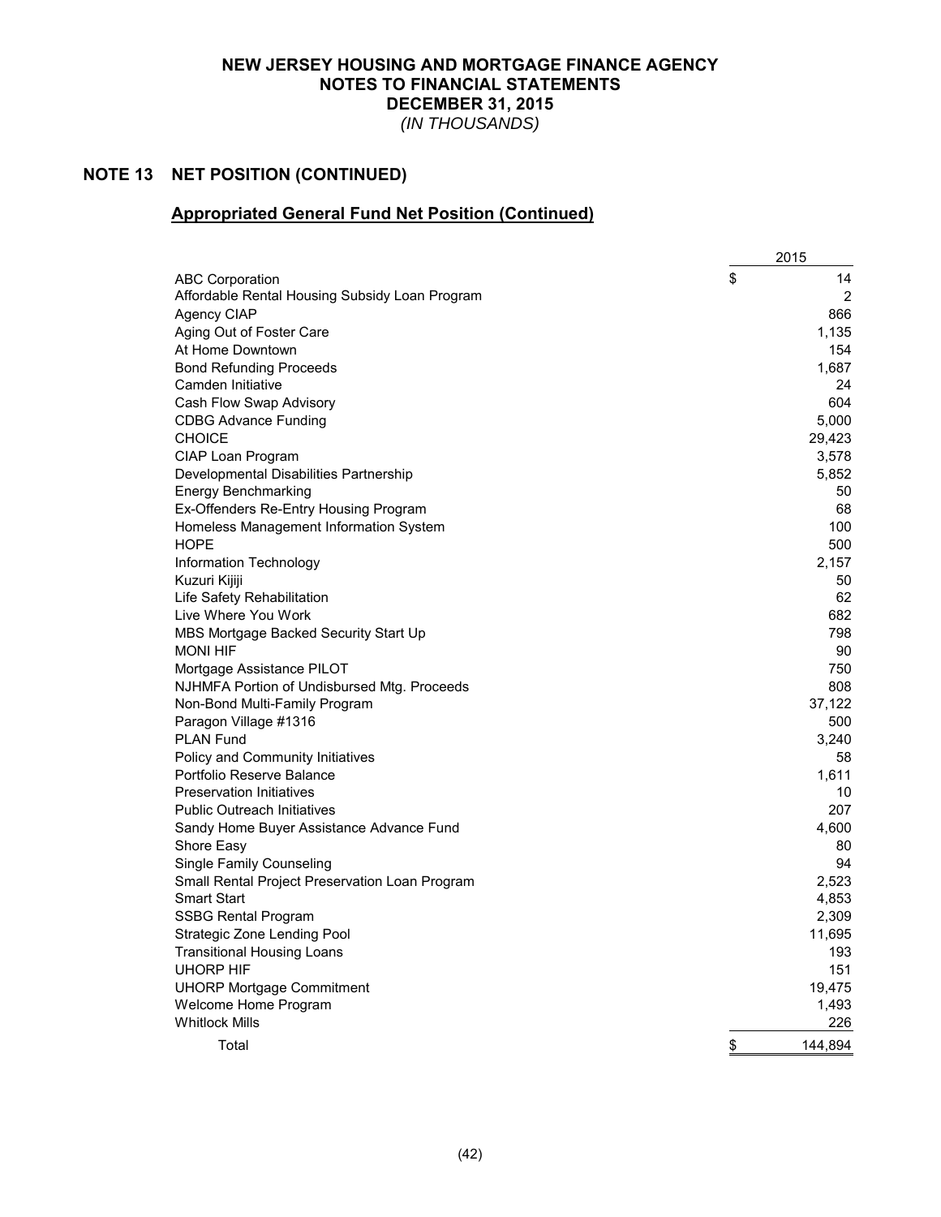NEW JERSEY HOUSING AND MORTGAGE FINANCE AGENCY
NOTES TO FINANCIAL STATEMENTS
DECEMBER 31, 2015
*(IN THOUSANDS)*

## NOTE 13 NET POSITION (CONTINUED)

### Appropriated General Fund Net Position (Continued)

| | 2015 |
|---|---|
| ABC Corporation | $ 14 |
| Affordable Rental Housing Subsidy Loan Program | 2 |
| Agency CIAP | 866 |
| Aging Out of Foster Care | 1,135 |
| At Home Downtown | 154 |
| Bond Refunding Proceeds | 1,687 |
| Camden Initiative | 24 |
| Cash Flow Swap Advisory | 604 |
| CDBG Advance Funding | 5,000 |
| CHOICE | 29,423 |
| CIAP Loan Program | 3,578 |
| Developmental Disabilities Partnership | 5,852 |
| Energy Benchmarking | 50 |
| Ex-Offenders Re-Entry Housing Program | 68 |
| Homeless Management Information System | 100 |
| HOPE | 500 |
| Information Technology | 2,157 |
| Kuzuri Kijiji | 50 |
| Life Safety Rehabilitation | 62 |
| Live Where You Work | 682 |
| MBS Mortgage Backed Security Start Up | 798 |
| MONI HIF | 90 |
| Mortgage Assistance PILOT | 750 |
| NJHMFA Portion of Undisbursed Mtg. Proceeds | 808 |
| Non-Bond Multi-Family Program | 37,122 |
| Paragon Village #1316 | 500 |
| PLAN Fund | 3,240 |
| Policy and Community Initiatives | 58 |
| Portfolio Reserve Balance | 1,611 |
| Preservation Initiatives | 10 |
| Public Outreach Initiatives | 207 |
| Sandy Home Buyer Assistance Advance Fund | 4,600 |
| Shore Easy | 80 |
| Single Family Counseling | 94 |
| Small Rental Project Preservation Loan Program | 2,523 |
| Smart Start | 4,853 |
| SSBG Rental Program | 2,309 |
| Strategic Zone Lending Pool | 11,695 |
| Transitional Housing Loans | 193 |
| UHORP HIF | 151 |
| UHORP Mortgage Commitment | 19,475 |
| Welcome Home Program | 1,493 |
| Whitlock Mills | 226 |
| Total | $ 144,894 |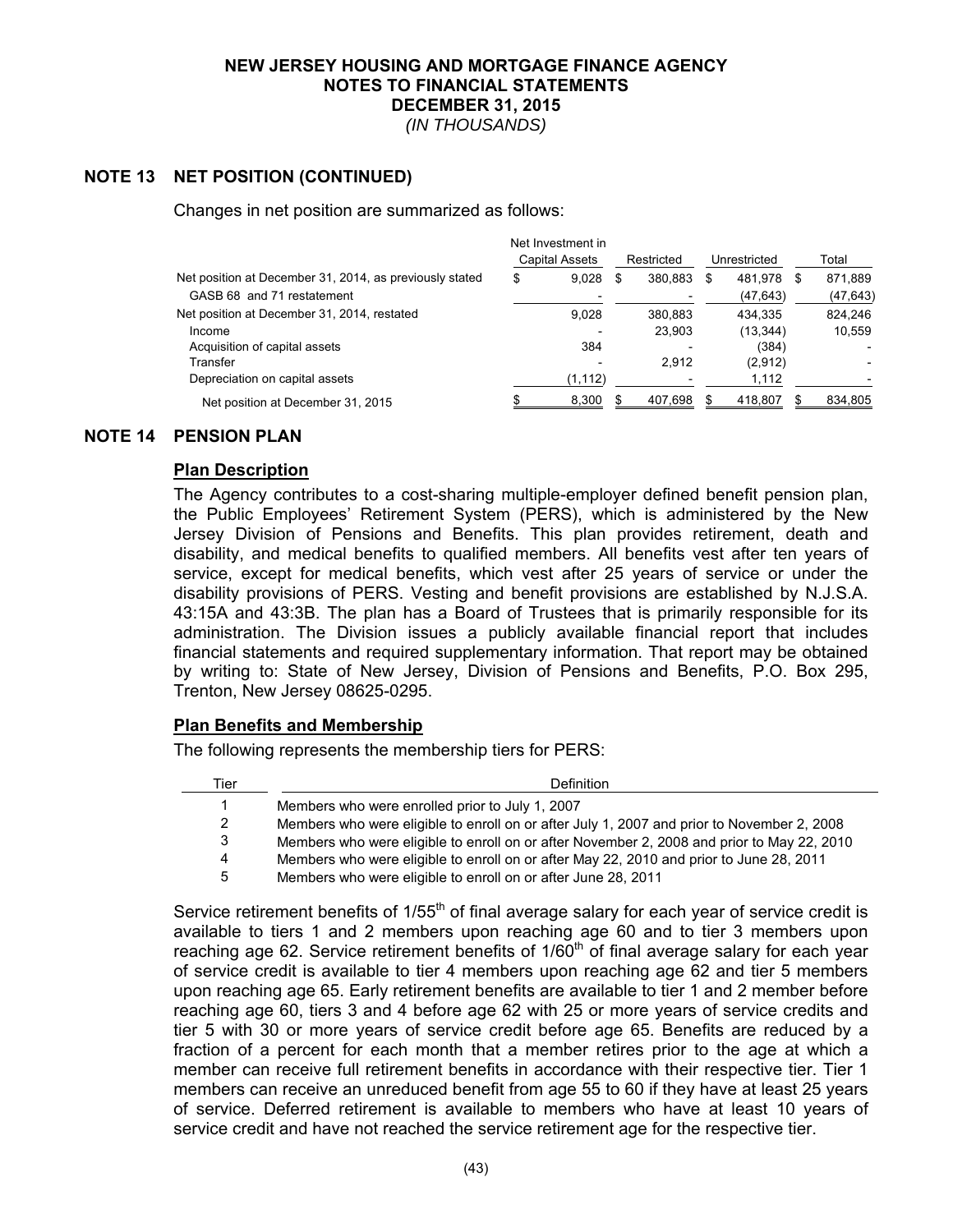# NEW JERSEY HOUSING AND MORTGAGE FINANCE AGENCY
## NOTES TO FINANCIAL STATEMENTS
## DECEMBER 31, 2015
*(IN THOUSANDS)*

## NOTE 13 NET POSITION (CONTINUED)

Changes in net position are summarized as follows:

| | Net Investment in Capital Assets | Restricted | Unrestricted | Total |
|---|---|---|---|---|
| Net position at December 31, 2014, as previously stated | $ 9,028 | $ 380,883 | $ 481,978 | $ 871,889 |
| GASB 68 and 71 restatement | - | - | (47,643) | (47,643) |
| Net position at December 31, 2014, restated | 9,028 | 380,883 | 434,335 | 824,246 |
| Income | - | 23,903 | (13,344) | 10,559 |
| Acquisition of capital assets | 384 | - | (384) | - |
| Transfer | - | 2,912 | (2,912) | - |
| Depreciation on capital assets | (1,112) | - | 1,112 | - |
| Net position at December 31, 2015 | $ 8,300 | $ 407,698 | $ 418,807 | $ 834,805 |

## NOTE 14 PENSION PLAN

### Plan Description

The Agency contributes to a cost-sharing multiple-employer defined benefit pension plan, the Public Employees' Retirement System (PERS), which is administered by the New Jersey Division of Pensions and Benefits. This plan provides retirement, death and disability, and medical benefits to qualified members. All benefits vest after ten years of service, except for medical benefits, which vest after 25 years of service or under the disability provisions of PERS. Vesting and benefit provisions are established by N.J.S.A. 43:15A and 43:3B. The plan has a Board of Trustees that is primarily responsible for its administration. The Division issues a publicly available financial report that includes financial statements and required supplementary information. That report may be obtained by writing to: State of New Jersey, Division of Pensions and Benefits, P.O. Box 295, Trenton, New Jersey 08625-0295.

### Plan Benefits and Membership

The following represents the membership tiers for PERS:

| Tier | Definition |
|---|---|
| 1 | Members who were enrolled prior to July 1, 2007 |
| 2 | Members who were eligible to enroll on or after July 1, 2007 and prior to November 2, 2008 |
| 3 | Members who were eligible to enroll on or after November 2, 2008 and prior to May 22, 2010 |
| 4 | Members who were eligible to enroll on or after May 22, 2010 and prior to June 28, 2011 |
| 5 | Members who were eligible to enroll on or after June 28, 2011 |

Service retirement benefits of 1/55th of final average salary for each year of service credit is available to tiers 1 and 2 members upon reaching age 60 and to tier 3 members upon reaching age 62. Service retirement benefits of 1/60th of final average salary for each year of service credit is available to tier 4 members upon reaching age 62 and tier 5 members upon reaching age 65. Early retirement benefits are available to tier 1 and 2 member before reaching age 60, tiers 3 and 4 before age 62 with 25 or more years of service credits and tier 5 with 30 or more years of service credit before age 65. Benefits are reduced by a fraction of a percent for each month that a member retires prior to the age at which a member can receive full retirement benefits in accordance with their respective tier. Tier 1 members can receive an unreduced benefit from age 55 to 60 if they have at least 25 years of service. Deferred retirement is available to members who have at least 10 years of service credit and have not reached the service retirement age for the respective tier.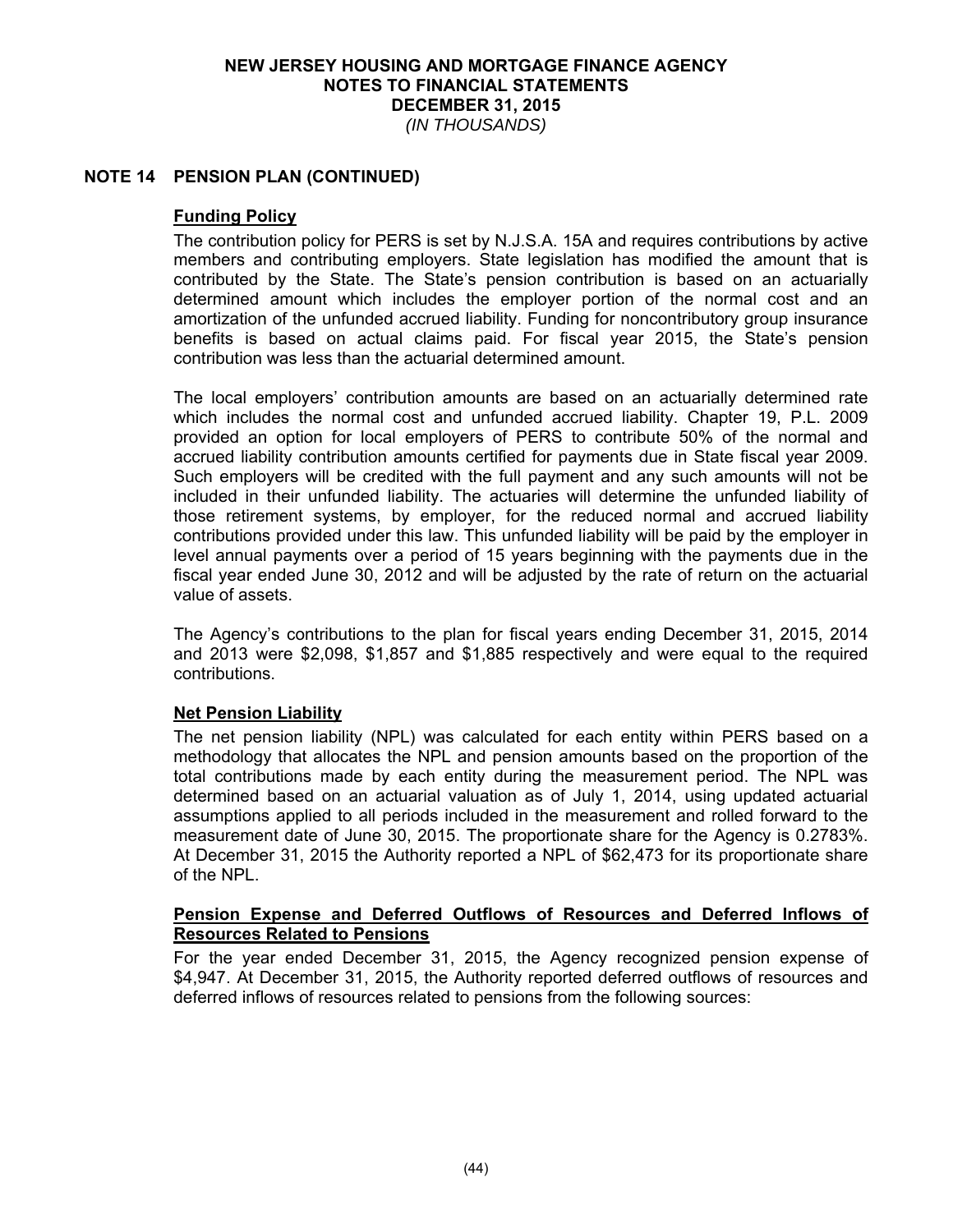# NEW JERSEY HOUSING AND MORTGAGE FINANCE AGENCY
## NOTES TO FINANCIAL STATEMENTS
## DECEMBER 31, 2015
*(IN THOUSANDS)*

## NOTE 14 PENSION PLAN (CONTINUED)

### Funding Policy

The contribution policy for PERS is set by N.J.S.A. 15A and requires contributions by active members and contributing employers. State legislation has modified the amount that is contributed by the State. The State's pension contribution is based on an actuarially determined amount which includes the employer portion of the normal cost and an amortization of the unfunded accrued liability. Funding for noncontributory group insurance benefits is based on actual claims paid. For fiscal year 2015, the State's pension contribution was less than the actuarial determined amount.

The local employers' contribution amounts are based on an actuarially determined rate which includes the normal cost and unfunded accrued liability. Chapter 19, P.L. 2009 provided an option for local employers of PERS to contribute 50% of the normal and accrued liability contribution amounts certified for payments due in State fiscal year 2009. Such employers will be credited with the full payment and any such amounts will not be included in their unfunded liability. The actuaries will determine the unfunded liability of those retirement systems, by employer, for the reduced normal and accrued liability contributions provided under this law. This unfunded liability will be paid by the employer in level annual payments over a period of 15 years beginning with the payments due in the fiscal year ended June 30, 2012 and will be adjusted by the rate of return on the actuarial value of assets.

The Agency's contributions to the plan for fiscal years ending December 31, 2015, 2014 and 2013 were $2,098, $1,857 and $1,885 respectively and were equal to the required contributions.

### Net Pension Liability

The net pension liability (NPL) was calculated for each entity within PERS based on a methodology that allocates the NPL and pension amounts based on the proportion of the total contributions made by each entity during the measurement period. The NPL was determined based on an actuarial valuation as of July 1, 2014, using updated actuarial assumptions applied to all periods included in the measurement and rolled forward to the measurement date of June 30, 2015. The proportionate share for the Agency is 0.2783%. At December 31, 2015 the Authority reported a NPL of $62,473 for its proportionate share of the NPL.

### Pension Expense and Deferred Outflows of Resources and Deferred Inflows of Resources Related to Pensions

For the year ended December 31, 2015, the Agency recognized pension expense of $4,947. At December 31, 2015, the Authority reported deferred outflows of resources and deferred inflows of resources related to pensions from the following sources: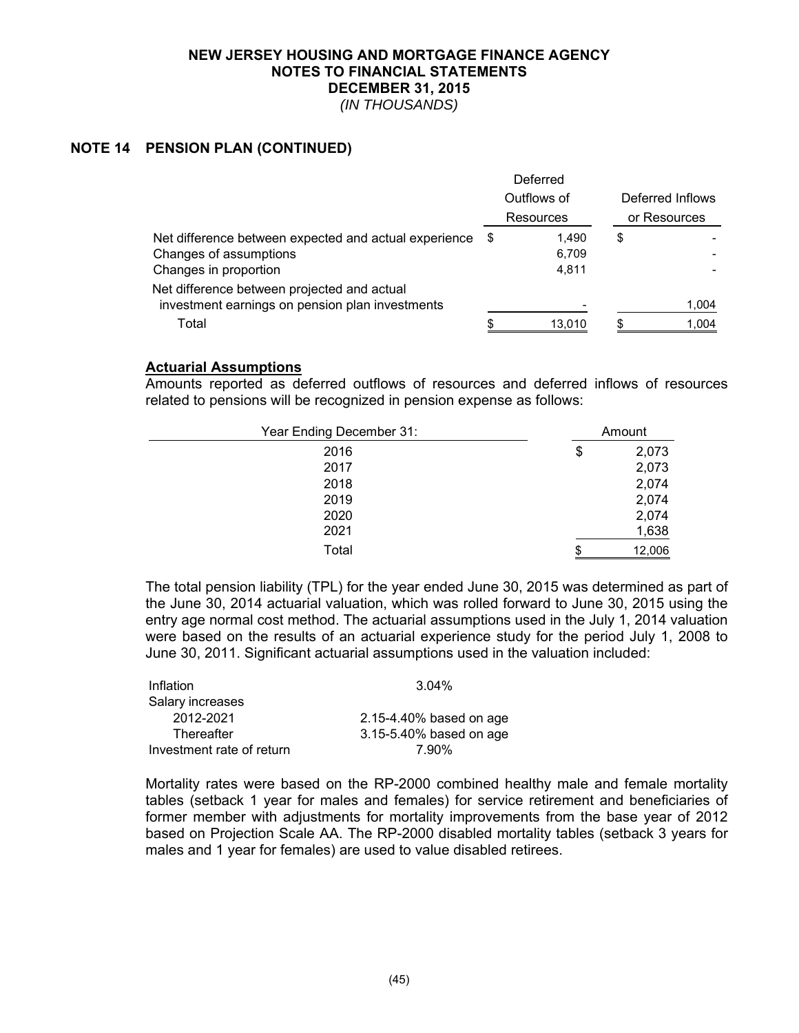**NEW JERSEY HOUSING AND MORTGAGE FINANCE AGENCY**
**NOTES TO FINANCIAL STATEMENTS**
**DECEMBER 31, 2015**
*(IN THOUSANDS)*

## NOTE 14 PENSION PLAN (CONTINUED)

| | Deferred Outflows of Resources | Deferred Inflows or Resources |
|---|---|---|
| Net difference between expected and actual experience | $ 1,490 | $ - |
| Changes of assumptions | 6,709 | - |
| Changes in proportion | 4,811 | - |
| Net difference between projected and actual investment earnings on pension plan investments | - | 1,004 |
| Total | $ 13,010 | $ 1,004 |

**Actuarial Assumptions**

Amounts reported as deferred outflows of resources and deferred inflows of resources related to pensions will be recognized in pension expense as follows:

| Year Ending December 31: | Amount |
|---|---|
| 2016 | $ 2,073 |
| 2017 | 2,073 |
| 2018 | 2,074 |
| 2019 | 2,074 |
| 2020 | 2,074 |
| 2021 | 1,638 |
| Total | $ 12,006 |

The total pension liability (TPL) for the year ended June 30, 2015 was determined as part of the June 30, 2014 actuarial valuation, which was rolled forward to June 30, 2015 using the entry age normal cost method. The actuarial assumptions used in the July 1, 2014 valuation were based on the results of an actuarial experience study for the period July 1, 2008 to June 30, 2011. Significant actuarial assumptions used in the valuation included:

| | |
|---|---|
| Inflation | 3.04% |
| Salary increases | |
| 2012-2021 | 2.15-4.40% based on age |
| Thereafter | 3.15-5.40% based on age |
| Investment rate of return | 7.90% |

Mortality rates were based on the RP-2000 combined healthy male and female mortality tables (setback 1 year for males and females) for service retirement and beneficiaries of former member with adjustments for mortality improvements from the base year of 2012 based on Projection Scale AA. The RP-2000 disabled mortality tables (setback 3 years for males and 1 year for females) are used to value disabled retirees.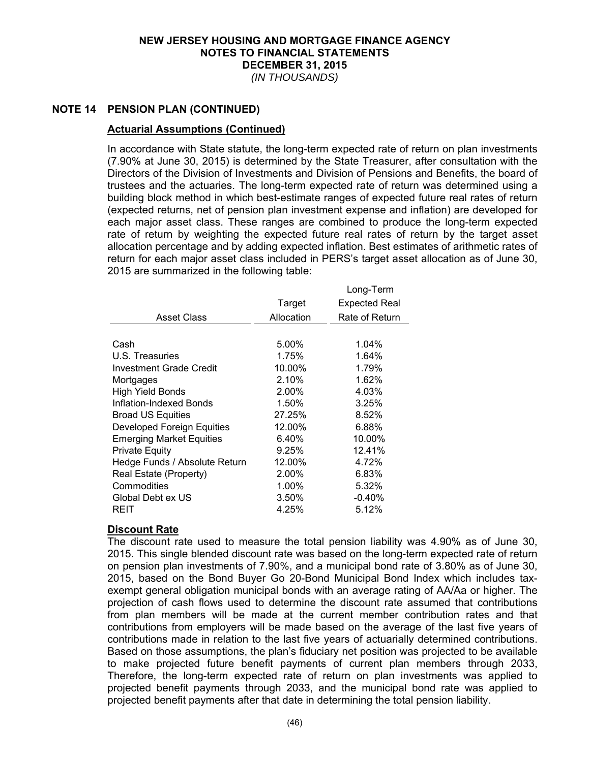## NOTE 14 PENSION PLAN (CONTINUED)

### Actuarial Assumptions (Continued)

In accordance with State statute, the long-term expected rate of return on plan investments (7.90% at June 30, 2015) is determined by the State Treasurer, after consultation with the Directors of the Division of Investments and Division of Pensions and Benefits, the board of trustees and the actuaries. The long-term expected rate of return was determined using a building block method in which best-estimate ranges of expected future real rates of return (expected returns, net of pension plan investment expense and inflation) are developed for each major asset class. These ranges are combined to produce the long-term expected rate of return by weighting the expected future real rates of return by the target asset allocation percentage and by adding expected inflation. Best estimates of arithmetic rates of return for each major asset class included in PERS's target asset allocation as of June 30, 2015 are summarized in the following table:

| Asset Class | Target Allocation | Long-Term Expected Real Rate of Return |
|---|---|---|
| Cash | 5.00% | 1.04% |
| U.S. Treasuries | 1.75% | 1.64% |
| Investment Grade Credit | 10.00% | 1.79% |
| Mortgages | 2.10% | 1.62% |
| High Yield Bonds | 2.00% | 4.03% |
| Inflation-Indexed Bonds | 1.50% | 3.25% |
| Broad US Equities | 27.25% | 8.52% |
| Developed Foreign Equities | 12.00% | 6.88% |
| Emerging Market Equities | 6.40% | 10.00% |
| Private Equity | 9.25% | 12.41% |
| Hedge Funds / Absolute Return | 12.00% | 4.72% |
| Real Estate (Property) | 2.00% | 6.83% |
| Commodities | 1.00% | 5.32% |
| Global Debt ex US | 3.50% | -0.40% |
| REIT | 4.25% | 5.12% |

### Discount Rate

The discount rate used to measure the total pension liability was 4.90% as of June 30, 2015. This single blended discount rate was based on the long-term expected rate of return on pension plan investments of 7.90%, and a municipal bond rate of 3.80% as of June 30, 2015, based on the Bond Buyer Go 20-Bond Municipal Bond Index which includes tax-exempt general obligation municipal bonds with an average rating of AA/Aa or higher. The projection of cash flows used to determine the discount rate assumed that contributions from plan members will be made at the current member contribution rates and that contributions from employers will be made based on the average of the last five years of contributions made in relation to the last five years of actuarially determined contributions. Based on those assumptions, the plan's fiduciary net position was projected to be available to make projected future benefit payments of current plan members through 2033, Therefore, the long-term expected rate of return on plan investments was applied to projected benefit payments through 2033, and the municipal bond rate was applied to projected benefit payments after that date in determining the total pension liability.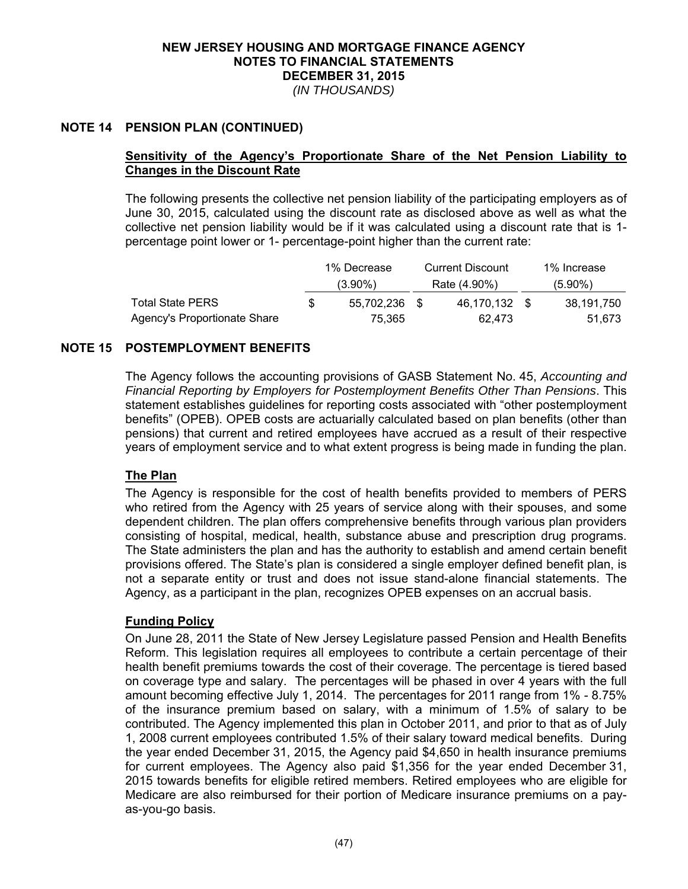## NOTE 14 PENSION PLAN (CONTINUED)

### Sensitivity of the Agency's Proportionate Share of the Net Pension Liability to Changes in the Discount Rate

The following presents the collective net pension liability of the participating employers as of June 30, 2015, calculated using the discount rate as disclosed above as well as what the collective net pension liability would be if it was calculated using a discount rate that is 1-percentage point lower or 1- percentage-point higher than the current rate:

| | 1% Decrease (3.90%) | Current Discount Rate (4.90%) | 1% Increase (5.90%) |
|---|---|---|---|
| Total State PERS | $ 55,702,236 | $ 46,170,132 | $ 38,191,750 |
| Agency's Proportionate Share | 75,365 | 62,473 | 51,673 |

## NOTE 15 POSTEMPLOYMENT BENEFITS

The Agency follows the accounting provisions of GASB Statement No. 45, *Accounting and Financial Reporting by Employers for Postemployment Benefits Other Than Pensions*. This statement establishes guidelines for reporting costs associated with "other postemployment benefits" (OPEB). OPEB costs are actuarially calculated based on plan benefits (other than pensions) that current and retired employees have accrued as a result of their respective years of employment service and to what extent progress is being made in funding the plan.

### The Plan

The Agency is responsible for the cost of health benefits provided to members of PERS who retired from the Agency with 25 years of service along with their spouses, and some dependent children. The plan offers comprehensive benefits through various plan providers consisting of hospital, medical, health, substance abuse and prescription drug programs. The State administers the plan and has the authority to establish and amend certain benefit provisions offered. The State's plan is considered a single employer defined benefit plan, is not a separate entity or trust and does not issue stand-alone financial statements. The Agency, as a participant in the plan, recognizes OPEB expenses on an accrual basis.

### Funding Policy

On June 28, 2011 the State of New Jersey Legislature passed Pension and Health Benefits Reform. This legislation requires all employees to contribute a certain percentage of their health benefit premiums towards the cost of their coverage. The percentage is tiered based on coverage type and salary. The percentages will be phased in over 4 years with the full amount becoming effective July 1, 2014. The percentages for 2011 range from 1% - 8.75% of the insurance premium based on salary, with a minimum of 1.5% of salary to be contributed. The Agency implemented this plan in October 2011, and prior to that as of July 1, 2008 current employees contributed 1.5% of their salary toward medical benefits. During the year ended December 31, 2015, the Agency paid $4,650 in health insurance premiums for current employees. The Agency also paid $1,356 for the year ended December 31, 2015 towards benefits for eligible retired members. Retired employees who are eligible for Medicare are also reimbursed for their portion of Medicare insurance premiums on a pay-as-you-go basis.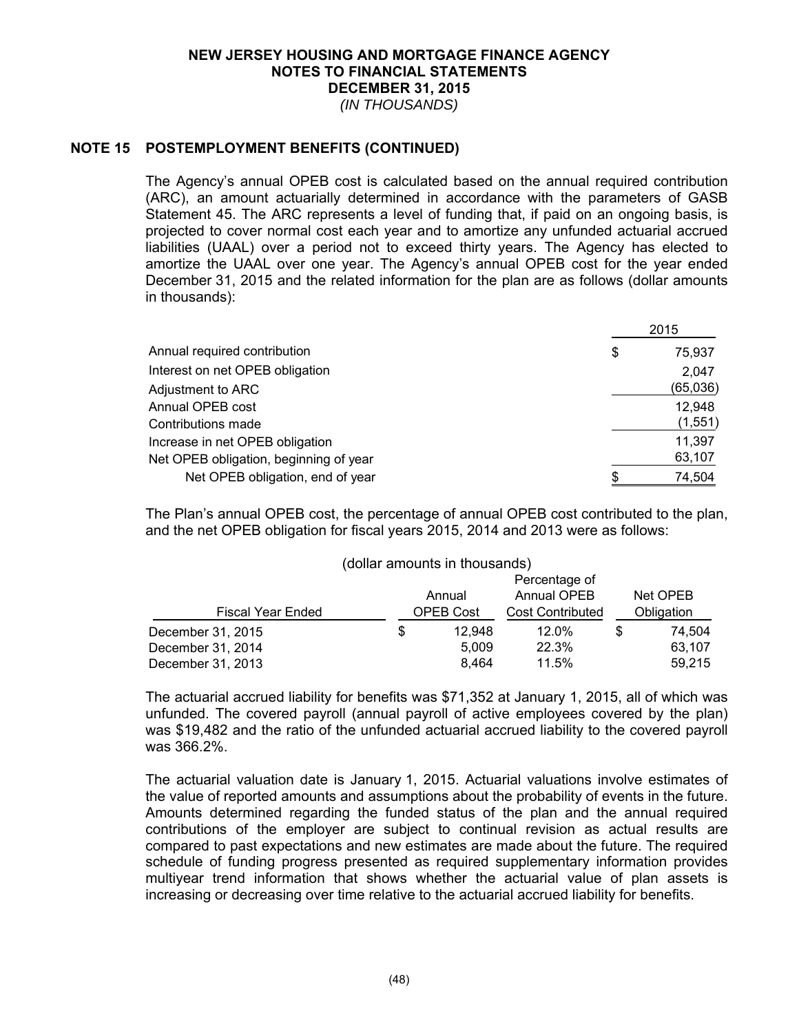# NEW JERSEY HOUSING AND MORTGAGE FINANCE AGENCY
## NOTES TO FINANCIAL STATEMENTS
## DECEMBER 31, 2015
*(IN THOUSANDS)*

## NOTE 15 POSTEMPLOYMENT BENEFITS (CONTINUED)

The Agency's annual OPEB cost is calculated based on the annual required contribution (ARC), an amount actuarially determined in accordance with the parameters of GASB Statement 45. The ARC represents a level of funding that, if paid on an ongoing basis, is projected to cover normal cost each year and to amortize any unfunded actuarial accrued liabilities (UAAL) over a period not to exceed thirty years. The Agency has elected to amortize the UAAL over one year. The Agency's annual OPEB cost for the year ended December 31, 2015 and the related information for the plan are as follows (dollar amounts in thousands):

| | 2015 |
|---|---|
| Annual required contribution | $ 75,937 |
| Interest on net OPEB obligation | 2,047 |
| Adjustment to ARC | (65,036) |
| Annual OPEB cost | 12,948 |
| Contributions made | (1,551) |
| Increase in net OPEB obligation | 11,397 |
| Net OPEB obligation, beginning of year | 63,107 |
| Net OPEB obligation, end of year | $ 74,504 |

The Plan's annual OPEB cost, the percentage of annual OPEB cost contributed to the plan, and the net OPEB obligation for fiscal years 2015, 2014 and 2013 were as follows:

(dollar amounts in thousands)

| Fiscal Year Ended | Annual OPEB Cost | Percentage of Annual OPEB Cost Contributed | Net OPEB Obligation |
|---|---|---|---|
| December 31, 2015 | $ 12,948 | 12.0% | $ 74,504 |
| December 31, 2014 | 5,009 | 22.3% | 63,107 |
| December 31, 2013 | 8,464 | 11.5% | 59,215 |

The actuarial accrued liability for benefits was $71,352 at January 1, 2015, all of which was unfunded. The covered payroll (annual payroll of active employees covered by the plan) was $19,482 and the ratio of the unfunded actuarial accrued liability to the covered payroll was 366.2%.

The actuarial valuation date is January 1, 2015. Actuarial valuations involve estimates of the value of reported amounts and assumptions about the probability of events in the future. Amounts determined regarding the funded status of the plan and the annual required contributions of the employer are subject to continual revision as actual results are compared to past expectations and new estimates are made about the future. The required schedule of funding progress presented as required supplementary information provides multiyear trend information that shows whether the actuarial value of plan assets is increasing or decreasing over time relative to the actuarial accrued liability for benefits.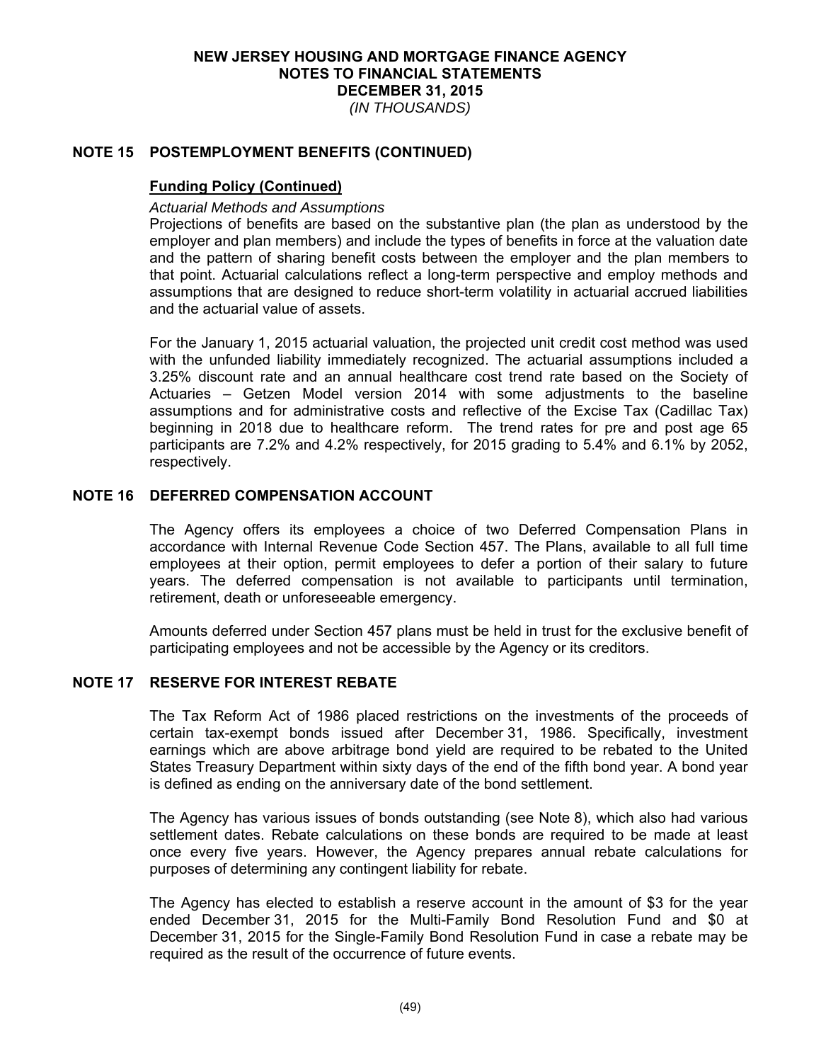## NOTE 15 POSTEMPLOYMENT BENEFITS (CONTINUED)

### Funding Policy (Continued)

*Actuarial Methods and Assumptions*

Projections of benefits are based on the substantive plan (the plan as understood by the employer and plan members) and include the types of benefits in force at the valuation date and the pattern of sharing benefit costs between the employer and the plan members to that point. Actuarial calculations reflect a long-term perspective and employ methods and assumptions that are designed to reduce short-term volatility in actuarial accrued liabilities and the actuarial value of assets.

For the January 1, 2015 actuarial valuation, the projected unit credit cost method was used with the unfunded liability immediately recognized. The actuarial assumptions included a 3.25% discount rate and an annual healthcare cost trend rate based on the Society of Actuaries – Getzen Model version 2014 with some adjustments to the baseline assumptions and for administrative costs and reflective of the Excise Tax (Cadillac Tax) beginning in 2018 due to healthcare reform. The trend rates for pre and post age 65 participants are 7.2% and 4.2% respectively, for 2015 grading to 5.4% and 6.1% by 2052, respectively.

## NOTE 16 DEFERRED COMPENSATION ACCOUNT

The Agency offers its employees a choice of two Deferred Compensation Plans in accordance with Internal Revenue Code Section 457. The Plans, available to all full time employees at their option, permit employees to defer a portion of their salary to future years. The deferred compensation is not available to participants until termination, retirement, death or unforeseeable emergency.

Amounts deferred under Section 457 plans must be held in trust for the exclusive benefit of participating employees and not be accessible by the Agency or its creditors.

## NOTE 17 RESERVE FOR INTEREST REBATE

The Tax Reform Act of 1986 placed restrictions on the investments of the proceeds of certain tax-exempt bonds issued after December 31, 1986. Specifically, investment earnings which are above arbitrage bond yield are required to be rebated to the United States Treasury Department within sixty days of the end of the fifth bond year. A bond year is defined as ending on the anniversary date of the bond settlement.

The Agency has various issues of bonds outstanding (see Note 8), which also had various settlement dates. Rebate calculations on these bonds are required to be made at least once every five years. However, the Agency prepares annual rebate calculations for purposes of determining any contingent liability for rebate.

The Agency has elected to establish a reserve account in the amount of $3 for the year ended December 31, 2015 for the Multi-Family Bond Resolution Fund and $0 at December 31, 2015 for the Single-Family Bond Resolution Fund in case a rebate may be required as the result of the occurrence of future events.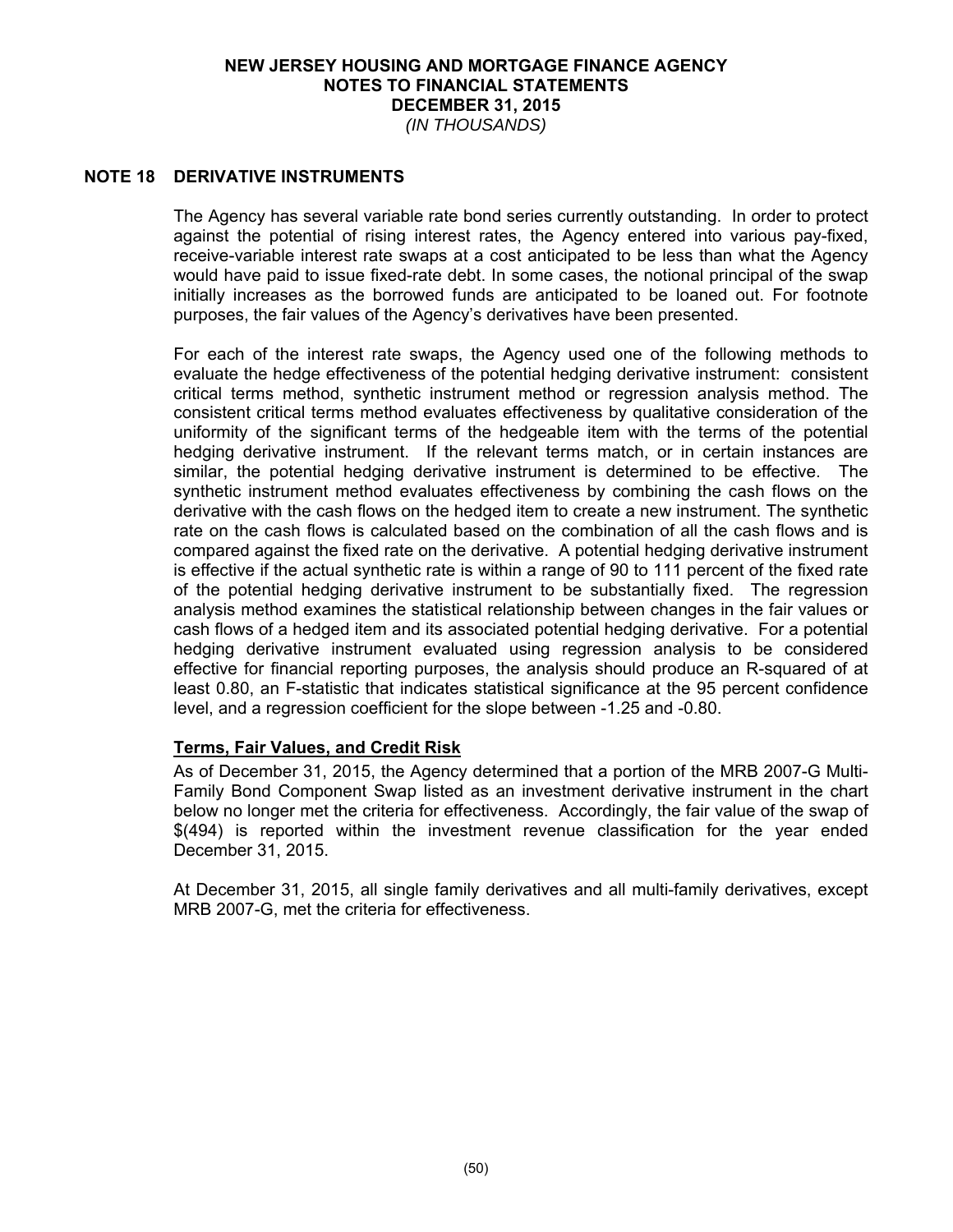# NOTE 18 DERIVATIVE INSTRUMENTS

The Agency has several variable rate bond series currently outstanding. In order to protect against the potential of rising interest rates, the Agency entered into various pay-fixed, receive-variable interest rate swaps at a cost anticipated to be less than what the Agency would have paid to issue fixed-rate debt. In some cases, the notional principal of the swap initially increases as the borrowed funds are anticipated to be loaned out. For footnote purposes, the fair values of the Agency's derivatives have been presented.

For each of the interest rate swaps, the Agency used one of the following methods to evaluate the hedge effectiveness of the potential hedging derivative instrument: consistent critical terms method, synthetic instrument method or regression analysis method. The consistent critical terms method evaluates effectiveness by qualitative consideration of the uniformity of the significant terms of the hedgeable item with the terms of the potential hedging derivative instrument. If the relevant terms match, or in certain instances are similar, the potential hedging derivative instrument is determined to be effective. The synthetic instrument method evaluates effectiveness by combining the cash flows on the derivative with the cash flows on the hedged item to create a new instrument. The synthetic rate on the cash flows is calculated based on the combination of all the cash flows and is compared against the fixed rate on the derivative. A potential hedging derivative instrument is effective if the actual synthetic rate is within a range of 90 to 111 percent of the fixed rate of the potential hedging derivative instrument to be substantially fixed. The regression analysis method examines the statistical relationship between changes in the fair values or cash flows of a hedged item and its associated potential hedging derivative. For a potential hedging derivative instrument evaluated using regression analysis to be considered effective for financial reporting purposes, the analysis should produce an R-squared of at least 0.80, an F-statistic that indicates statistical significance at the 95 percent confidence level, and a regression coefficient for the slope between -1.25 and -0.80.

**Terms, Fair Values, and Credit Risk**

As of December 31, 2015, the Agency determined that a portion of the MRB 2007-G Multi-Family Bond Component Swap listed as an investment derivative instrument in the chart below no longer met the criteria for effectiveness. Accordingly, the fair value of the swap of $(494) is reported within the investment revenue classification for the year ended December 31, 2015.

At December 31, 2015, all single family derivatives and all multi-family derivatives, except MRB 2007-G, met the criteria for effectiveness.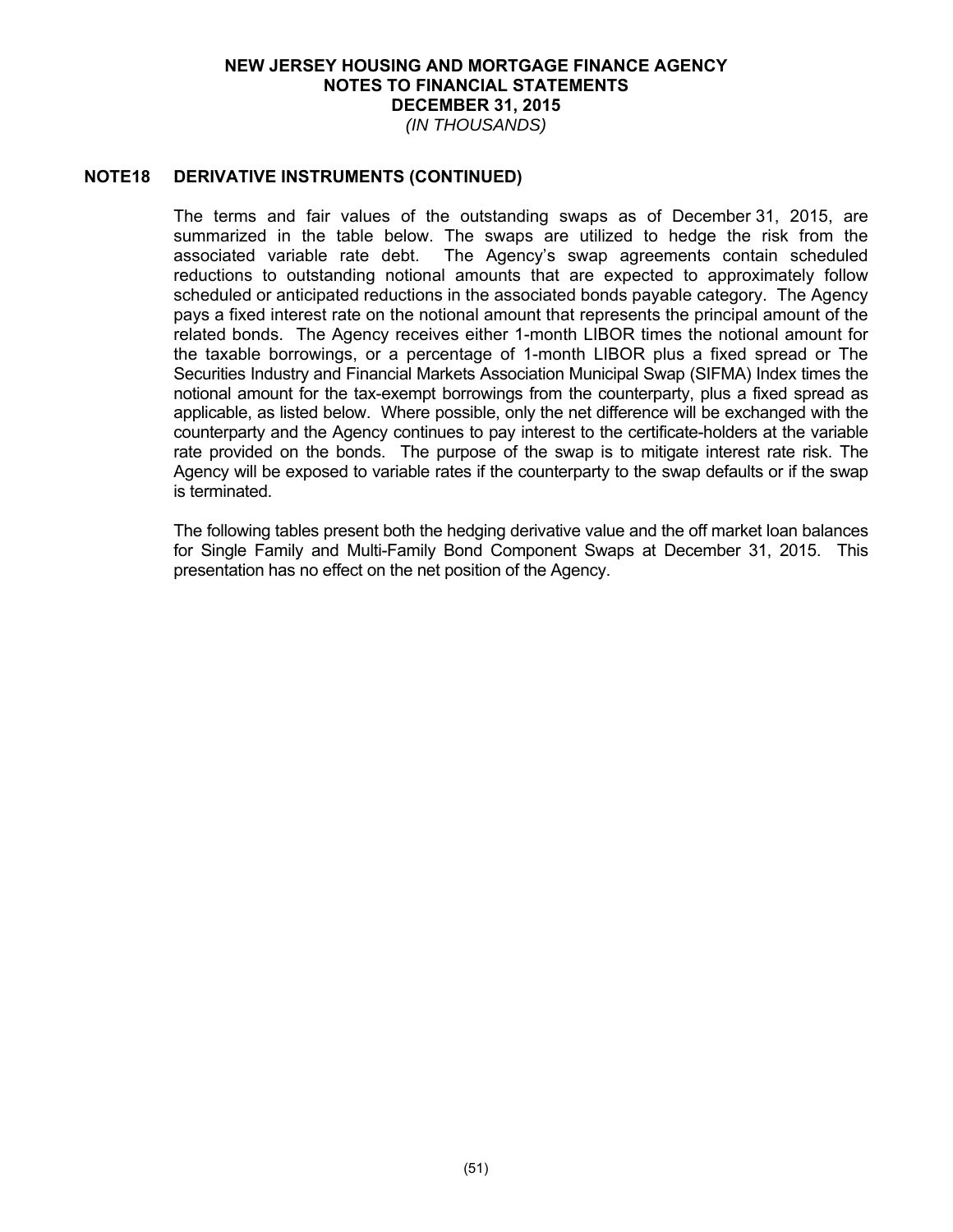# NEW JERSEY HOUSING AND MORTGAGE FINANCE AGENCY
## NOTES TO FINANCIAL STATEMENTS
## DECEMBER 31, 2015
*(IN THOUSANDS)*

## NOTE18 DERIVATIVE INSTRUMENTS (CONTINUED)

The terms and fair values of the outstanding swaps as of December 31, 2015, are summarized in the table below. The swaps are utilized to hedge the risk from the associated variable rate debt. The Agency's swap agreements contain scheduled reductions to outstanding notional amounts that are expected to approximately follow scheduled or anticipated reductions in the associated bonds payable category. The Agency pays a fixed interest rate on the notional amount that represents the principal amount of the related bonds. The Agency receives either 1-month LIBOR times the notional amount for the taxable borrowings, or a percentage of 1-month LIBOR plus a fixed spread or The Securities Industry and Financial Markets Association Municipal Swap (SIFMA) Index times the notional amount for the tax-exempt borrowings from the counterparty, plus a fixed spread as applicable, as listed below. Where possible, only the net difference will be exchanged with the counterparty and the Agency continues to pay interest to the certificate-holders at the variable rate provided on the bonds. The purpose of the swap is to mitigate interest rate risk. The Agency will be exposed to variable rates if the counterparty to the swap defaults or if the swap is terminated.

The following tables present both the hedging derivative value and the off market loan balances for Single Family and Multi-Family Bond Component Swaps at December 31, 2015. This presentation has no effect on the net position of the Agency.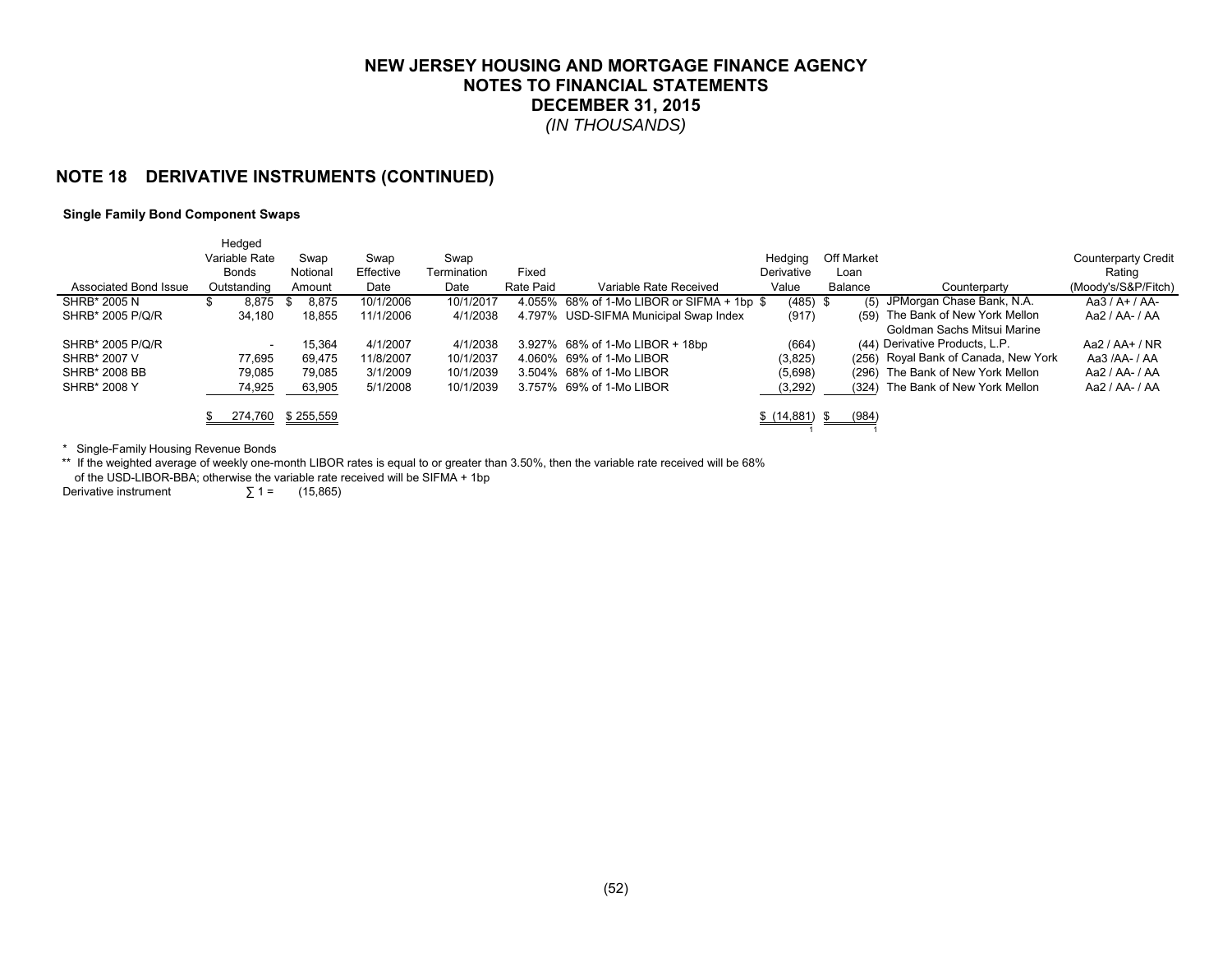# NEW JERSEY HOUSING AND MORTGAGE FINANCE AGENCY
## NOTES TO FINANCIAL STATEMENTS
## DECEMBER 31, 2015
*(IN THOUSANDS)*

## NOTE 18 DERIVATIVE INSTRUMENTS (CONTINUED)

**Single Family Bond Component Swaps**

| Associated Bond Issue | Hedged Variable Rate Bonds Outstanding | Swap Notional Amount | Swap Effective Date | Swap Termination Date | Fixed Rate Paid | Variable Rate Received | Hedging Derivative Value | Off Market Loan Balance | Counterparty | Counterparty Credit Rating (Moody's/S&P/Fitch) |
|---|---|---|---|---|---|---|---|---|---|---|
| SHRB* 2005 N | $ 8,875 | $ 8,875 | 10/1/2006 | 10/1/2017 | 4.055% | 68% of 1-Mo LIBOR or SIFMA + 1bp | $ (485) | $ (5) | JPMorgan Chase Bank, N.A. | Aa3 / A+ / AA- |
| SHRB* 2005 P/Q/R | 34,180 | 18,855 | 11/1/2006 | 4/1/2038 | 4.797% | USD-SIFMA Municipal Swap Index | (917) | (59) | The Bank of New York Mellon | Aa2 / AA- / AA |
| | | | | | | | | | Goldman Sachs Mitsui Marine | |
| SHRB* 2005 P/Q/R | - | 15,364 | 4/1/2007 | 4/1/2038 | 3.927% | 68% of 1-Mo LIBOR + 18bp | (664) | (44) | Derivative Products, L.P. | Aa2 / AA+ / NR |
| SHRB* 2007 V | 77,695 | 69,475 | 11/8/2007 | 10/1/2037 | 4.060% | 69% of 1-Mo LIBOR | (3,825) | (256) | Royal Bank of Canada, New York | Aa3 /AA- / AA |
| SHRB* 2008 BB | 79,085 | 79,085 | 3/1/2009 | 10/1/2039 | 3.504% | 68% of 1-Mo LIBOR | (5,698) | (296) | The Bank of New York Mellon | Aa2 / AA- / AA |
| SHRB* 2008 Y | 74,925 | 63,905 | 5/1/2008 | 10/1/2039 | 3.757% | 69% of 1-Mo LIBOR | (3,292) | (324) | The Bank of New York Mellon | Aa2 / AA- / AA |
| | $ 274,760 | $ 255,559 | | | | | $ (14,881) | $ (984) | | |

\* Single-Family Housing Revenue Bonds

** If the weighted average of weekly one-month LIBOR rates is equal to or greater than 3.50%, then the variable rate received will be 68% of the USD-LIBOR-BBA; otherwise the variable rate received will be SIFMA + 1bp

Derivative instrument ∑ 1 = (15,865)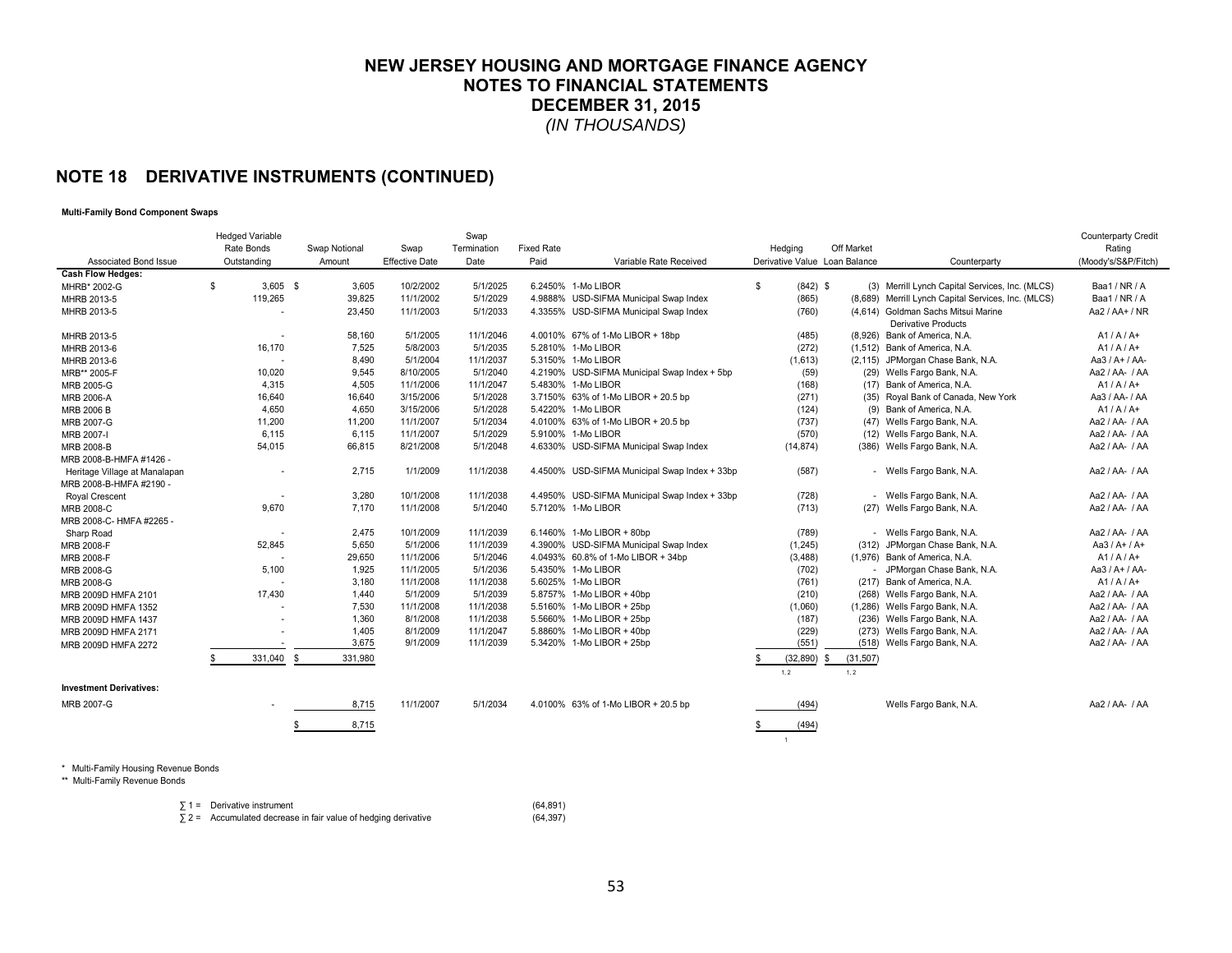# NEW JERSEY HOUSING AND MORTGAGE FINANCE AGENCY
## NOTES TO FINANCIAL STATEMENTS
## DECEMBER 31, 2015
*(IN THOUSANDS)*

## NOTE 18 DERIVATIVE INSTRUMENTS (CONTINUED)

**Multi-Family Bond Component Swaps**

| Associated Bond Issue | Hedged Variable Rate Bonds Outstanding | Swap Notional Amount | Swap Effective Date | Swap Termination Date | Fixed Rate Paid | Variable Rate Received | Hedging Derivative Value | Off Market Loan Balance | Counterparty | Counterparty Credit Rating (Moody's/S&P/Fitch) |
|---|---|---|---|---|---|---|---|---|---|---|
| **Cash Flow Hedges:** | | | | | | | | | | |
| MHRB* 2002-G | $ 3,605 | $ 3,605 | 10/2/2002 | 5/1/2025 | 6.2450% | 1-Mo LIBOR | $ (842) | $ (3) | Merrill Lynch Capital Services, Inc. (MLCS) | Baa1 / NR / A |
| MHRB 2013-5 | 119,265 | 39,825 | 11/1/2002 | 5/1/2029 | 4.9888% | USD-SIFMA Municipal Swap Index | (865) | (8,689) | Merrill Lynch Capital Services, Inc. (MLCS) | Baa1 / NR / A |
| MHRB 2013-5 | - | 23,450 | 11/1/2003 | 5/1/2033 | 4.3355% | USD-SIFMA Municipal Swap Index | (760) | (4,614) | Goldman Sachs Mitsui Marine Derivative Products | Aa2 / AA+ / NR |
| MHRB 2013-5 | - | 58,160 | 5/1/2005 | 11/1/2046 | 4.0010% | 67% of 1-Mo LIBOR + 18bp | (485) | (8,926) | Bank of America, N.A. | A1 / A / A+ |
| MHRB 2013-6 | 16,170 | 7,525 | 5/8/2003 | 5/1/2035 | 5.2810% | 1-Mo LIBOR | (272) | (1,512) | Bank of America, N.A. | A1 / A / A+ |
| MHRB 2013-6 | - | 8,490 | 5/1/2004 | 11/1/2037 | 5.3150% | 1-Mo LIBOR | (1,613) | (2,115) | JPMorgan Chase Bank, N.A. | Aa3 / A+ / AA- |
| MRB** 2005-F | 10,020 | 9,545 | 8/10/2005 | 5/1/2040 | 4.2190% | USD-SIFMA Municipal Swap Index + 5bp | (59) | (29) | Wells Fargo Bank, N.A. | Aa2 / AA- / AA |
| MRB 2005-G | 4,315 | 4,505 | 11/1/2006 | 11/1/2047 | 5.4830% | 1-Mo LIBOR | (168) | (17) | Bank of America, N.A. | A1 / A / A+ |
| MRB 2006-A | 16,640 | 16,640 | 3/15/2006 | 5/1/2028 | 3.7150% | 63% of 1-Mo LIBOR + 20.5 bp | (271) | (35) | Royal Bank of Canada, New York | Aa3 / AA- / AA |
| MRB 2006 B | 4,650 | 4,650 | 3/15/2006 | 5/1/2028 | 5.4220% | 1-Mo LIBOR | (124) | (9) | Bank of America, N.A. | A1 / A / A+ |
| MRB 2007-G | 11,200 | 11,200 | 11/1/2007 | 5/1/2034 | 4.0100% | 63% of 1-Mo LIBOR + 20.5 bp | (737) | (47) | Wells Fargo Bank, N.A. | Aa2 / AA- / AA |
| MRB 2007-I | 6,115 | 6,115 | 11/1/2007 | 5/1/2029 | 5.9100% | 1-Mo LIBOR | (570) | (12) | Wells Fargo Bank, N.A. | Aa2 / AA- / AA |
| MRB 2008-B | 54,015 | 66,815 | 8/21/2008 | 5/1/2048 | 4.6330% | USD-SIFMA Municipal Swap Index | (14,874) | (386) | Wells Fargo Bank, N.A. | Aa2 / AA- / AA |
| MRB 2008-B-HMFA #1426 - Heritage Village at Manalapan | - | 2,715 | 1/1/2009 | 11/1/2038 | 4.4500% | USD-SIFMA Municipal Swap Index + 33bp | (587) | - | Wells Fargo Bank, N.A. | Aa2 / AA- / AA |
| MRB 2008-B-HMFA #2190 - Royal Crescent | - | 3,280 | 10/1/2008 | 11/1/2038 | 4.4950% | USD-SIFMA Municipal Swap Index + 33bp | (728) | - | Wells Fargo Bank, N.A. | Aa2 / AA- / AA |
| MRB 2008-C | 9,670 | 7,170 | 11/1/2008 | 5/1/2040 | 5.7120% | 1-Mo LIBOR | (713) | (27) | Wells Fargo Bank, N.A. | Aa2 / AA- / AA |
| MRB 2008-C- HMFA #2265 - Sharp Road | - | 2,475 | 10/1/2009 | 11/1/2039 | 6.1460% | 1-Mo LIBOR + 80bp | (789) | - | Wells Fargo Bank, N.A. | Aa2 / AA- / AA |
| MRB 2008-F | 52,845 | 5,650 | 5/1/2006 | 11/1/2039 | 4.3900% | USD-SIFMA Municipal Swap Index | (1,245) | (312) | JPMorgan Chase Bank, N.A. | Aa3 / A+ / A+ |
| MRB 2008-F | - | 29,650 | 11/1/2006 | 5/1/2046 | 4.0493% | 60.8% of 1-Mo LIBOR + 34bp | (3,488) | (1,976) | Bank of America, N.A. | A1 / A / A+ |
| MRB 2008-G | 5,100 | 1,925 | 11/1/2005 | 5/1/2036 | 5.4350% | 1-Mo LIBOR | (702) | - | JPMorgan Chase Bank, N.A. | Aa3 / A+ / AA- |
| MRB 2008-G | - | 3,180 | 11/1/2008 | 11/1/2038 | 5.6025% | 1-Mo LIBOR | (761) | (217) | Bank of America, N.A. | A1 / A / A+ |
| MRB 2009D HMFA 2101 | 17,430 | 1,440 | 5/1/2009 | 5/1/2039 | 5.8757% | 1-Mo LIBOR + 40bp | (210) | (268) | Wells Fargo Bank, N.A. | Aa2 / AA- / AA |
| MRB 2009D HMFA 1352 | - | 7,530 | 11/1/2008 | 11/1/2038 | 5.5160% | 1-Mo LIBOR + 25bp | (1,060) | (1,286) | Wells Fargo Bank, N.A. | Aa2 / AA- / AA |
| MRB 2009D HMFA 1437 | - | 1,360 | 8/1/2008 | 11/1/2038 | 5.5660% | 1-Mo LIBOR + 25bp | (187) | (236) | Wells Fargo Bank, N.A. | Aa2 / AA- / AA |
| MRB 2009D HMFA 2171 | - | 1,405 | 8/1/2009 | 11/1/2047 | 5.8860% | 1-Mo LIBOR + 40bp | (229) | (273) | Wells Fargo Bank, N.A. | Aa2 / AA- / AA |
| MRB 2009D HMFA 2272 | - | 3,675 | 9/1/2009 | 11/1/2039 | 5.3420% | 1-Mo LIBOR + 25bp | (551) | (518) | Wells Fargo Bank, N.A. | Aa2 / AA- / AA |
| | $ 331,040 | $ 331,980 | | | | | $ (32,890) [1,2] | $ (31,507) [1,2] | | |
| **Investment Derivatives:** | | | | | | | | | | |
| MRB 2007-G | - | 8,715 | 11/1/2007 | 5/1/2034 | 4.0100% | 63% of 1-Mo LIBOR + 20.5 bp | (494) | | Wells Fargo Bank, N.A. | Aa2 / AA- / AA |
| | | $ 8,715 | | | | | $ (494) [1] | | | |

\* Multi-Family Housing Revenue Bonds

\*\* Multi-Family Revenue Bonds

| | | |
|---|---|---|
| ∑ 1 = | Derivative instrument | (64,891) |
| ∑ 2 = | Accumulated decrease in fair value of hedging derivative | (64,397) |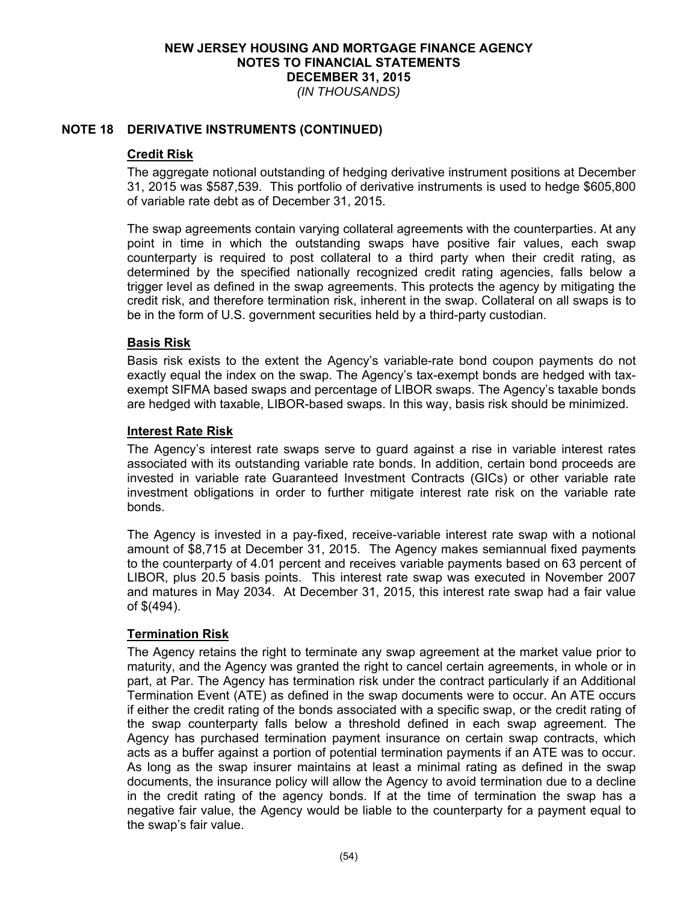# NEW JERSEY HOUSING AND MORTGAGE FINANCE AGENCY
# NOTES TO FINANCIAL STATEMENTS
# DECEMBER 31, 2015
*(IN THOUSANDS)*

## NOTE 18 DERIVATIVE INSTRUMENTS (CONTINUED)

### Credit Risk

The aggregate notional outstanding of hedging derivative instrument positions at December 31, 2015 was $587,539. This portfolio of derivative instruments is used to hedge $605,800 of variable rate debt as of December 31, 2015.

The swap agreements contain varying collateral agreements with the counterparties. At any point in time in which the outstanding swaps have positive fair values, each swap counterparty is required to post collateral to a third party when their credit rating, as determined by the specified nationally recognized credit rating agencies, falls below a trigger level as defined in the swap agreements. This protects the agency by mitigating the credit risk, and therefore termination risk, inherent in the swap. Collateral on all swaps is to be in the form of U.S. government securities held by a third-party custodian.

### Basis Risk

Basis risk exists to the extent the Agency's variable-rate bond coupon payments do not exactly equal the index on the swap. The Agency's tax-exempt bonds are hedged with tax-exempt SIFMA based swaps and percentage of LIBOR swaps. The Agency's taxable bonds are hedged with taxable, LIBOR-based swaps. In this way, basis risk should be minimized.

### Interest Rate Risk

The Agency's interest rate swaps serve to guard against a rise in variable interest rates associated with its outstanding variable rate bonds. In addition, certain bond proceeds are invested in variable rate Guaranteed Investment Contracts (GICs) or other variable rate investment obligations in order to further mitigate interest rate risk on the variable rate bonds.

The Agency is invested in a pay-fixed, receive-variable interest rate swap with a notional amount of $8,715 at December 31, 2015. The Agency makes semiannual fixed payments to the counterparty of 4.01 percent and receives variable payments based on 63 percent of LIBOR, plus 20.5 basis points. This interest rate swap was executed in November 2007 and matures in May 2034. At December 31, 2015, this interest rate swap had a fair value of $(494).

### Termination Risk

The Agency retains the right to terminate any swap agreement at the market value prior to maturity, and the Agency was granted the right to cancel certain agreements, in whole or in part, at Par. The Agency has termination risk under the contract particularly if an Additional Termination Event (ATE) as defined in the swap documents were to occur. An ATE occurs if either the credit rating of the bonds associated with a specific swap, or the credit rating of the swap counterparty falls below a threshold defined in each swap agreement. The Agency has purchased termination payment insurance on certain swap contracts, which acts as a buffer against a portion of potential termination payments if an ATE was to occur. As long as the swap insurer maintains at least a minimal rating as defined in the swap documents, the insurance policy will allow the Agency to avoid termination due to a decline in the credit rating of the agency bonds. If at the time of termination the swap has a negative fair value, the Agency would be liable to the counterparty for a payment equal to the swap's fair value.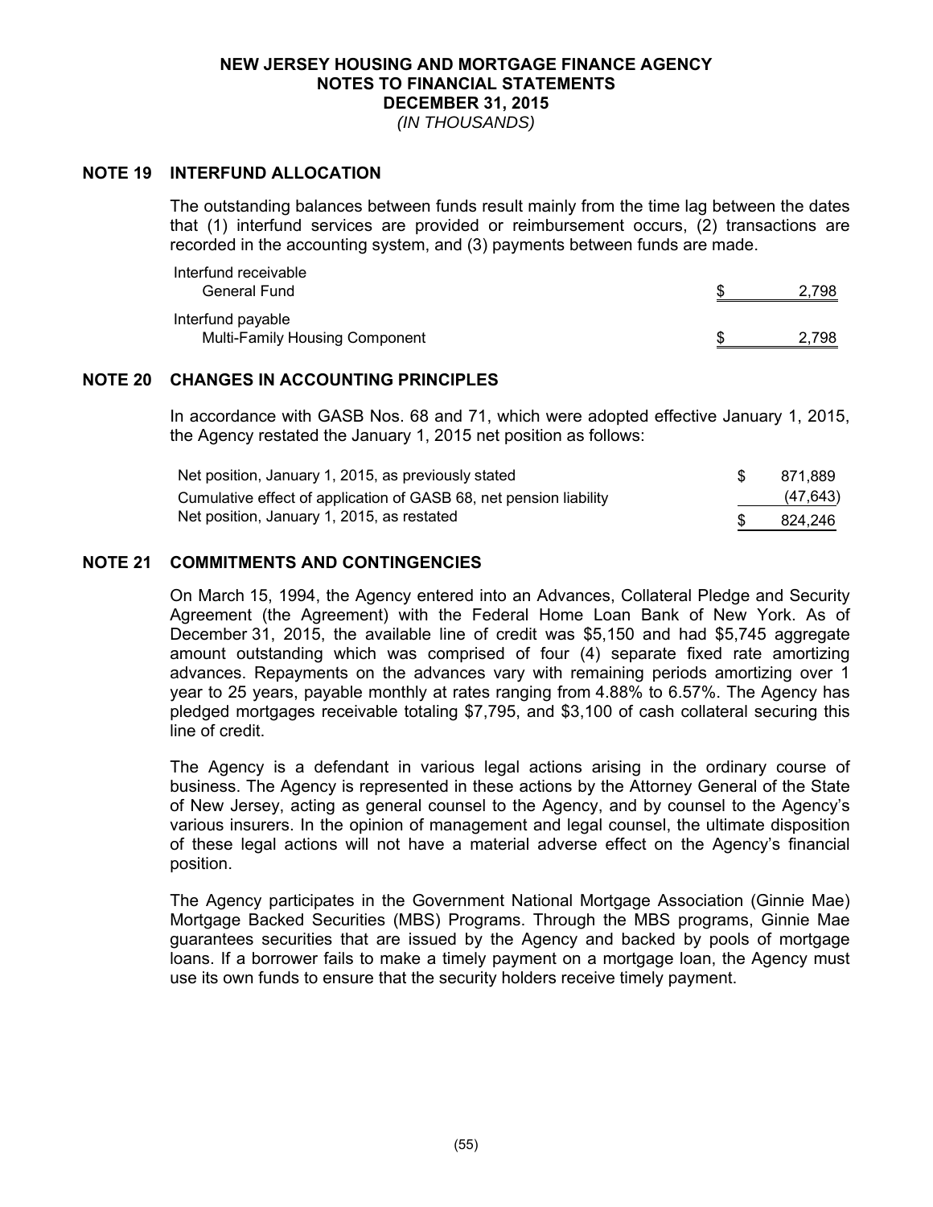**NEW JERSEY HOUSING AND MORTGAGE FINANCE AGENCY**
**NOTES TO FINANCIAL STATEMENTS**
**DECEMBER 31, 2015**
*(IN THOUSANDS)*

## NOTE 19 INTERFUND ALLOCATION

The outstanding balances between funds result mainly from the time lag between the dates that (1) interfund services are provided or reimbursement occurs, (2) transactions are recorded in the accounting system, and (3) payments between funds are made.

| | | |
|---|---|---|
| Interfund receivable | | |
| General Fund | $ | 2,798 |
| Interfund payable | | |
| Multi-Family Housing Component | $ | 2,798 |

## NOTE 20 CHANGES IN ACCOUNTING PRINCIPLES

In accordance with GASB Nos. 68 and 71, which were adopted effective January 1, 2015, the Agency restated the January 1, 2015 net position as follows:

| | | |
|---|---|---|
| Net position, January 1, 2015, as previously stated | $ | 871,889 |
| Cumulative effect of application of GASB 68, net pension liability | | (47,643) |
| Net position, January 1, 2015, as restated | $ | 824,246 |

## NOTE 21 COMMITMENTS AND CONTINGENCIES

On March 15, 1994, the Agency entered into an Advances, Collateral Pledge and Security Agreement (the Agreement) with the Federal Home Loan Bank of New York. As of December 31, 2015, the available line of credit was $5,150 and had $5,745 aggregate amount outstanding which was comprised of four (4) separate fixed rate amortizing advances. Repayments on the advances vary with remaining periods amortizing over 1 year to 25 years, payable monthly at rates ranging from 4.88% to 6.57%. The Agency has pledged mortgages receivable totaling $7,795, and $3,100 of cash collateral securing this line of credit.

The Agency is a defendant in various legal actions arising in the ordinary course of business. The Agency is represented in these actions by the Attorney General of the State of New Jersey, acting as general counsel to the Agency, and by counsel to the Agency's various insurers. In the opinion of management and legal counsel, the ultimate disposition of these legal actions will not have a material adverse effect on the Agency's financial position.

The Agency participates in the Government National Mortgage Association (Ginnie Mae) Mortgage Backed Securities (MBS) Programs. Through the MBS programs, Ginnie Mae guarantees securities that are issued by the Agency and backed by pools of mortgage loans. If a borrower fails to make a timely payment on a mortgage loan, the Agency must use its own funds to ensure that the security holders receive timely payment.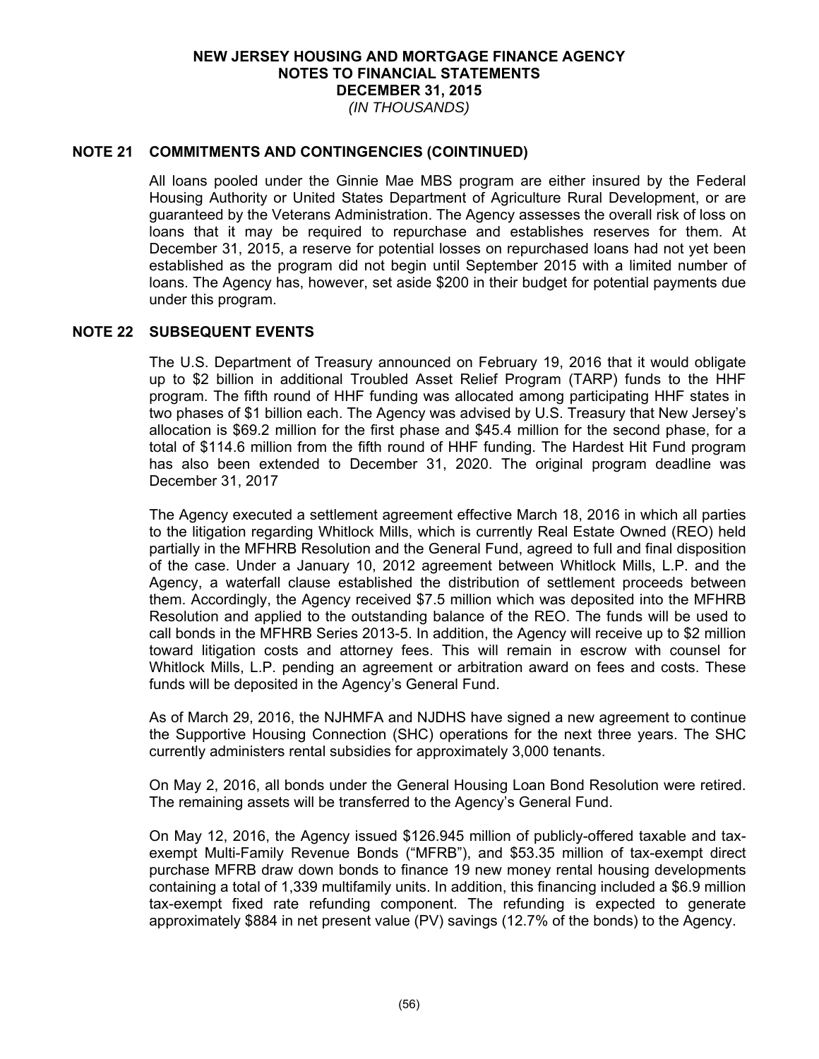# NEW JERSEY HOUSING AND MORTGAGE FINANCE AGENCY
## NOTES TO FINANCIAL STATEMENTS
## DECEMBER 31, 2015
*(IN THOUSANDS)*

## NOTE 21 COMMITMENTS AND CONTINGENCIES (COINTINUED)

All loans pooled under the Ginnie Mae MBS program are either insured by the Federal Housing Authority or United States Department of Agriculture Rural Development, or are guaranteed by the Veterans Administration. The Agency assesses the overall risk of loss on loans that it may be required to repurchase and establishes reserves for them. At December 31, 2015, a reserve for potential losses on repurchased loans had not yet been established as the program did not begin until September 2015 with a limited number of loans. The Agency has, however, set aside $200 in their budget for potential payments due under this program.

## NOTE 22 SUBSEQUENT EVENTS

The U.S. Department of Treasury announced on February 19, 2016 that it would obligate up to $2 billion in additional Troubled Asset Relief Program (TARP) funds to the HHF program. The fifth round of HHF funding was allocated among participating HHF states in two phases of $1 billion each. The Agency was advised by U.S. Treasury that New Jersey's allocation is $69.2 million for the first phase and $45.4 million for the second phase, for a total of $114.6 million from the fifth round of HHF funding. The Hardest Hit Fund program has also been extended to December 31, 2020. The original program deadline was December 31, 2017

The Agency executed a settlement agreement effective March 18, 2016 in which all parties to the litigation regarding Whitlock Mills, which is currently Real Estate Owned (REO) held partially in the MFHRB Resolution and the General Fund, agreed to full and final disposition of the case. Under a January 10, 2012 agreement between Whitlock Mills, L.P. and the Agency, a waterfall clause established the distribution of settlement proceeds between them. Accordingly, the Agency received $7.5 million which was deposited into the MFHRB Resolution and applied to the outstanding balance of the REO. The funds will be used to call bonds in the MFHRB Series 2013-5. In addition, the Agency will receive up to $2 million toward litigation costs and attorney fees. This will remain in escrow with counsel for Whitlock Mills, L.P. pending an agreement or arbitration award on fees and costs. These funds will be deposited in the Agency's General Fund.

As of March 29, 2016, the NJHMFA and NJDHS have signed a new agreement to continue the Supportive Housing Connection (SHC) operations for the next three years. The SHC currently administers rental subsidies for approximately 3,000 tenants.

On May 2, 2016, all bonds under the General Housing Loan Bond Resolution were retired. The remaining assets will be transferred to the Agency's General Fund.

On May 12, 2016, the Agency issued $126.945 million of publicly-offered taxable and tax-exempt Multi-Family Revenue Bonds ("MFRB"), and $53.35 million of tax-exempt direct purchase MFRB draw down bonds to finance 19 new money rental housing developments containing a total of 1,339 multifamily units. In addition, this financing included a $6.9 million tax-exempt fixed rate refunding component. The refunding is expected to generate approximately $884 in net present value (PV) savings (12.7% of the bonds) to the Agency.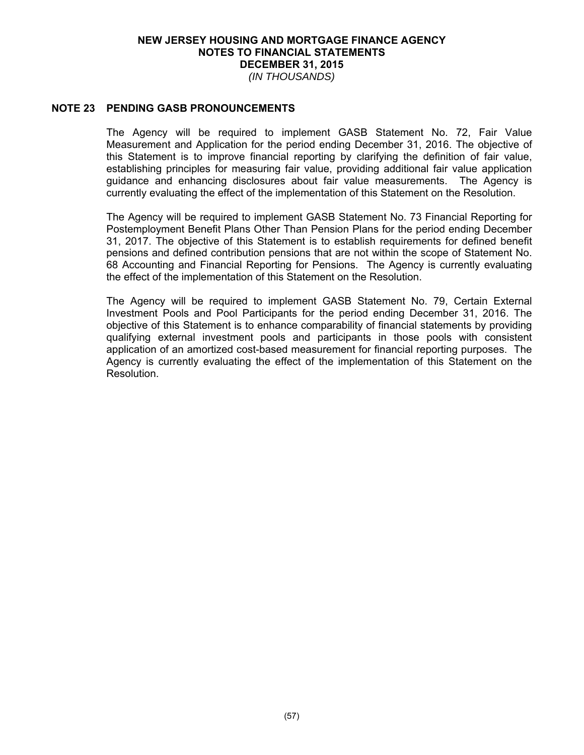# NEW JERSEY HOUSING AND MORTGAGE FINANCE AGENCY
## NOTES TO FINANCIAL STATEMENTS
## DECEMBER 31, 2015
*(IN THOUSANDS)*

### NOTE 23 PENDING GASB PRONOUNCEMENTS

The Agency will be required to implement GASB Statement No. 72, Fair Value Measurement and Application for the period ending December 31, 2016. The objective of this Statement is to improve financial reporting by clarifying the definition of fair value, establishing principles for measuring fair value, providing additional fair value application guidance and enhancing disclosures about fair value measurements. The Agency is currently evaluating the effect of the implementation of this Statement on the Resolution.

The Agency will be required to implement GASB Statement No. 73 Financial Reporting for Postemployment Benefit Plans Other Than Pension Plans for the period ending December 31, 2017. The objective of this Statement is to establish requirements for defined benefit pensions and defined contribution pensions that are not within the scope of Statement No. 68 Accounting and Financial Reporting for Pensions. The Agency is currently evaluating the effect of the implementation of this Statement on the Resolution.

The Agency will be required to implement GASB Statement No. 79, Certain External Investment Pools and Pool Participants for the period ending December 31, 2016. The objective of this Statement is to enhance comparability of financial statements by providing qualifying external investment pools and participants in those pools with consistent application of an amortized cost-based measurement for financial reporting purposes. The Agency is currently evaluating the effect of the implementation of this Statement on the Resolution.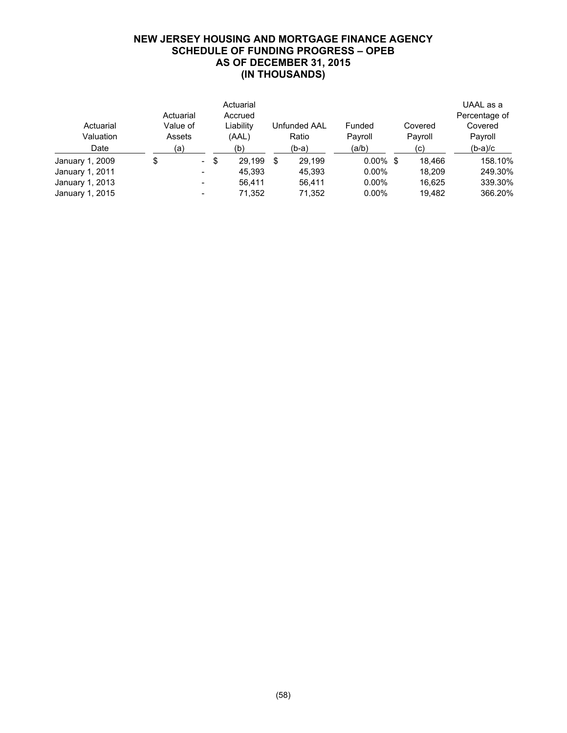# NEW JERSEY HOUSING AND MORTGAGE FINANCE AGENCY
## SCHEDULE OF FUNDING PROGRESS – OPEB
## AS OF DECEMBER 31, 2015
## (IN THOUSANDS)

| Actuarial Valuation Date | Actuarial Value of Assets (a) | Actuarial Accrued Liability (AAL) (b) | Unfunded AAL Ratio (b-a) | Funded Payroll (a/b) | Covered Payroll (c) | UAAL as a Percentage of Covered Payroll (b-a)/c |
|---|---|---|---|---|---|---|
| January 1, 2009 | $ - | $ 29,199 | $ 29,199 | 0.00% | $ 18,466 | 158.10% |
| January 1, 2011 | - | 45,393 | 45,393 | 0.00% | 18,209 | 249.30% |
| January 1, 2013 | - | 56,411 | 56,411 | 0.00% | 16,625 | 339.30% |
| January 1, 2015 | - | 71,352 | 71,352 | 0.00% | 19,482 | 366.20% |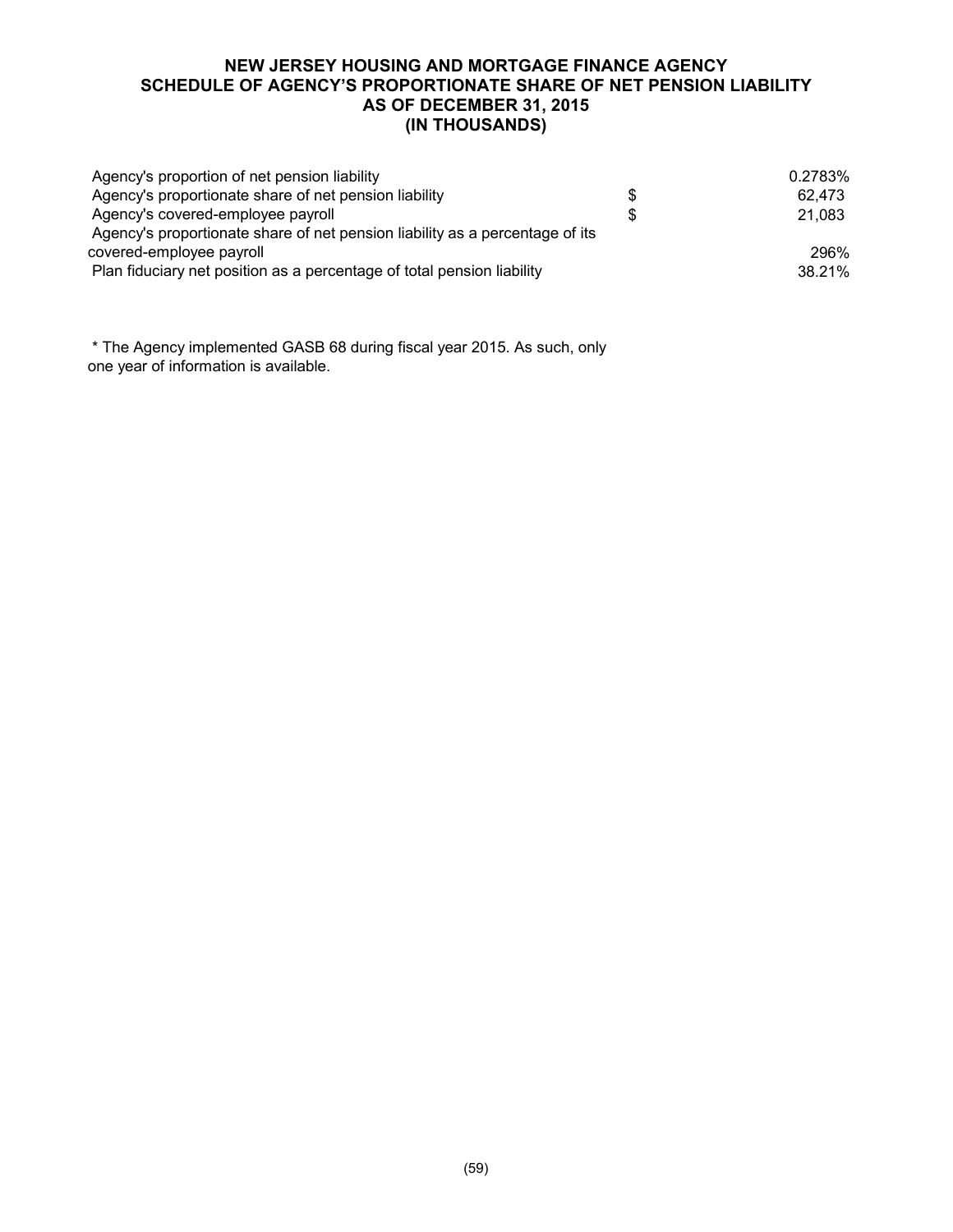# NEW JERSEY HOUSING AND MORTGAGE FINANCE AGENCY
## SCHEDULE OF AGENCY'S PROPORTIONATE SHARE OF NET PENSION LIABILITY
## AS OF DECEMBER 31, 2015
## (IN THOUSANDS)

| | | |
|---|---|---|
| Agency's proportion of net pension liability | | 0.2783% |
| Agency's proportionate share of net pension liability | $ | 62,473 |
| Agency's covered-employee payroll | $ | 21,083 |
| Agency's proportionate share of net pension liability as a percentage of its covered-employee payroll | | 296% |
| Plan fiduciary net position as a percentage of total pension liability | | 38.21% |

* The Agency implemented GASB 68 during fiscal year 2015. As such, only one year of information is available.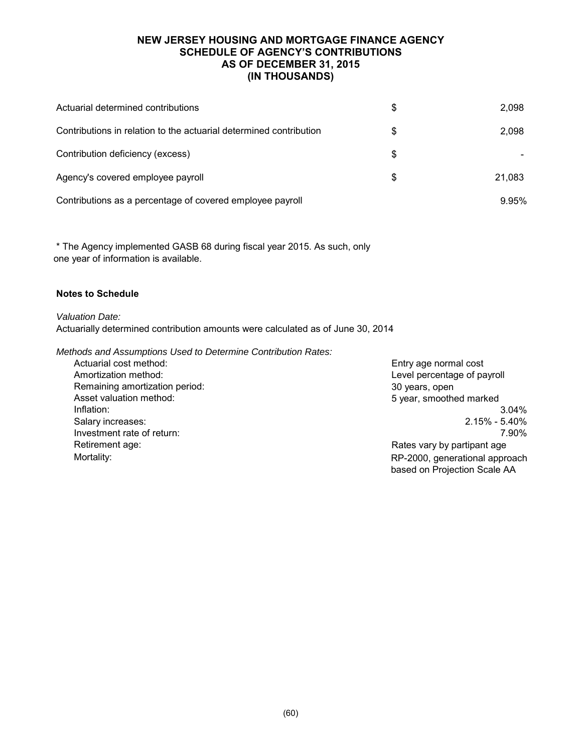# NEW JERSEY HOUSING AND MORTGAGE FINANCE AGENCY
## SCHEDULE OF AGENCY'S CONTRIBUTIONS
## AS OF DECEMBER 31, 2015
## (IN THOUSANDS)

| | | |
|---|---|---|
| Actuarial determined contributions | $ | 2,098 |
| Contributions in relation to the actuarial determined contribution | $ | 2,098 |
| Contribution deficiency (excess) | $ | - |
| Agency's covered employee payroll | $ | 21,083 |
| Contributions as a percentage of covered employee payroll | | 9.95% |

* The Agency implemented GASB 68 during fiscal year 2015. As such, only one year of information is available.

**Notes to Schedule**

*Valuation Date:*
Actuarially determined contribution amounts were calculated as of June 30, 2014

*Methods and Assumptions Used to Determine Contribution Rates:*

| | |
|---|---|
| Actuarial cost method: | Entry age normal cost |
| Amortization method: | Level percentage of payroll |
| Remaining amortization period: | 30 years, open |
| Asset valuation method: | 5 year, smoothed marked |
| Inflation: | 3.04% |
| Salary increases: | 2.15% - 5.40% |
| Investment rate of return: | 7.90% |
| Retirement age: | Rates vary by partipant age |
| Mortality: | RP-2000, generational approach based on Projection Scale AA |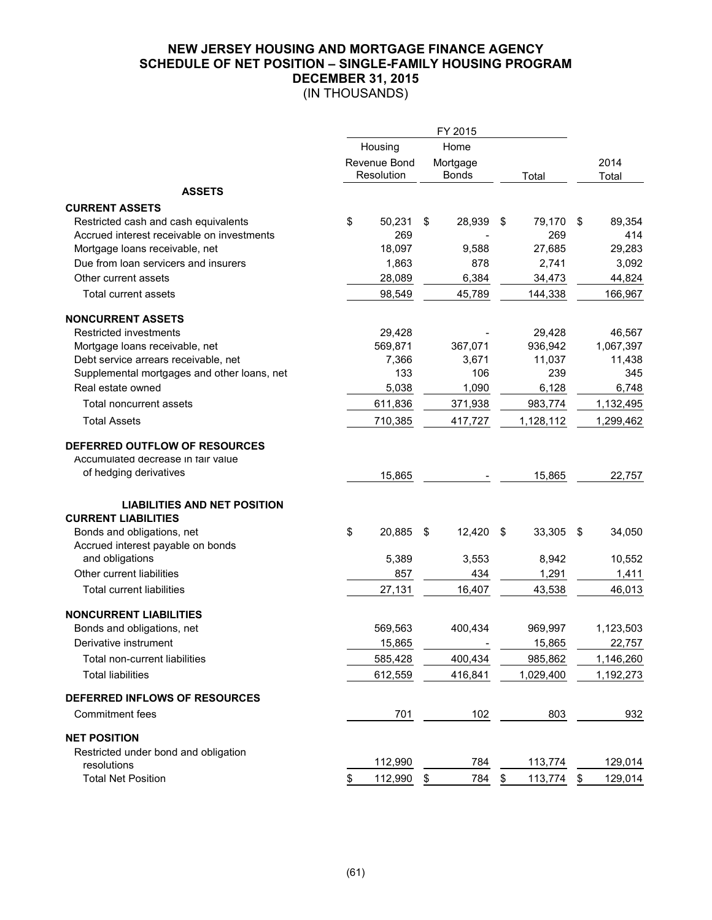# NEW JERSEY HOUSING AND MORTGAGE FINANCE AGENCY
## SCHEDULE OF NET POSITION – SINGLE-FAMILY HOUSING PROGRAM
## DECEMBER 31, 2015
(IN THOUSANDS)

| | FY 2015 | | | |
|---|---|---|---|---|
| | Housing Revenue Bond Resolution | Home Mortgage Bonds | Total | 2014 Total |
| **ASSETS** | | | | |
| **CURRENT ASSETS** | | | | |
| Restricted cash and cash equivalents | $ 50,231 | $ 28,939 | $ 79,170 | $ 89,354 |
| Accrued interest receivable on investments | 269 | - | 269 | 414 |
| Mortgage loans receivable, net | 18,097 | 9,588 | 27,685 | 29,283 |
| Due from loan servicers and insurers | 1,863 | 878 | 2,741 | 3,092 |
| Other current assets | 28,089 | 6,384 | 34,473 | 44,824 |
| Total current assets | 98,549 | 45,789 | 144,338 | 166,967 |
| **NONCURRENT ASSETS** | | | | |
| Restricted investments | 29,428 | - | 29,428 | 46,567 |
| Mortgage loans receivable, net | 569,871 | 367,071 | 936,942 | 1,067,397 |
| Debt service arrears receivable, net | 7,366 | 3,671 | 11,037 | 11,438 |
| Supplemental mortgages and other loans, net | 133 | 106 | 239 | 345 |
| Real estate owned | 5,038 | 1,090 | 6,128 | 6,748 |
| Total noncurrent assets | 611,836 | 371,938 | 983,774 | 1,132,495 |
| Total Assets | 710,385 | 417,727 | 1,128,112 | 1,299,462 |
| **DEFERRED OUTFLOW OF RESOURCES** | | | | |
| Accumulated decrease in fair value of hedging derivatives | 15,865 | - | 15,865 | 22,757 |
| **LIABILITIES AND NET POSITION** | | | | |
| **CURRENT LIABILITIES** | | | | |
| Bonds and obligations, net | $ 20,885 | $ 12,420 | $ 33,305 | $ 34,050 |
| Accrued interest payable on bonds and obligations | 5,389 | 3,553 | 8,942 | 10,552 |
| Other current liabilities | 857 | 434 | 1,291 | 1,411 |
| Total current liabilities | 27,131 | 16,407 | 43,538 | 46,013 |
| **NONCURRENT LIABILITIES** | | | | |
| Bonds and obligations, net | 569,563 | 400,434 | 969,997 | 1,123,503 |
| Derivative instrument | 15,865 | - | 15,865 | 22,757 |
| Total non-current liabilities | 585,428 | 400,434 | 985,862 | 1,146,260 |
| Total liabilities | 612,559 | 416,841 | 1,029,400 | 1,192,273 |
| **DEFERRED INFLOWS OF RESOURCES** | | | | |
| Commitment fees | 701 | 102 | 803 | 932 |
| **NET POSITION** | | | | |
| Restricted under bond and obligation resolutions | 112,990 | 784 | 113,774 | 129,014 |
| Total Net Position | $ 112,990 | $ 784 | $ 113,774 | $ 129,014 |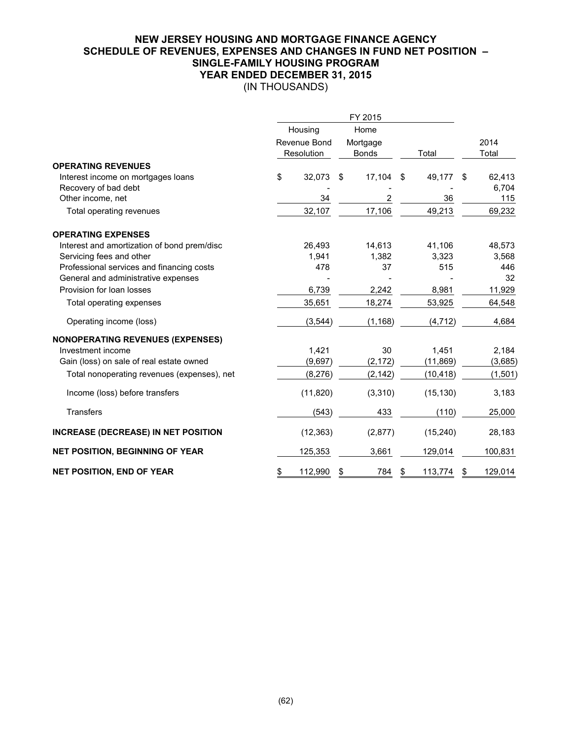## NEW JERSEY HOUSING AND MORTGAGE FINANCE AGENCY
## SCHEDULE OF REVENUES, EXPENSES AND CHANGES IN FUND NET POSITION – SINGLE-FAMILY HOUSING PROGRAM
## YEAR ENDED DECEMBER 31, 2015
(IN THOUSANDS)

| | FY 2015 | | | |
|---|---|---|---|---|
| | Housing Revenue Bond Resolution | Home Mortgage Bonds | Total | 2014 Total |
| **OPERATING REVENUES** | | | | |
| Interest income on mortgages loans | $ 32,073 | $ 17,104 | $ 49,177 | $ 62,413 |
| Recovery of bad debt | - | - | - | 6,704 |
| Other income, net | 34 | 2 | 36 | 115 |
| Total operating revenues | 32,107 | 17,106 | 49,213 | 69,232 |
| **OPERATING EXPENSES** | | | | |
| Interest and amortization of bond prem/disc | 26,493 | 14,613 | 41,106 | 48,573 |
| Servicing fees and other | 1,941 | 1,382 | 3,323 | 3,568 |
| Professional services and financing costs | 478 | 37 | 515 | 446 |
| General and administrative expenses | - | - | - | 32 |
| Provision for loan losses | 6,739 | 2,242 | 8,981 | 11,929 |
| Total operating expenses | 35,651 | 18,274 | 53,925 | 64,548 |
| Operating income (loss) | (3,544) | (1,168) | (4,712) | 4,684 |
| **NONOPERATING REVENUES (EXPENSES)** | | | | |
| Investment income | 1,421 | 30 | 1,451 | 2,184 |
| Gain (loss) on sale of real estate owned | (9,697) | (2,172) | (11,869) | (3,685) |
| Total nonoperating revenues (expenses), net | (8,276) | (2,142) | (10,418) | (1,501) |
| Income (loss) before transfers | (11,820) | (3,310) | (15,130) | 3,183 |
| Transfers | (543) | 433 | (110) | 25,000 |
| **INCREASE (DECREASE) IN NET POSITION** | (12,363) | (2,877) | (15,240) | 28,183 |
| **NET POSITION, BEGINNING OF YEAR** | 125,353 | 3,661 | 129,014 | 100,831 |
| **NET POSITION, END OF YEAR** | $ 112,990 | $ 784 | $ 113,774 | $ 129,014 |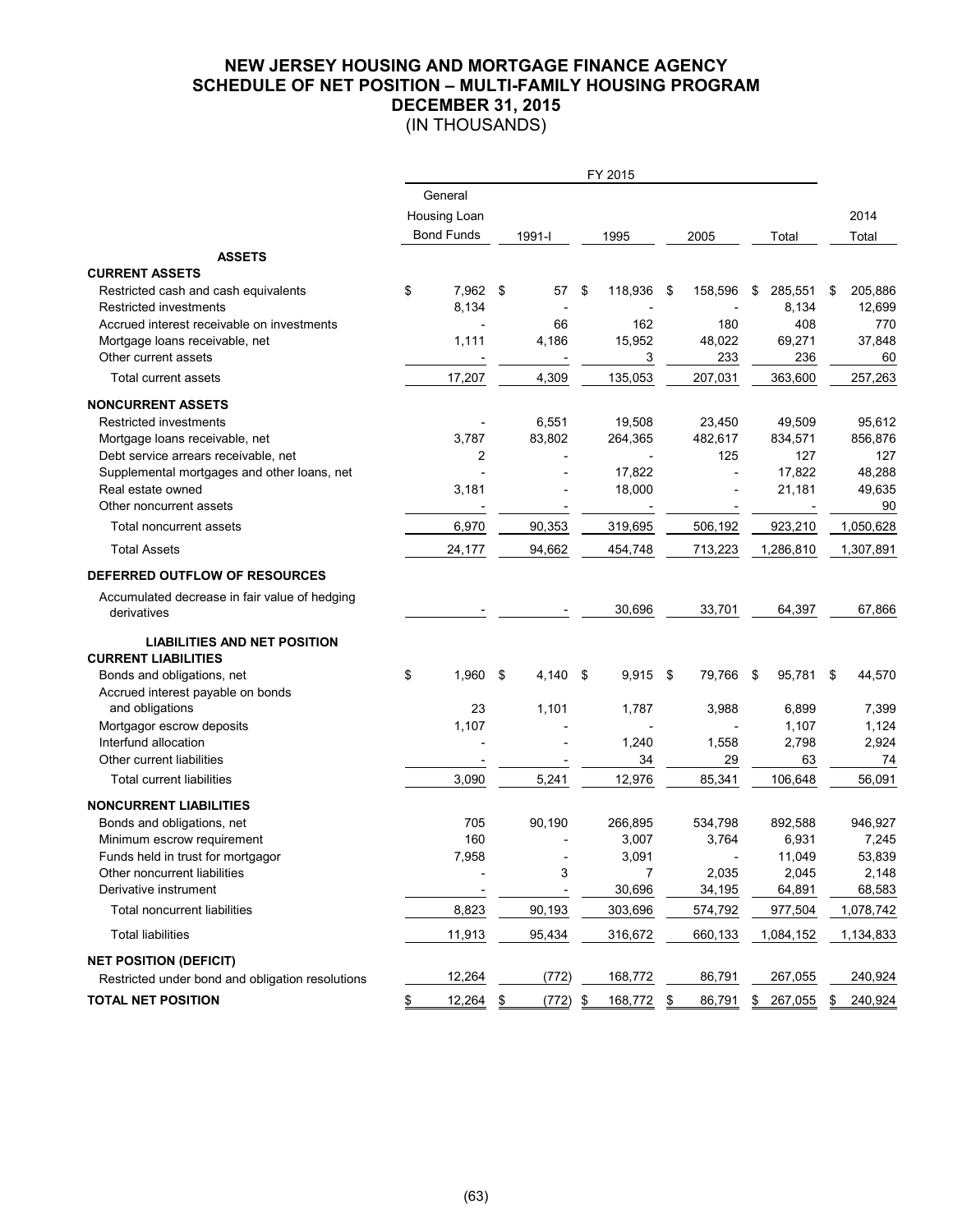# NEW JERSEY HOUSING AND MORTGAGE FINANCE AGENCY
## SCHEDULE OF NET POSITION – MULTI-FAMILY HOUSING PROGRAM
## DECEMBER 31, 2015
(IN THOUSANDS)

| | FY 2015 | | | | | |
|---|---|---|---|---|---|---|
| | General Housing Loan Bond Funds | 1991-I | 1995 | 2005 | Total | 2014 Total |
| **ASSETS** | | | | | | |
| **CURRENT ASSETS** | | | | | | |
| Restricted cash and cash equivalents | $ 7,962 | $ 57 | $ 118,936 | $ 158,596 | $ 285,551 | $ 205,886 |
| Restricted investments | 8,134 | - | - | - | 8,134 | 12,699 |
| Accrued interest receivable on investments | - | 66 | 162 | 180 | 408 | 770 |
| Mortgage loans receivable, net | 1,111 | 4,186 | 15,952 | 48,022 | 69,271 | 37,848 |
| Other current assets | - | - | 3 | 233 | 236 | 60 |
| Total current assets | 17,207 | 4,309 | 135,053 | 207,031 | 363,600 | 257,263 |
| **NONCURRENT ASSETS** | | | | | | |
| Restricted investments | - | 6,551 | 19,508 | 23,450 | 49,509 | 95,612 |
| Mortgage loans receivable, net | 3,787 | 83,802 | 264,365 | 482,617 | 834,571 | 856,876 |
| Debt service arrears receivable, net | 2 | - | - | 125 | 127 | 127 |
| Supplemental mortgages and other loans, net | - | - | 17,822 | - | 17,822 | 48,288 |
| Real estate owned | 3,181 | - | 18,000 | - | 21,181 | 49,635 |
| Other noncurrent assets | - | - | - | - | - | 90 |
| Total noncurrent assets | 6,970 | 90,353 | 319,695 | 506,192 | 923,210 | 1,050,628 |
| Total Assets | 24,177 | 94,662 | 454,748 | 713,223 | 1,286,810 | 1,307,891 |
| **DEFERRED OUTFLOW OF RESOURCES** | | | | | | |
| Accumulated decrease in fair value of hedging derivatives | - | - | 30,696 | 33,701 | 64,397 | 67,866 |
| **LIABILITIES AND NET POSITION** | | | | | | |
| **CURRENT LIABILITIES** | | | | | | |
| Bonds and obligations, net | $ 1,960 | $ 4,140 | $ 9,915 | $ 79,766 | $ 95,781 | $ 44,570 |
| Accrued interest payable on bonds and obligations | 23 | 1,101 | 1,787 | 3,988 | 6,899 | 7,399 |
| Mortgagor escrow deposits | 1,107 | - | - | - | 1,107 | 1,124 |
| Interfund allocation | - | - | 1,240 | 1,558 | 2,798 | 2,924 |
| Other current liabilities | - | - | 34 | 29 | 63 | 74 |
| Total current liabilities | 3,090 | 5,241 | 12,976 | 85,341 | 106,648 | 56,091 |
| **NONCURRENT LIABILITIES** | | | | | | |
| Bonds and obligations, net | 705 | 90,190 | 266,895 | 534,798 | 892,588 | 946,927 |
| Minimum escrow requirement | 160 | - | 3,007 | 3,764 | 6,931 | 7,245 |
| Funds held in trust for mortgagor | 7,958 | - | 3,091 | - | 11,049 | 53,839 |
| Other noncurrent liabilities | - | 3 | 7 | 2,035 | 2,045 | 2,148 |
| Derivative instrument | - | - | 30,696 | 34,195 | 64,891 | 68,583 |
| Total noncurrent liabilities | 8,823 | 90,193 | 303,696 | 574,792 | 977,504 | 1,078,742 |
| Total liabilities | 11,913 | 95,434 | 316,672 | 660,133 | 1,084,152 | 1,134,833 |
| **NET POSITION (DEFICIT)** | | | | | | |
| Restricted under bond and obligation resolutions | 12,264 | (772) | 168,772 | 86,791 | 267,055 | 240,924 |
| **TOTAL NET POSITION** | $ 12,264 | $ (772) | $ 168,772 | $ 86,791 | $ 267,055 | $ 240,924 |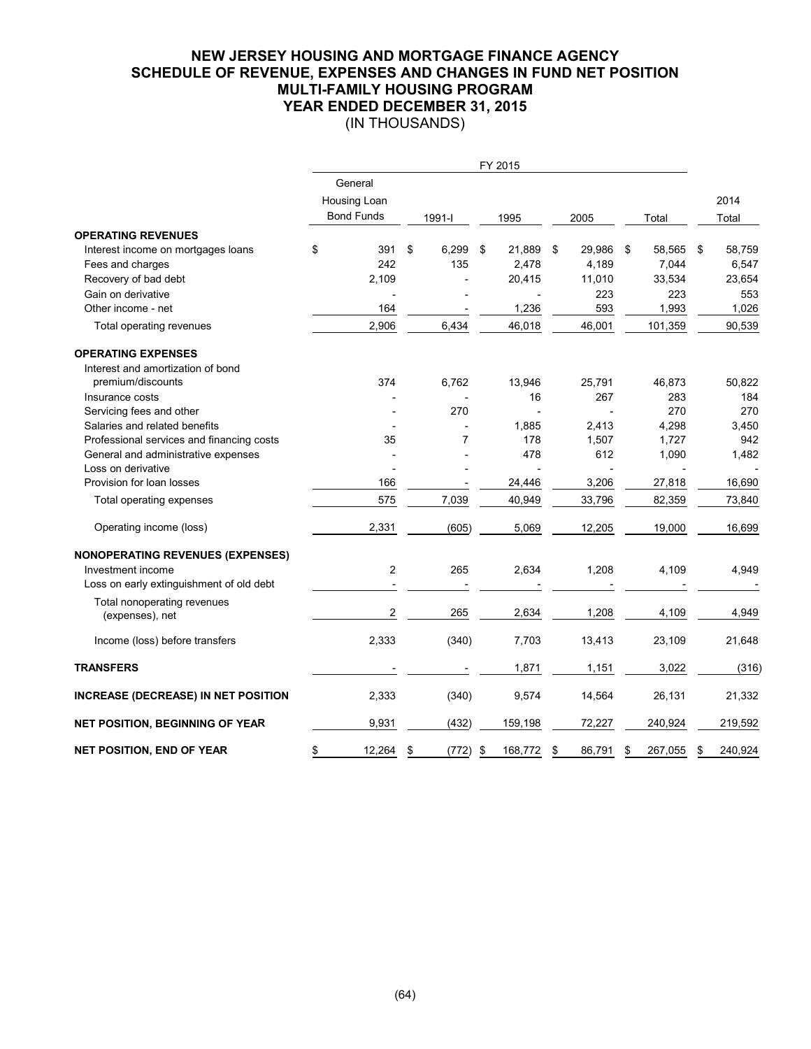# NEW JERSEY HOUSING AND MORTGAGE FINANCE AGENCY
## SCHEDULE OF REVENUE, EXPENSES AND CHANGES IN FUND NET POSITION
## MULTI-FAMILY HOUSING PROGRAM
## YEAR ENDED DECEMBER 31, 2015
(IN THOUSANDS)

| | FY 2015 | | | | | |
|---|---|---|---|---|---|---|
| | General Housing Loan Bond Funds | 1991-I | 1995 | 2005 | Total | 2014 Total |
| **OPERATING REVENUES** | | | | | | |
| Interest income on mortgages loans | $ 391 | $ 6,299 | $ 21,889 | $ 29,986 | $ 58,565 | $ 58,759 |
| Fees and charges | 242 | 135 | 2,478 | 4,189 | 7,044 | 6,547 |
| Recovery of bad debt | 2,109 | - | 20,415 | 11,010 | 33,534 | 23,654 |
| Gain on derivative | - | - | - | 223 | 223 | 553 |
| Other income - net | 164 | - | 1,236 | 593 | 1,993 | 1,026 |
| Total operating revenues | 2,906 | 6,434 | 46,018 | 46,001 | 101,359 | 90,539 |
| **OPERATING EXPENSES** | | | | | | |
| Interest and amortization of bond premium/discounts | 374 | 6,762 | 13,946 | 25,791 | 46,873 | 50,822 |
| Insurance costs | - | - | 16 | 267 | 283 | 184 |
| Servicing fees and other | - | 270 | - | - | 270 | 270 |
| Salaries and related benefits | - | - | 1,885 | 2,413 | 4,298 | 3,450 |
| Professional services and financing costs | 35 | 7 | 178 | 1,507 | 1,727 | 942 |
| General and administrative expenses | - | - | 478 | 612 | 1,090 | 1,482 |
| Loss on derivative | - | - | - | - | - | - |
| Provision for loan losses | 166 | - | 24,446 | 3,206 | 27,818 | 16,690 |
| Total operating expenses | 575 | 7,039 | 40,949 | 33,796 | 82,359 | 73,840 |
| Operating income (loss) | 2,331 | (605) | 5,069 | 12,205 | 19,000 | 16,699 |
| **NONOPERATING REVENUES (EXPENSES)** | | | | | | |
| Investment income | 2 | 265 | 2,634 | 1,208 | 4,109 | 4,949 |
| Loss on early extinguishment of old debt | - | - | - | - | - | - |
| Total nonoperating revenues (expenses), net | 2 | 265 | 2,634 | 1,208 | 4,109 | 4,949 |
| Income (loss) before transfers | 2,333 | (340) | 7,703 | 13,413 | 23,109 | 21,648 |
| **TRANSFERS** | - | - | 1,871 | 1,151 | 3,022 | (316) |
| **INCREASE (DECREASE) IN NET POSITION** | 2,333 | (340) | 9,574 | 14,564 | 26,131 | 21,332 |
| **NET POSITION, BEGINNING OF YEAR** | 9,931 | (432) | 159,198 | 72,227 | 240,924 | 219,592 |
| **NET POSITION, END OF YEAR** | $ 12,264 | $ (772) | $ 168,772 | $ 86,791 | $ 267,055 | $ 240,924 |